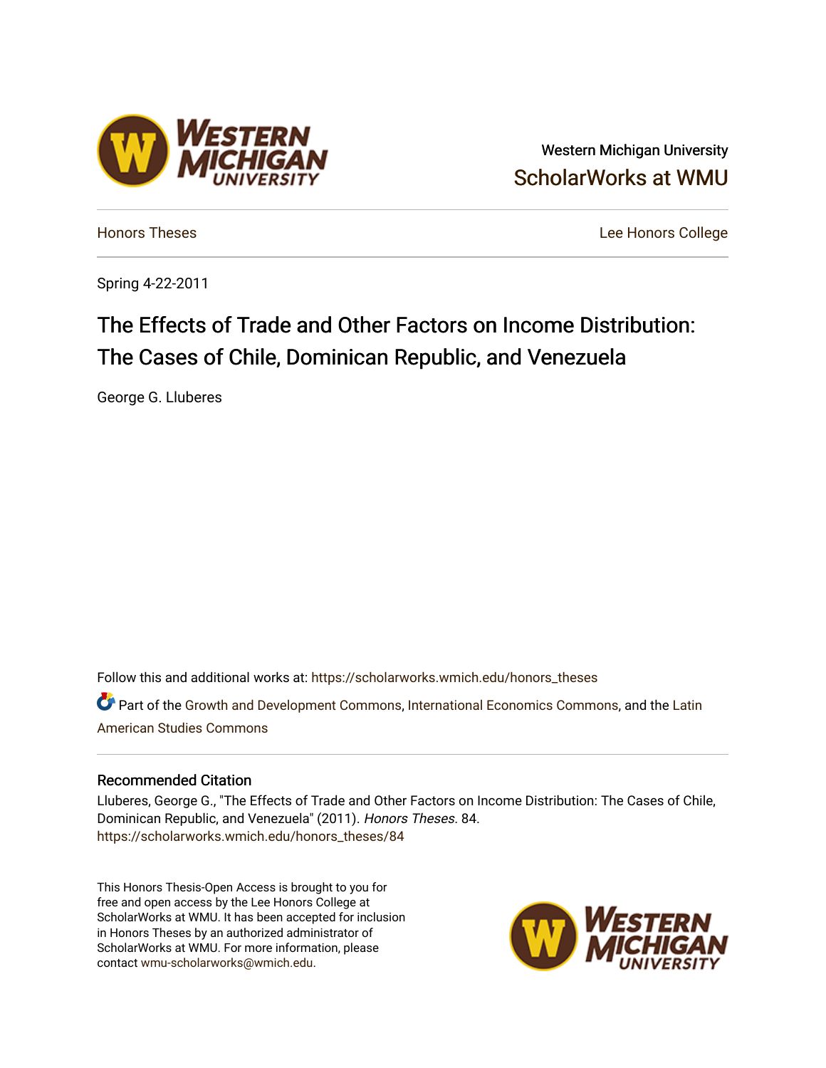Western Michigan University
ScholarWorks at WMU

Honors Theses

Lee Honors College

Spring 4-22-2011

# The Effects of Trade and Other Factors on Income Distribution: The Cases of Chile, Dominican Republic, and Venezuela

George G. Lluberes

Follow this and additional works at: https://scholarworks.wmich.edu/honors_theses

Part of the Growth and Development Commons, International Economics Commons, and the Latin American Studies Commons

## Recommended Citation

Lluberes, George G., "The Effects of Trade and Other Factors on Income Distribution: The Cases of Chile, Dominican Republic, and Venezuela" (2011). *Honors Theses*. 84.
https://scholarworks.wmich.edu/honors_theses/84

This Honors Thesis-Open Access is brought to you for free and open access by the Lee Honors College at ScholarWorks at WMU. It has been accepted for inclusion in Honors Theses by an authorized administrator of ScholarWorks at WMU. For more information, please contact wmu-scholarworks@wmich.edu.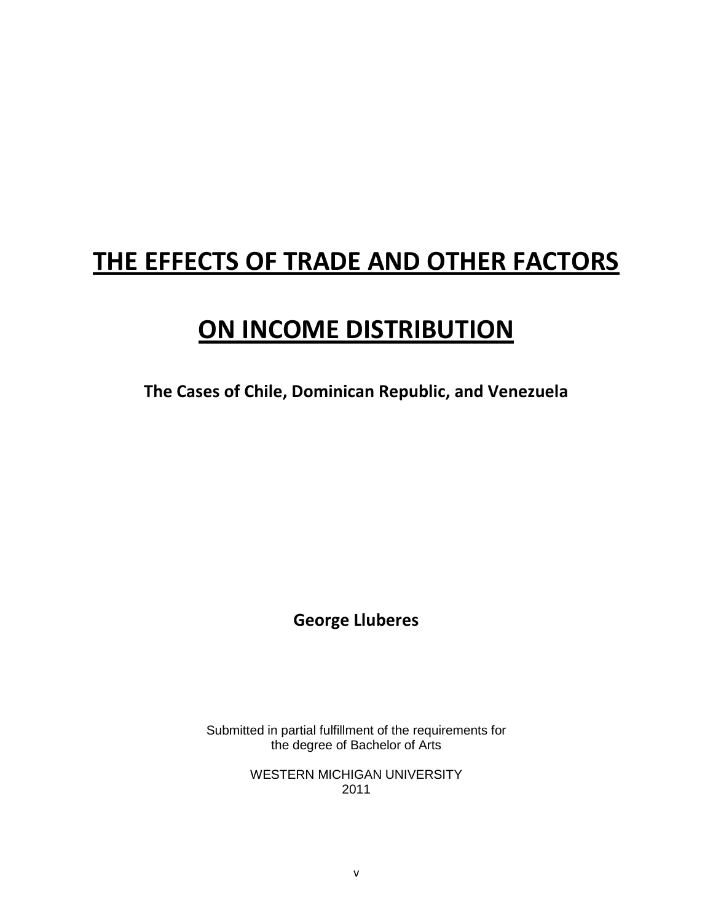# THE EFFECTS OF TRADE AND OTHER FACTORS ON INCOME DISTRIBUTION

**The Cases of Chile, Dominican Republic, and Venezuela**

**George Lluberes**

Submitted in partial fulfillment of the requirements for the degree of Bachelor of Arts

WESTERN MICHIGAN UNIVERSITY
2011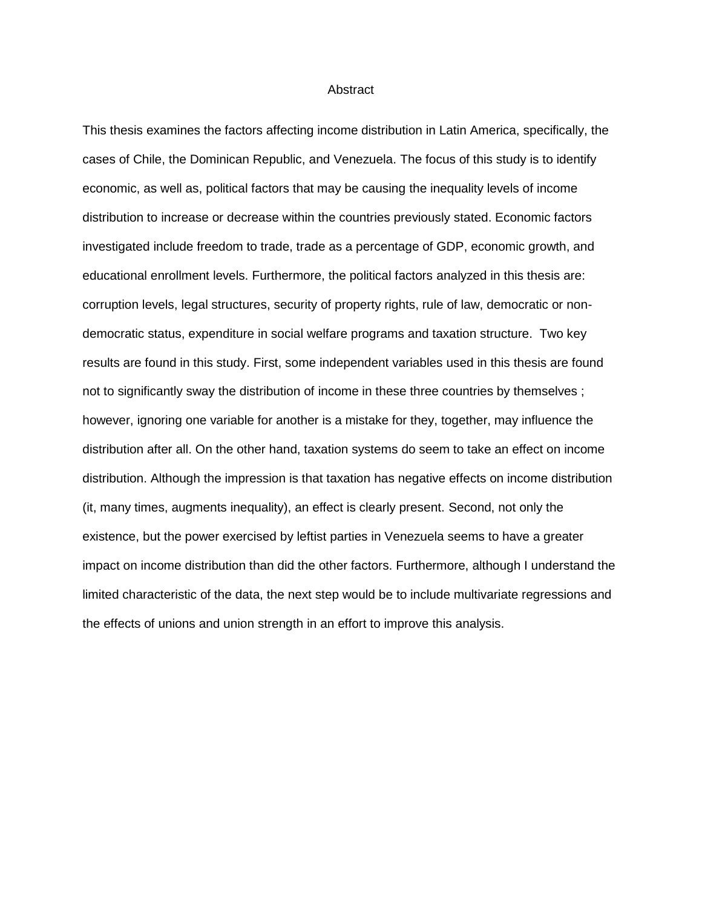# Abstract

This thesis examines the factors affecting income distribution in Latin America, specifically, the cases of Chile, the Dominican Republic, and Venezuela. The focus of this study is to identify economic, as well as, political factors that may be causing the inequality levels of income distribution to increase or decrease within the countries previously stated. Economic factors investigated include freedom to trade, trade as a percentage of GDP, economic growth, and educational enrollment levels. Furthermore, the political factors analyzed in this thesis are: corruption levels, legal structures, security of property rights, rule of law, democratic or non-democratic status, expenditure in social welfare programs and taxation structure. Two key results are found in this study. First, some independent variables used in this thesis are found not to significantly sway the distribution of income in these three countries by themselves ; however, ignoring one variable for another is a mistake for they, together, may influence the distribution after all. On the other hand, taxation systems do seem to take an effect on income distribution. Although the impression is that taxation has negative effects on income distribution (it, many times, augments inequality), an effect is clearly present. Second, not only the existence, but the power exercised by leftist parties in Venezuela seems to have a greater impact on income distribution than did the other factors. Furthermore, although I understand the limited characteristic of the data, the next step would be to include multivariate regressions and the effects of unions and union strength in an effort to improve this analysis.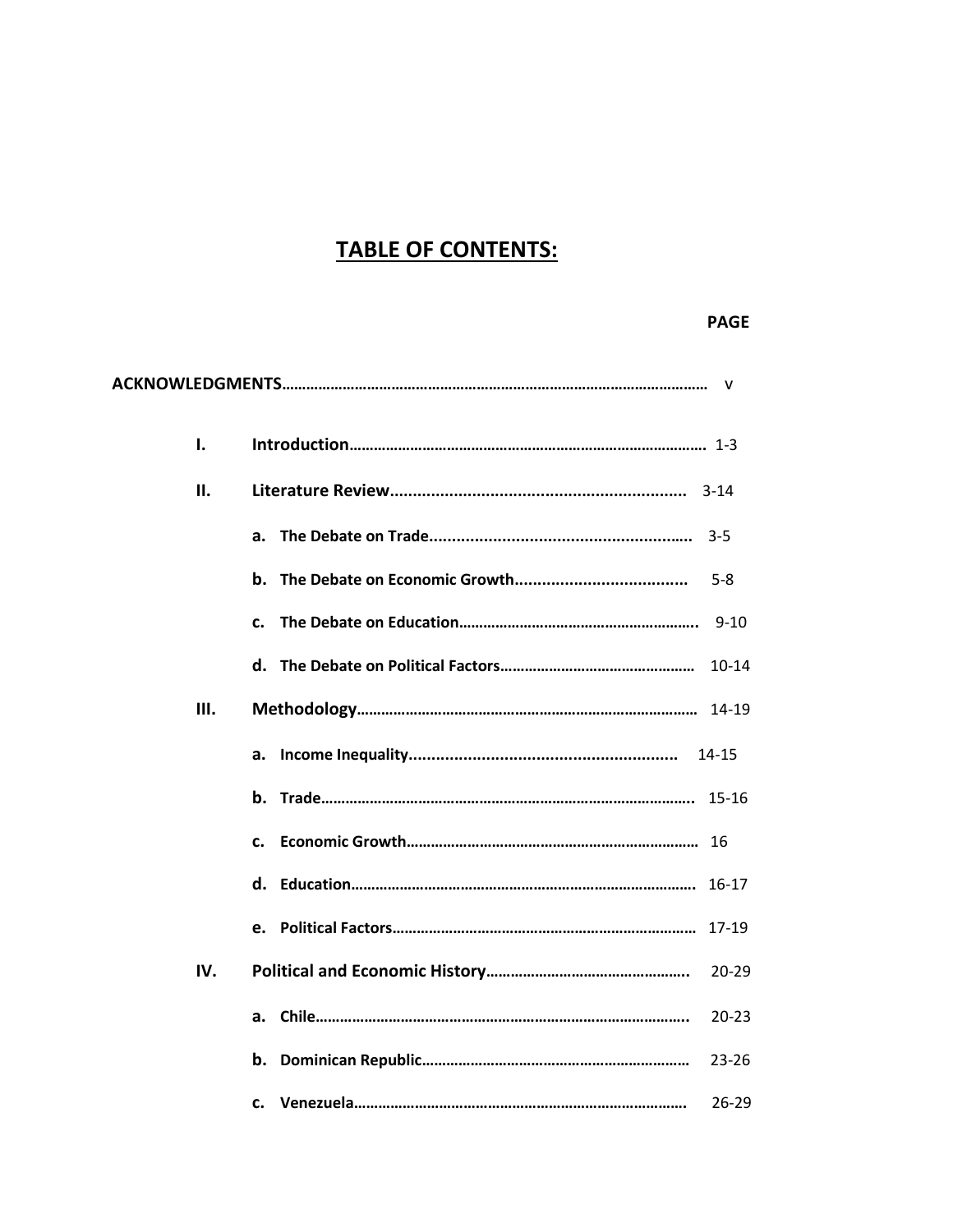# TABLE OF CONTENTS:

| | | PAGE |
|---|---|---|
| **ACKNOWLEDGMENTS** | | v |
| **I.** | **Introduction** | 1-3 |
| **II.** | **Literature Review** | 3-14 |
| | **a. The Debate on Trade** | 3-5 |
| | **b. The Debate on Economic Growth** | 5-8 |
| | **c. The Debate on Education** | 9-10 |
| | **d. The Debate on Political Factors** | 10-14 |
| **III.** | **Methodology** | 14-19 |
| | **a. Income Inequality** | 14-15 |
| | **b. Trade** | 15-16 |
| | **c. Economic Growth** | 16 |
| | **d. Education** | 16-17 |
| | **e. Political Factors** | 17-19 |
| **IV.** | **Political and Economic History** | 20-29 |
| | **a. Chile** | 20-23 |
| | **b. Dominican Republic** | 23-26 |
| | **c. Venezuela** | 26-29 |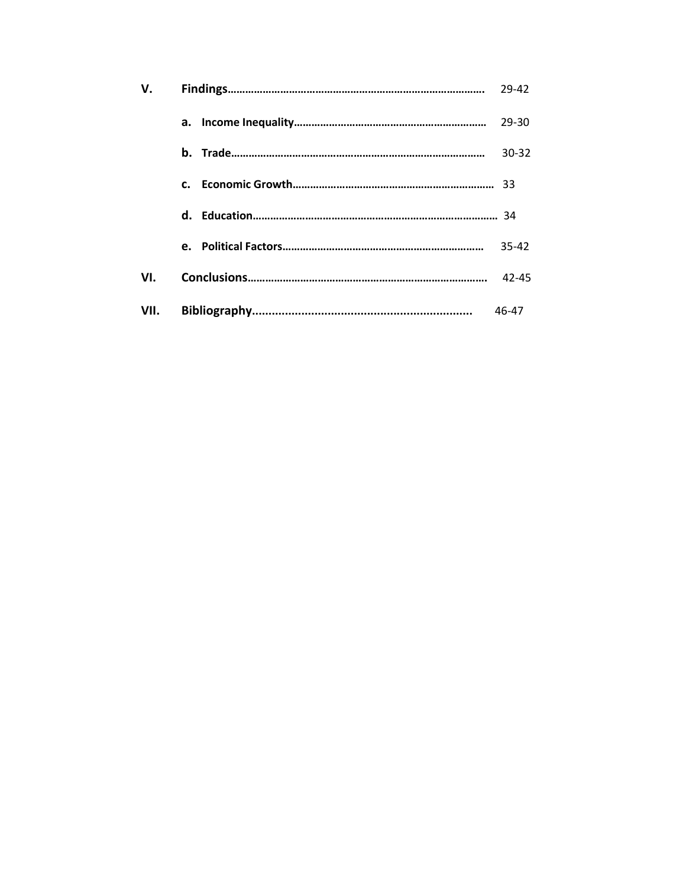**V. Findings……………………………………………………………………………. 29-42**

- **a. Income Inequality………………………………………………………… 29-30**
- **b. Trade…………………………………………………………………………… 30-32**
- **c. Economic Growth…………………………………………………………… 33**
- **d. Education………………………………………………………………………… 34**
- **e. Political Factors…………………………………………………………… 35-42**

**VI. Conclusions………………………………………………………………………. 42-45**

**VII. Bibliography................................................................... 46-47**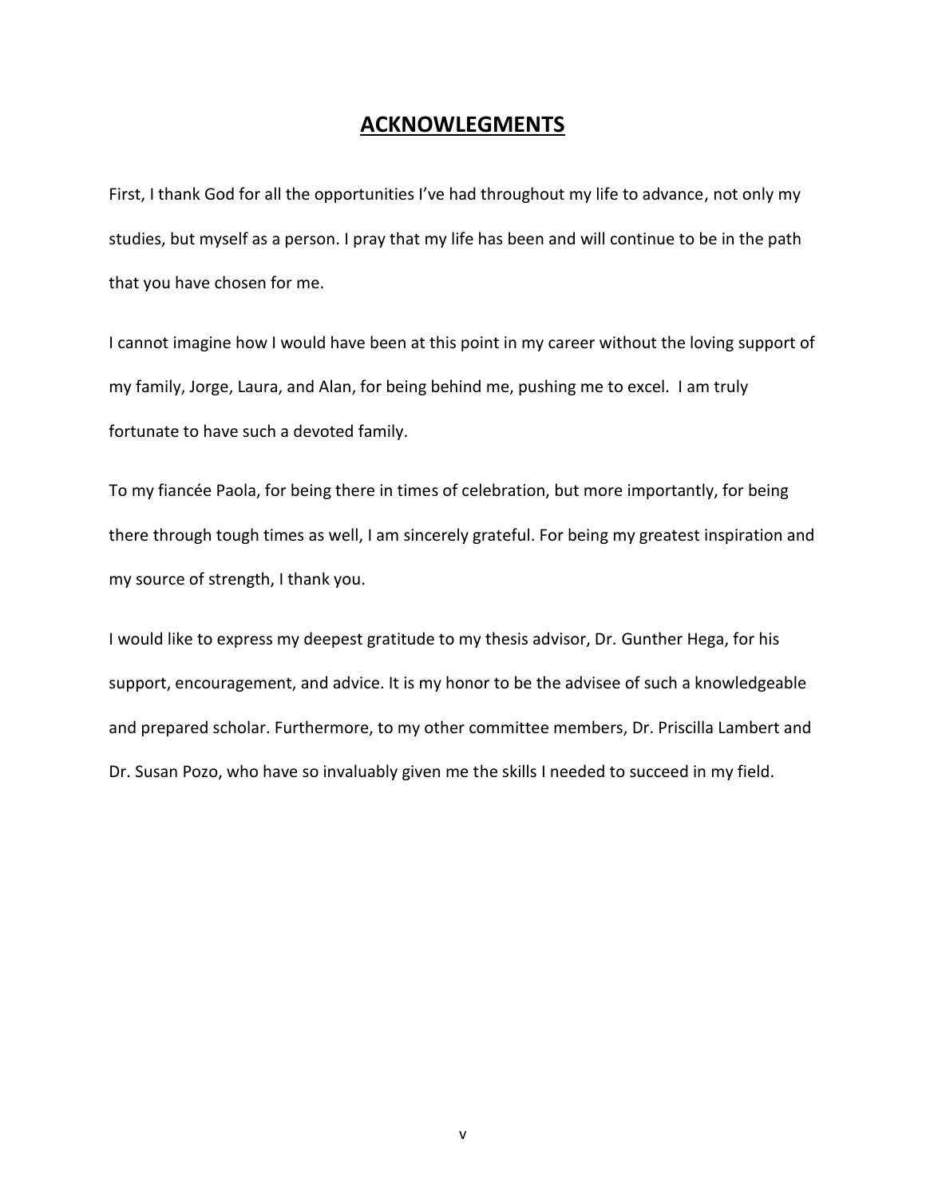# ACKNOWLEGMENTS

First, I thank God for all the opportunities I've had throughout my life to advance, not only my studies, but myself as a person. I pray that my life has been and will continue to be in the path that you have chosen for me.

I cannot imagine how I would have been at this point in my career without the loving support of my family, Jorge, Laura, and Alan, for being behind me, pushing me to excel. I am truly fortunate to have such a devoted family.

To my fiancée Paola, for being there in times of celebration, but more importantly, for being there through tough times as well, I am sincerely grateful. For being my greatest inspiration and my source of strength, I thank you.

I would like to express my deepest gratitude to my thesis advisor, Dr. Gunther Hega, for his support, encouragement, and advice. It is my honor to be the advisee of such a knowledgeable and prepared scholar. Furthermore, to my other committee members, Dr. Priscilla Lambert and Dr. Susan Pozo, who have so invaluably given me the skills I needed to succeed in my field.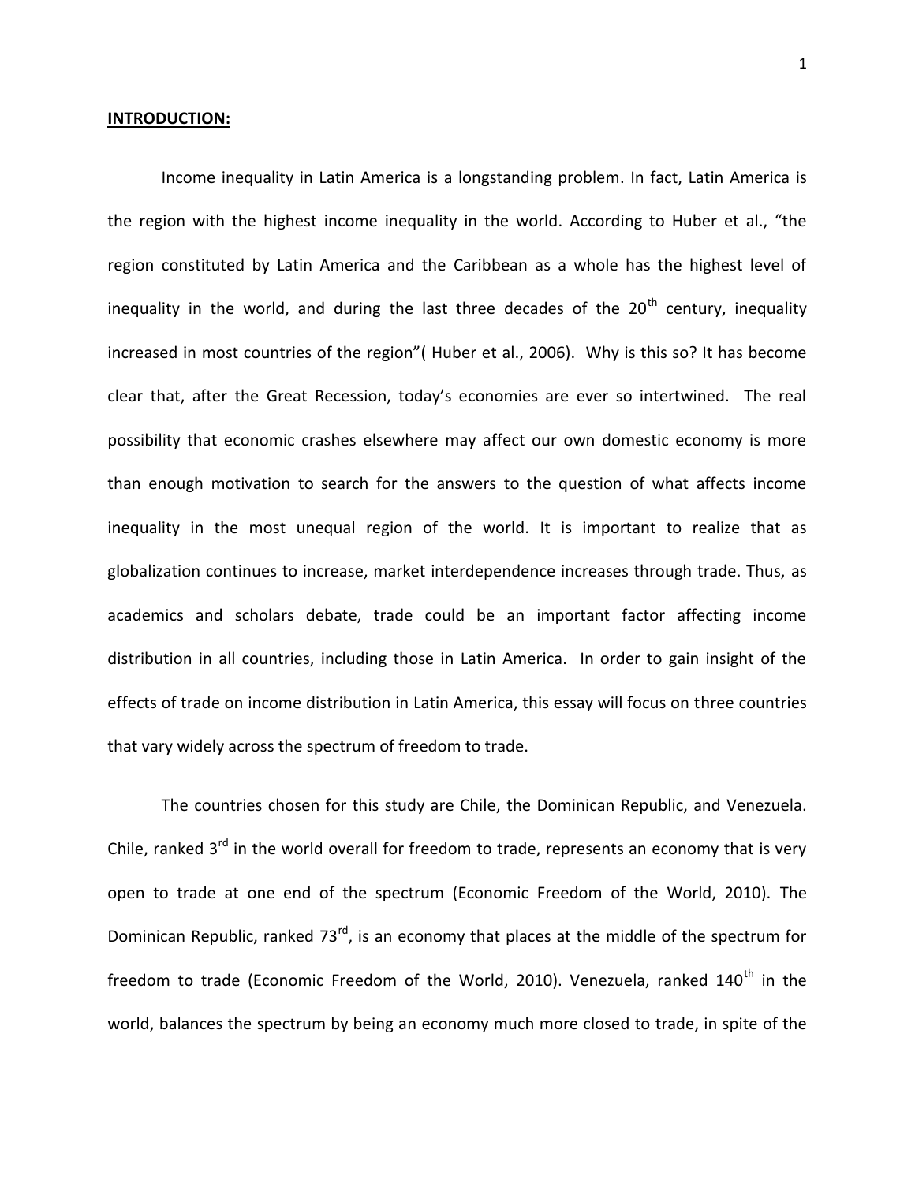**INTRODUCTION:**

Income inequality in Latin America is a longstanding problem. In fact, Latin America is the region with the highest income inequality in the world. According to Huber et al., "the region constituted by Latin America and the Caribbean as a whole has the highest level of inequality in the world, and during the last three decades of the 20th century, inequality increased in most countries of the region"( Huber et al., 2006). Why is this so? It has become clear that, after the Great Recession, today's economies are ever so intertwined. The real possibility that economic crashes elsewhere may affect our own domestic economy is more than enough motivation to search for the answers to the question of what affects income inequality in the most unequal region of the world. It is important to realize that as globalization continues to increase, market interdependence increases through trade. Thus, as academics and scholars debate, trade could be an important factor affecting income distribution in all countries, including those in Latin America. In order to gain insight of the effects of trade on income distribution in Latin America, this essay will focus on three countries that vary widely across the spectrum of freedom to trade.

The countries chosen for this study are Chile, the Dominican Republic, and Venezuela. Chile, ranked 3rd in the world overall for freedom to trade, represents an economy that is very open to trade at one end of the spectrum (Economic Freedom of the World, 2010). The Dominican Republic, ranked 73rd, is an economy that places at the middle of the spectrum for freedom to trade (Economic Freedom of the World, 2010). Venezuela, ranked 140th in the world, balances the spectrum by being an economy much more closed to trade, in spite of the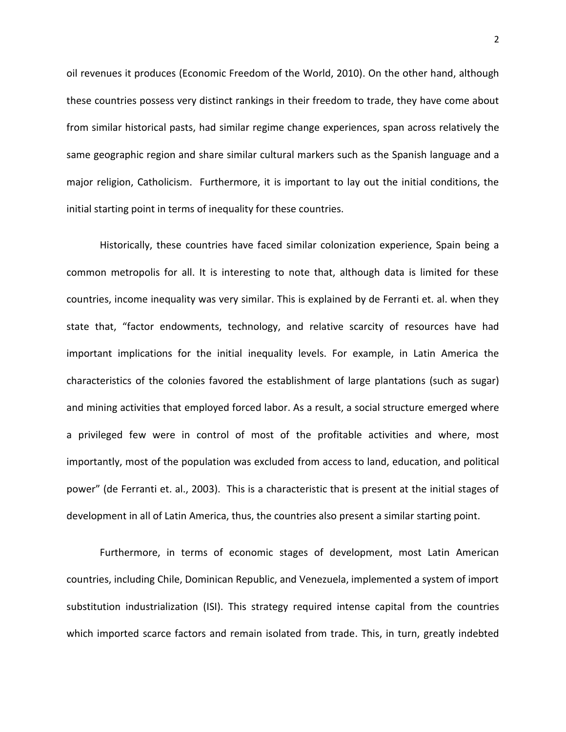oil revenues it produces (Economic Freedom of the World, 2010). On the other hand, although these countries possess very distinct rankings in their freedom to trade, they have come about from similar historical pasts, had similar regime change experiences, span across relatively the same geographic region and share similar cultural markers such as the Spanish language and a major religion, Catholicism. Furthermore, it is important to lay out the initial conditions, the initial starting point in terms of inequality for these countries.

Historically, these countries have faced similar colonization experience, Spain being a common metropolis for all. It is interesting to note that, although data is limited for these countries, income inequality was very similar. This is explained by de Ferranti et. al. when they state that, "factor endowments, technology, and relative scarcity of resources have had important implications for the initial inequality levels. For example, in Latin America the characteristics of the colonies favored the establishment of large plantations (such as sugar) and mining activities that employed forced labor. As a result, a social structure emerged where a privileged few were in control of most of the profitable activities and where, most importantly, most of the population was excluded from access to land, education, and political power" (de Ferranti et. al., 2003). This is a characteristic that is present at the initial stages of development in all of Latin America, thus, the countries also present a similar starting point.

Furthermore, in terms of economic stages of development, most Latin American countries, including Chile, Dominican Republic, and Venezuela, implemented a system of import substitution industrialization (ISI). This strategy required intense capital from the countries which imported scarce factors and remain isolated from trade. This, in turn, greatly indebted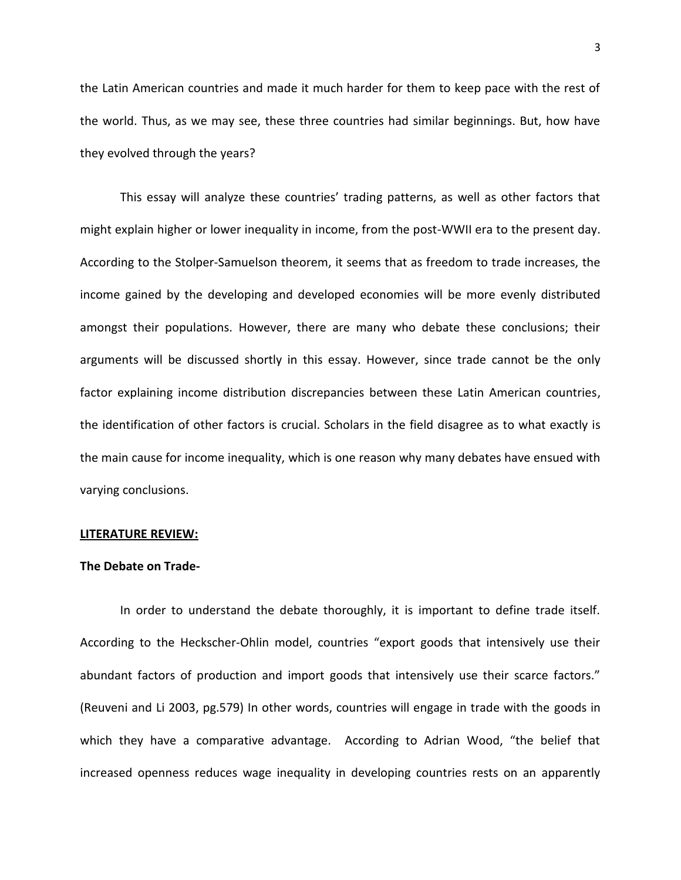the Latin American countries and made it much harder for them to keep pace with the rest of the world. Thus, as we may see, these three countries had similar beginnings. But, how have they evolved through the years?

This essay will analyze these countries' trading patterns, as well as other factors that might explain higher or lower inequality in income, from the post-WWII era to the present day. According to the Stolper-Samuelson theorem, it seems that as freedom to trade increases, the income gained by the developing and developed economies will be more evenly distributed amongst their populations. However, there are many who debate these conclusions; their arguments will be discussed shortly in this essay. However, since trade cannot be the only factor explaining income distribution discrepancies between these Latin American countries, the identification of other factors is crucial. Scholars in the field disagree as to what exactly is the main cause for income inequality, which is one reason why many debates have ensued with varying conclusions.

## LITERATURE REVIEW:

### The Debate on Trade-

In order to understand the debate thoroughly, it is important to define trade itself. According to the Heckscher-Ohlin model, countries "export goods that intensively use their abundant factors of production and import goods that intensively use their scarce factors." (Reuveni and Li 2003, pg.579) In other words, countries will engage in trade with the goods in which they have a comparative advantage. According to Adrian Wood, "the belief that increased openness reduces wage inequality in developing countries rests on an apparently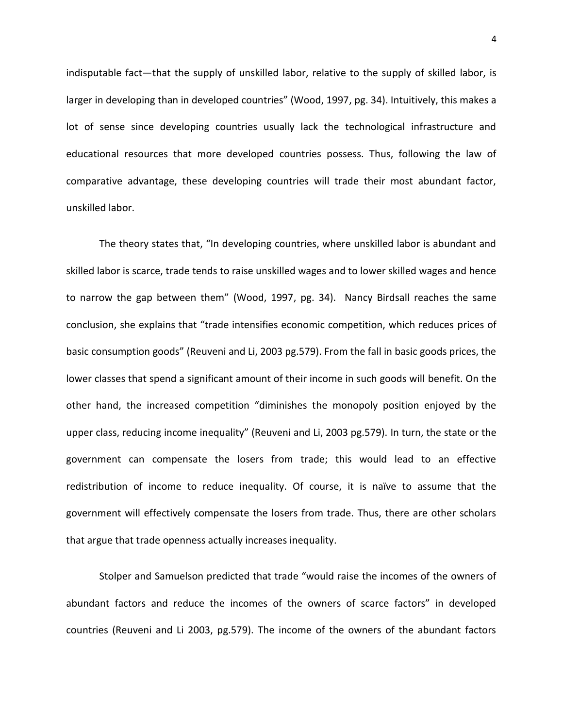indisputable fact—that the supply of unskilled labor, relative to the supply of skilled labor, is larger in developing than in developed countries" (Wood, 1997, pg. 34). Intuitively, this makes a lot of sense since developing countries usually lack the technological infrastructure and educational resources that more developed countries possess. Thus, following the law of comparative advantage, these developing countries will trade their most abundant factor, unskilled labor.

The theory states that, "In developing countries, where unskilled labor is abundant and skilled labor is scarce, trade tends to raise unskilled wages and to lower skilled wages and hence to narrow the gap between them" (Wood, 1997, pg. 34). Nancy Birdsall reaches the same conclusion, she explains that "trade intensifies economic competition, which reduces prices of basic consumption goods" (Reuveni and Li, 2003 pg.579). From the fall in basic goods prices, the lower classes that spend a significant amount of their income in such goods will benefit. On the other hand, the increased competition "diminishes the monopoly position enjoyed by the upper class, reducing income inequality" (Reuveni and Li, 2003 pg.579). In turn, the state or the government can compensate the losers from trade; this would lead to an effective redistribution of income to reduce inequality. Of course, it is naïve to assume that the government will effectively compensate the losers from trade. Thus, there are other scholars that argue that trade openness actually increases inequality.

Stolper and Samuelson predicted that trade "would raise the incomes of the owners of abundant factors and reduce the incomes of the owners of scarce factors" in developed countries (Reuveni and Li 2003, pg.579). The income of the owners of the abundant factors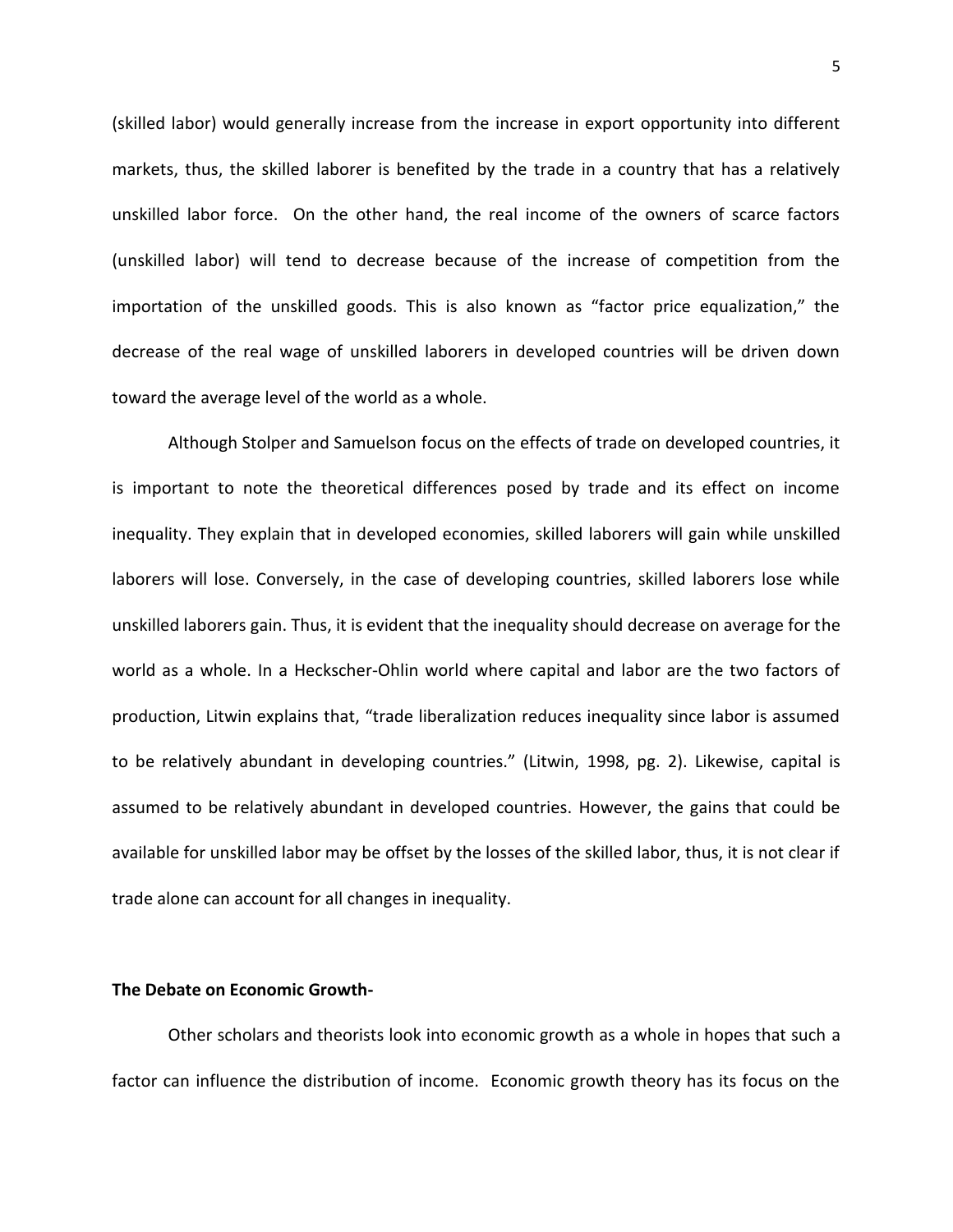(skilled labor) would generally increase from the increase in export opportunity into different markets, thus, the skilled laborer is benefited by the trade in a country that has a relatively unskilled labor force. On the other hand, the real income of the owners of scarce factors (unskilled labor) will tend to decrease because of the increase of competition from the importation of the unskilled goods. This is also known as "factor price equalization," the decrease of the real wage of unskilled laborers in developed countries will be driven down toward the average level of the world as a whole.

Although Stolper and Samuelson focus on the effects of trade on developed countries, it is important to note the theoretical differences posed by trade and its effect on income inequality. They explain that in developed economies, skilled laborers will gain while unskilled laborers will lose. Conversely, in the case of developing countries, skilled laborers lose while unskilled laborers gain. Thus, it is evident that the inequality should decrease on average for the world as a whole. In a Heckscher-Ohlin world where capital and labor are the two factors of production, Litwin explains that, "trade liberalization reduces inequality since labor is assumed to be relatively abundant in developing countries." (Litwin, 1998, pg. 2). Likewise, capital is assumed to be relatively abundant in developed countries. However, the gains that could be available for unskilled labor may be offset by the losses of the skilled labor, thus, it is not clear if trade alone can account for all changes in inequality.

**The Debate on Economic Growth-**

Other scholars and theorists look into economic growth as a whole in hopes that such a factor can influence the distribution of income. Economic growth theory has its focus on the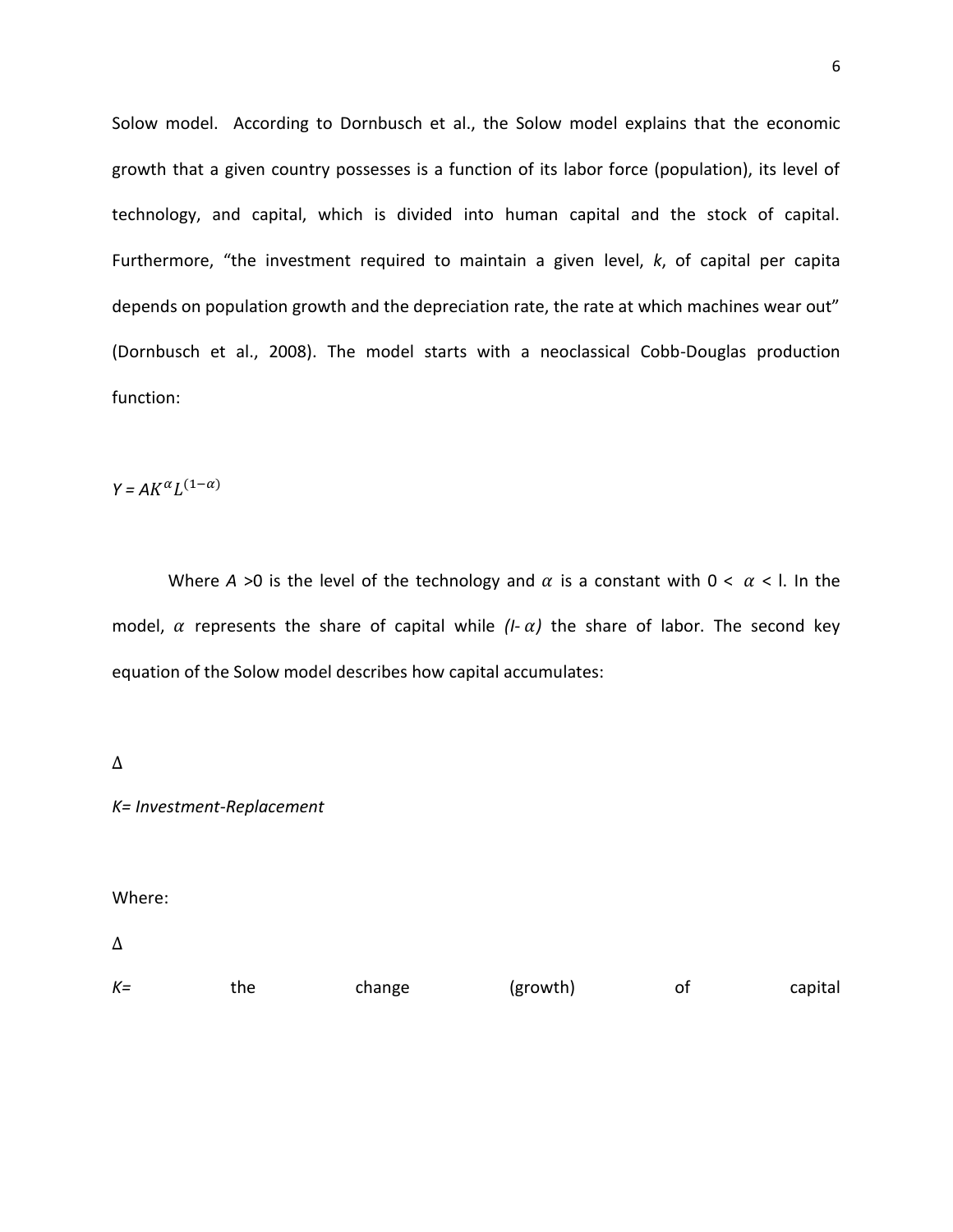Solow model. According to Dornbusch et al., the Solow model explains that the economic growth that a given country possesses is a function of its labor force (population), its level of technology, and capital, which is divided into human capital and the stock of capital. Furthermore, "the investment required to maintain a given level, *k*, of capital per capita depends on population growth and the depreciation rate, the rate at which machines wear out" (Dornbusch et al., 2008). The model starts with a neoclassical Cobb-Douglas production function:

$$Y = AK^{\alpha}L^{(1-\alpha)}$$

Where $A > 0$ is the level of the technology and $\alpha$ is a constant with $0 < \alpha < l$. In the model, $\alpha$ represents the share of capital while $(l- \alpha)$ the share of labor. The second key equation of the Solow model describes how capital accumulates:

Δ

*K= Investment-Replacement*

Where:

Δ

*K=* the change (growth) of capital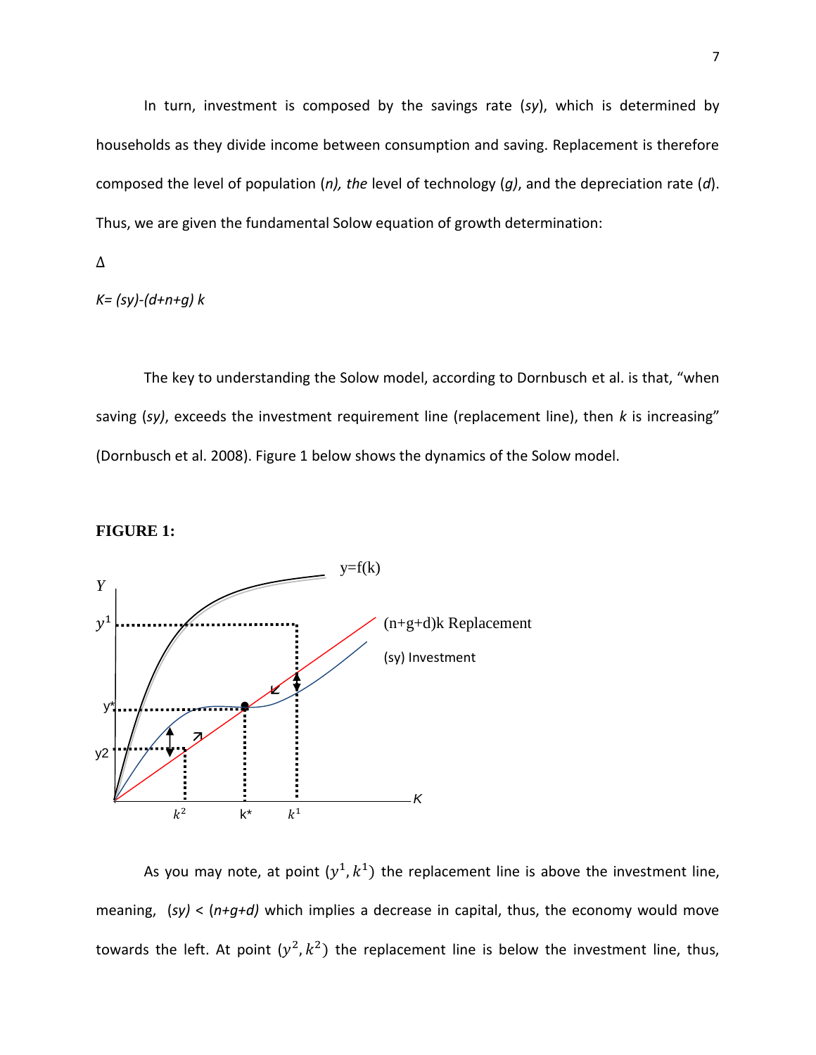In turn, investment is composed by the savings rate (*sy*), which is determined by households as they divide income between consumption and saving. Replacement is therefore composed the level of population (*n*), *the* level of technology (*g*), and the depreciation rate (*d*). Thus, we are given the fundamental Solow equation of growth determination:

$$\Delta K = (sy) - (d+n+g)\,k$$

The key to understanding the Solow model, according to Dornbusch et al. is that, "when saving (*sy*), exceeds the investment requirement line (replacement line), then *k* is increasing" (Dornbusch et al. 2008). Figure 1 below shows the dynamics of the Solow model.

**FIGURE 1:**

As you may note, at point $(y^1, k^1)$ the replacement line is above the investment line, meaning, *(sy)* < *(n+g+d)* which implies a decrease in capital, thus, the economy would move towards the left. At point $(y^2, k^2)$ the replacement line is below the investment line, thus,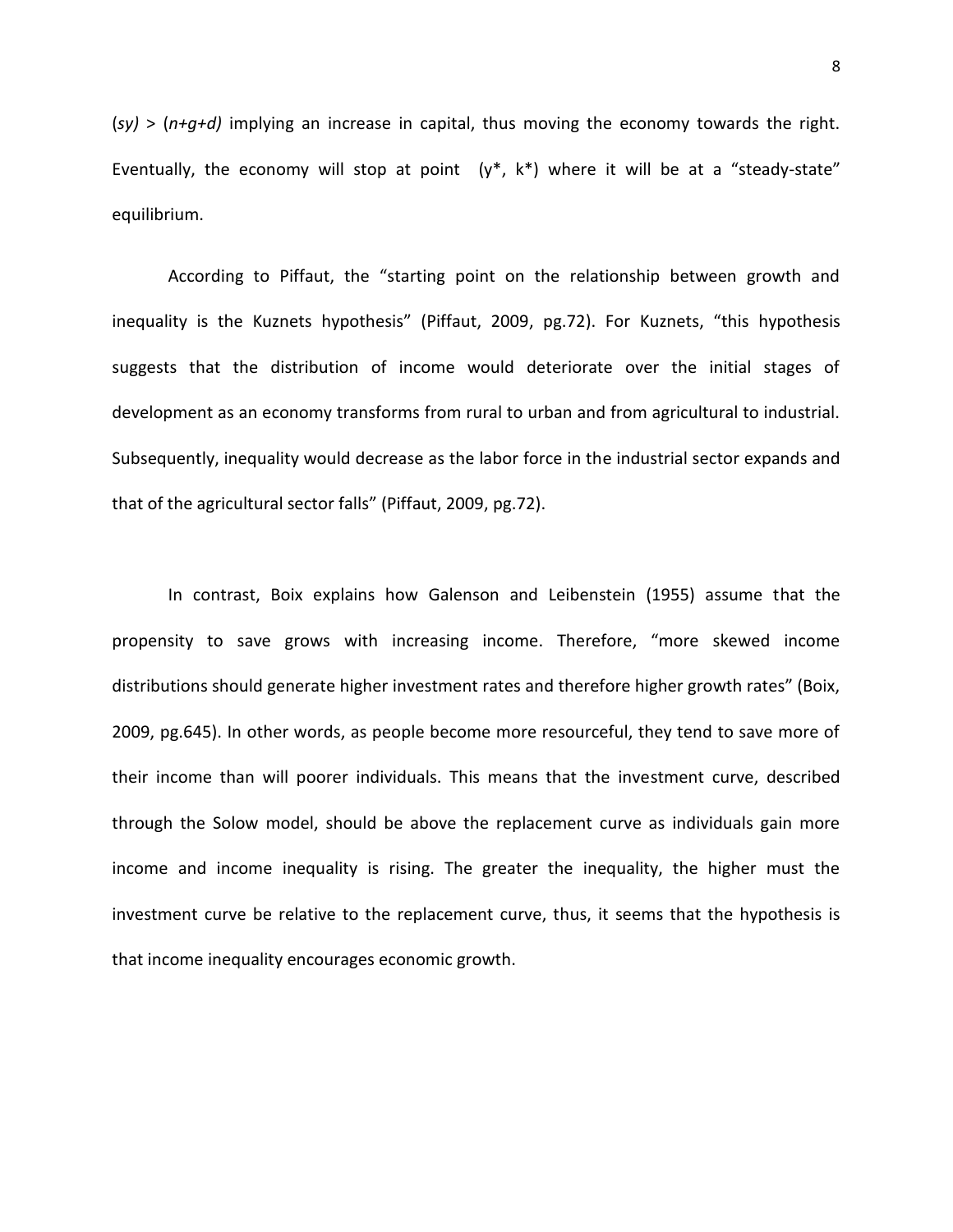($sy$) > ($n+g+d$) implying an increase in capital, thus moving the economy towards the right. Eventually, the economy will stop at point ($y^*$, $k^*$) where it will be at a "steady-state" equilibrium.

According to Piffaut, the "starting point on the relationship between growth and inequality is the Kuznets hypothesis" (Piffaut, 2009, pg.72). For Kuznets, "this hypothesis suggests that the distribution of income would deteriorate over the initial stages of development as an economy transforms from rural to urban and from agricultural to industrial. Subsequently, inequality would decrease as the labor force in the industrial sector expands and that of the agricultural sector falls" (Piffaut, 2009, pg.72).

In contrast, Boix explains how Galenson and Leibenstein (1955) assume that the propensity to save grows with increasing income. Therefore, "more skewed income distributions should generate higher investment rates and therefore higher growth rates" (Boix, 2009, pg.645). In other words, as people become more resourceful, they tend to save more of their income than will poorer individuals. This means that the investment curve, described through the Solow model, should be above the replacement curve as individuals gain more income and income inequality is rising. The greater the inequality, the higher must the investment curve be relative to the replacement curve, thus, it seems that the hypothesis is that income inequality encourages economic growth.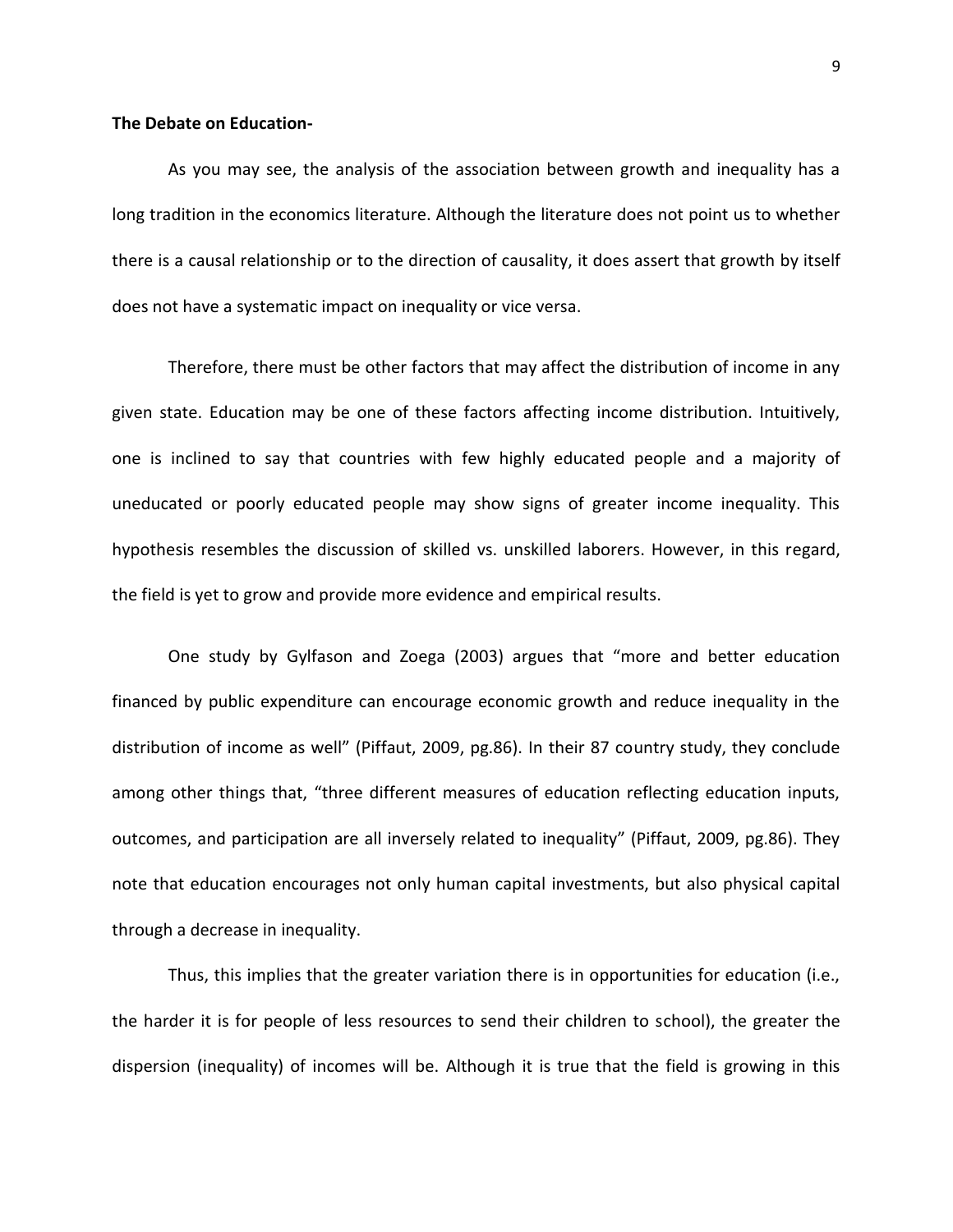**The Debate on Education-**

As you may see, the analysis of the association between growth and inequality has a long tradition in the economics literature. Although the literature does not point us to whether there is a causal relationship or to the direction of causality, it does assert that growth by itself does not have a systematic impact on inequality or vice versa.

Therefore, there must be other factors that may affect the distribution of income in any given state. Education may be one of these factors affecting income distribution. Intuitively, one is inclined to say that countries with few highly educated people and a majority of uneducated or poorly educated people may show signs of greater income inequality. This hypothesis resembles the discussion of skilled vs. unskilled laborers. However, in this regard, the field is yet to grow and provide more evidence and empirical results.

One study by Gylfason and Zoega (2003) argues that "more and better education financed by public expenditure can encourage economic growth and reduce inequality in the distribution of income as well" (Piffaut, 2009, pg.86). In their 87 country study, they conclude among other things that, "three different measures of education reflecting education inputs, outcomes, and participation are all inversely related to inequality" (Piffaut, 2009, pg.86). They note that education encourages not only human capital investments, but also physical capital through a decrease in inequality.

Thus, this implies that the greater variation there is in opportunities for education (i.e., the harder it is for people of less resources to send their children to school), the greater the dispersion (inequality) of incomes will be. Although it is true that the field is growing in this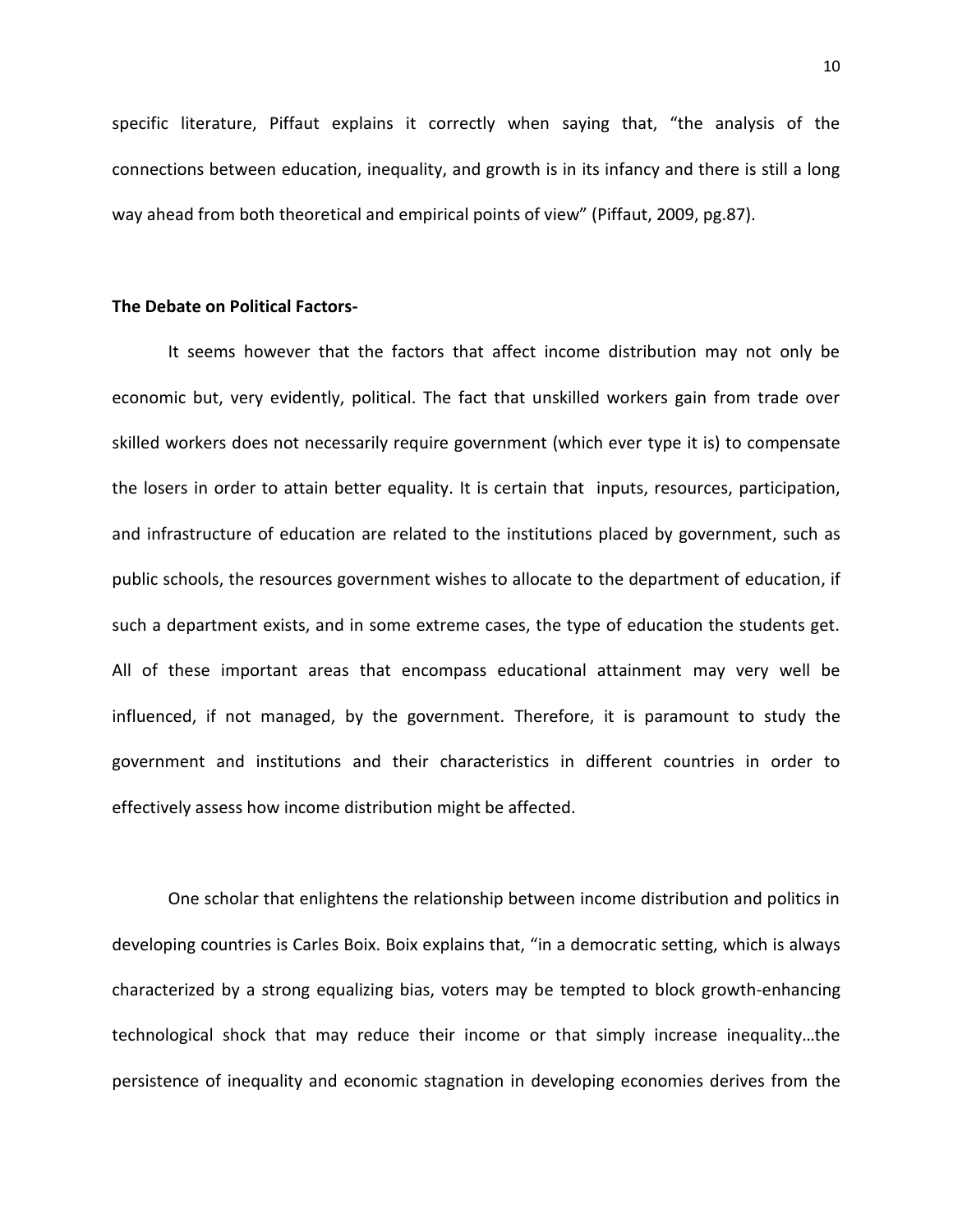specific literature, Piffaut explains it correctly when saying that, "the analysis of the connections between education, inequality, and growth is in its infancy and there is still a long way ahead from both theoretical and empirical points of view" (Piffaut, 2009, pg.87).

**The Debate on Political Factors-**

It seems however that the factors that affect income distribution may not only be economic but, very evidently, political. The fact that unskilled workers gain from trade over skilled workers does not necessarily require government (which ever type it is) to compensate the losers in order to attain better equality. It is certain that inputs, resources, participation, and infrastructure of education are related to the institutions placed by government, such as public schools, the resources government wishes to allocate to the department of education, if such a department exists, and in some extreme cases, the type of education the students get. All of these important areas that encompass educational attainment may very well be influenced, if not managed, by the government. Therefore, it is paramount to study the government and institutions and their characteristics in different countries in order to effectively assess how income distribution might be affected.

One scholar that enlightens the relationship between income distribution and politics in developing countries is Carles Boix. Boix explains that, "in a democratic setting, which is always characterized by a strong equalizing bias, voters may be tempted to block growth-enhancing technological shock that may reduce their income or that simply increase inequality…the persistence of inequality and economic stagnation in developing economies derives from the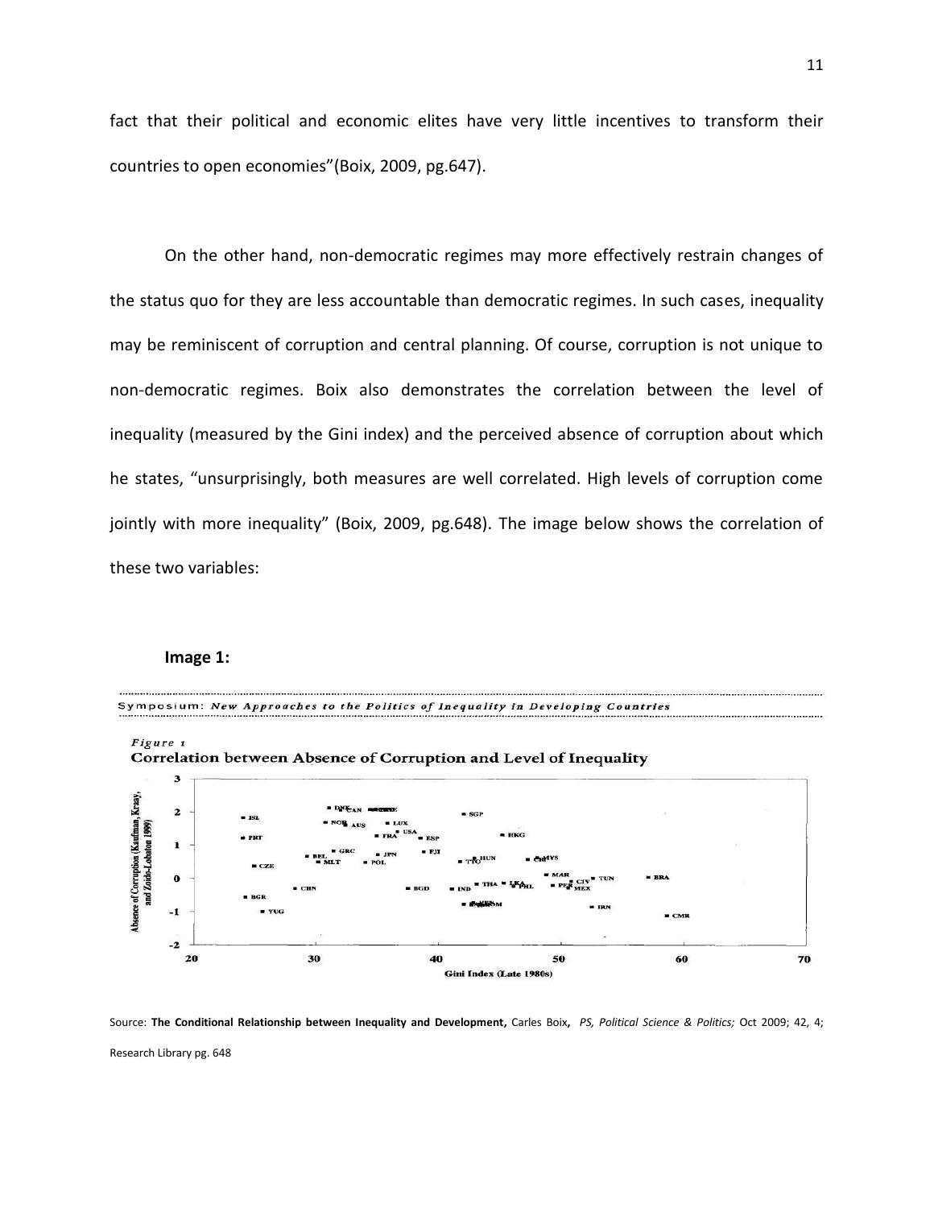fact that their political and economic elites have very little incentives to transform their countries to open economies"(Boix, 2009, pg.647).

On the other hand, non-democratic regimes may more effectively restrain changes of the status quo for they are less accountable than democratic regimes. In such cases, inequality may be reminiscent of corruption and central planning. Of course, corruption is not unique to non-democratic regimes. Boix also demonstrates the correlation between the level of inequality (measured by the Gini index) and the perceived absence of corruption about which he states, "unsurprisingly, both measures are well correlated. High levels of corruption come jointly with more inequality" (Boix, 2009, pg.648). The image below shows the correlation of these two variables:

**Image 1:**

Symposium: *New Approaches to the Politics of Inequality in Developing Countries*

*Figure 1*
**Correlation between Absence of Corruption and Level of Inequality**

Absence of Corruption (Kaufman, Kraay, and Zoido-Lobaton 1999)

Gini Index (Late 1980s)

Source: **The Conditional Relationship between Inequality and Development,** Carles Boix**,** *PS, Political Science & Politics;* Oct 2009; 42, 4; Research Library pg. 648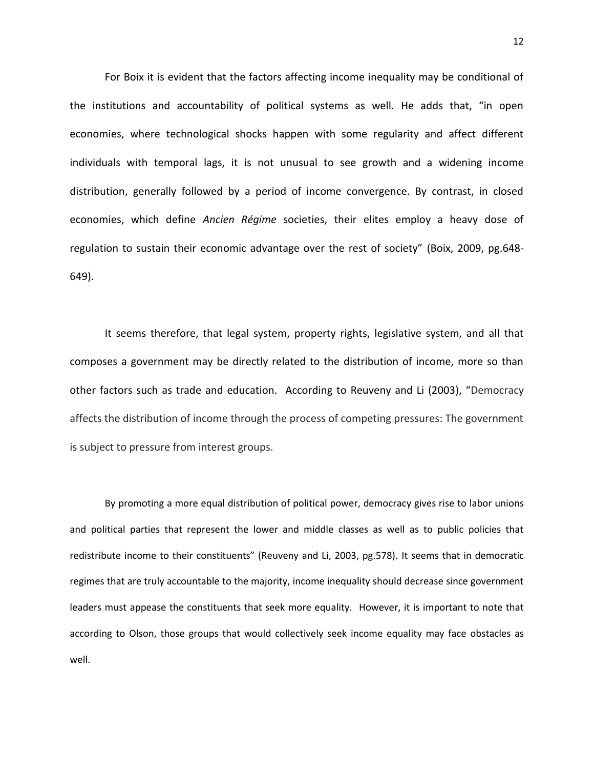For Boix it is evident that the factors affecting income inequality may be conditional of the institutions and accountability of political systems as well. He adds that, "in open economies, where technological shocks happen with some regularity and affect different individuals with temporal lags, it is not unusual to see growth and a widening income distribution, generally followed by a period of income convergence. By contrast, in closed economies, which define *Ancien Régime* societies, their elites employ a heavy dose of regulation to sustain their economic advantage over the rest of society" (Boix, 2009, pg.648-649).

It seems therefore, that legal system, property rights, legislative system, and all that composes a government may be directly related to the distribution of income, more so than other factors such as trade and education. According to Reuveny and Li (2003), "Democracy affects the distribution of income through the process of competing pressures: The government is subject to pressure from interest groups.

By promoting a more equal distribution of political power, democracy gives rise to labor unions and political parties that represent the lower and middle classes as well as to public policies that redistribute income to their constituents" (Reuveny and Li, 2003, pg.578). It seems that in democratic regimes that are truly accountable to the majority, income inequality should decrease since government leaders must appease the constituents that seek more equality. However, it is important to note that according to Olson, those groups that would collectively seek income equality may face obstacles as well.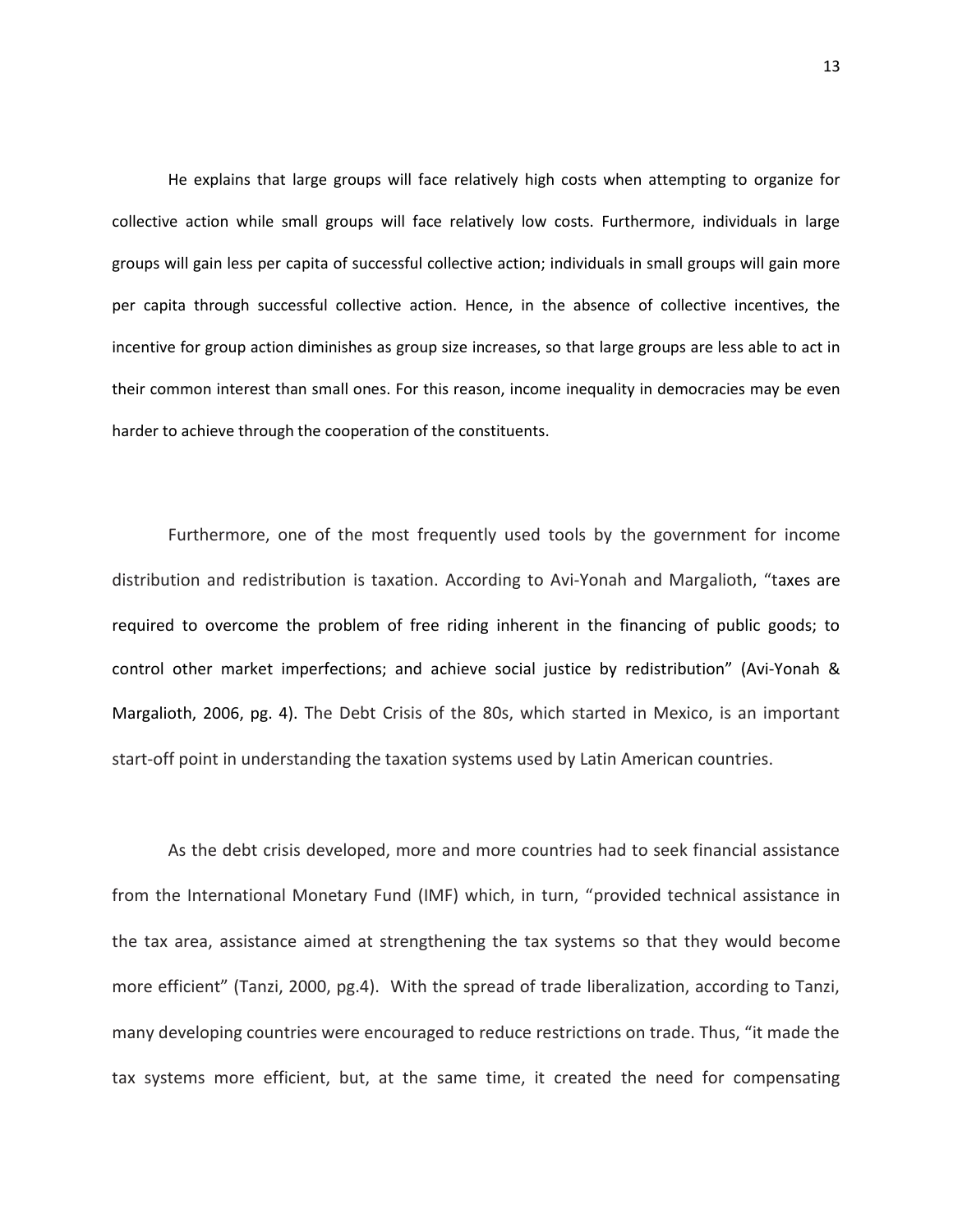He explains that large groups will face relatively high costs when attempting to organize for collective action while small groups will face relatively low costs. Furthermore, individuals in large groups will gain less per capita of successful collective action; individuals in small groups will gain more per capita through successful collective action. Hence, in the absence of collective incentives, the incentive for group action diminishes as group size increases, so that large groups are less able to act in their common interest than small ones. For this reason, income inequality in democracies may be even harder to achieve through the cooperation of the constituents.

Furthermore, one of the most frequently used tools by the government for income distribution and redistribution is taxation. According to Avi-Yonah and Margalioth, "taxes are required to overcome the problem of free riding inherent in the financing of public goods; to control other market imperfections; and achieve social justice by redistribution" (Avi-Yonah & Margalioth, 2006, pg. 4). The Debt Crisis of the 80s, which started in Mexico, is an important start-off point in understanding the taxation systems used by Latin American countries.

As the debt crisis developed, more and more countries had to seek financial assistance from the International Monetary Fund (IMF) which, in turn, "provided technical assistance in the tax area, assistance aimed at strengthening the tax systems so that they would become more efficient" (Tanzi, 2000, pg.4). With the spread of trade liberalization, according to Tanzi, many developing countries were encouraged to reduce restrictions on trade. Thus, "it made the tax systems more efficient, but, at the same time, it created the need for compensating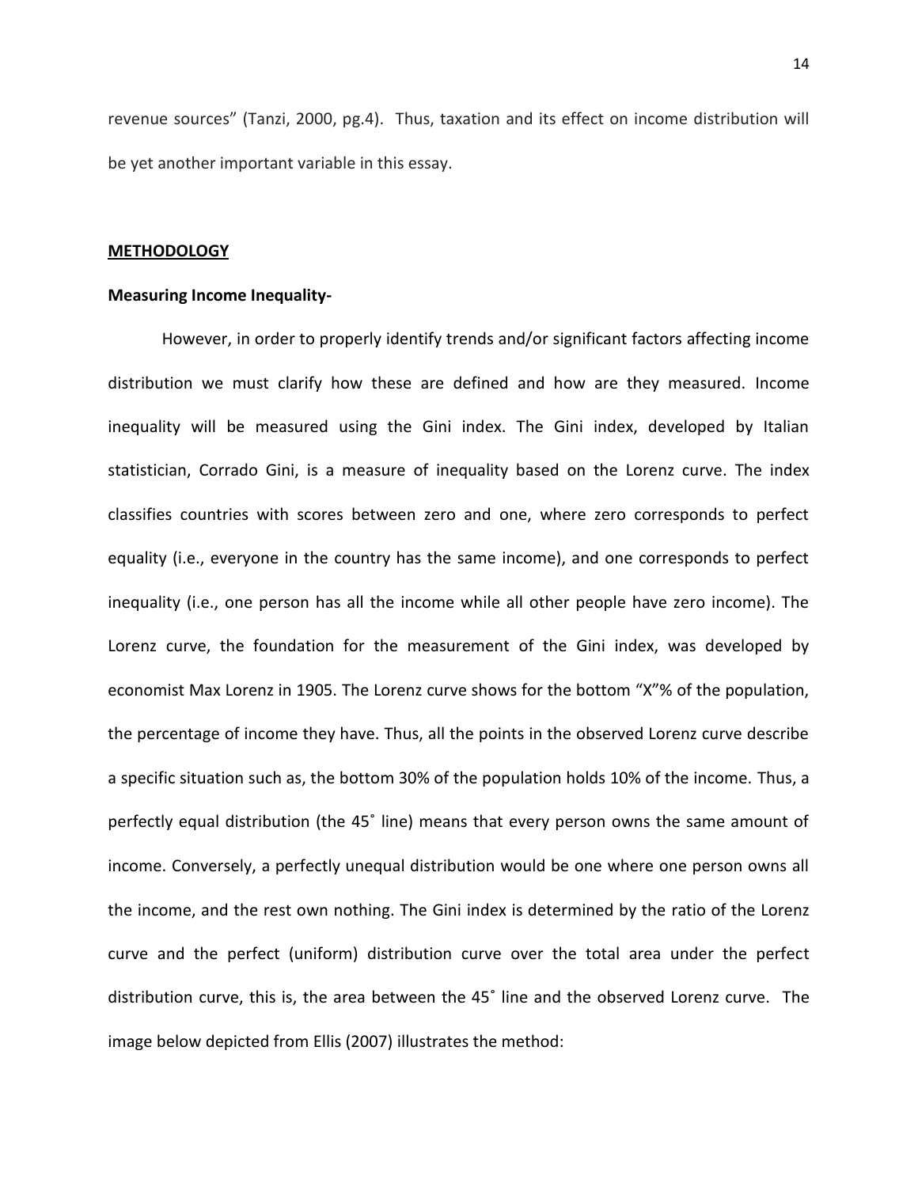revenue sources" (Tanzi, 2000, pg.4). Thus, taxation and its effect on income distribution will be yet another important variable in this essay.

## METHODOLOGY

### Measuring Income Inequality-

However, in order to properly identify trends and/or significant factors affecting income distribution we must clarify how these are defined and how are they measured. Income inequality will be measured using the Gini index. The Gini index, developed by Italian statistician, Corrado Gini, is a measure of inequality based on the Lorenz curve. The index classifies countries with scores between zero and one, where zero corresponds to perfect equality (i.e., everyone in the country has the same income), and one corresponds to perfect inequality (i.e., one person has all the income while all other people have zero income). The Lorenz curve, the foundation for the measurement of the Gini index, was developed by economist Max Lorenz in 1905. The Lorenz curve shows for the bottom "X"% of the population, the percentage of income they have. Thus, all the points in the observed Lorenz curve describe a specific situation such as, the bottom 30% of the population holds 10% of the income. Thus, a perfectly equal distribution (the 45˚ line) means that every person owns the same amount of income. Conversely, a perfectly unequal distribution would be one where one person owns all the income, and the rest own nothing. The Gini index is determined by the ratio of the Lorenz curve and the perfect (uniform) distribution curve over the total area under the perfect distribution curve, this is, the area between the 45˚ line and the observed Lorenz curve. The image below depicted from Ellis (2007) illustrates the method: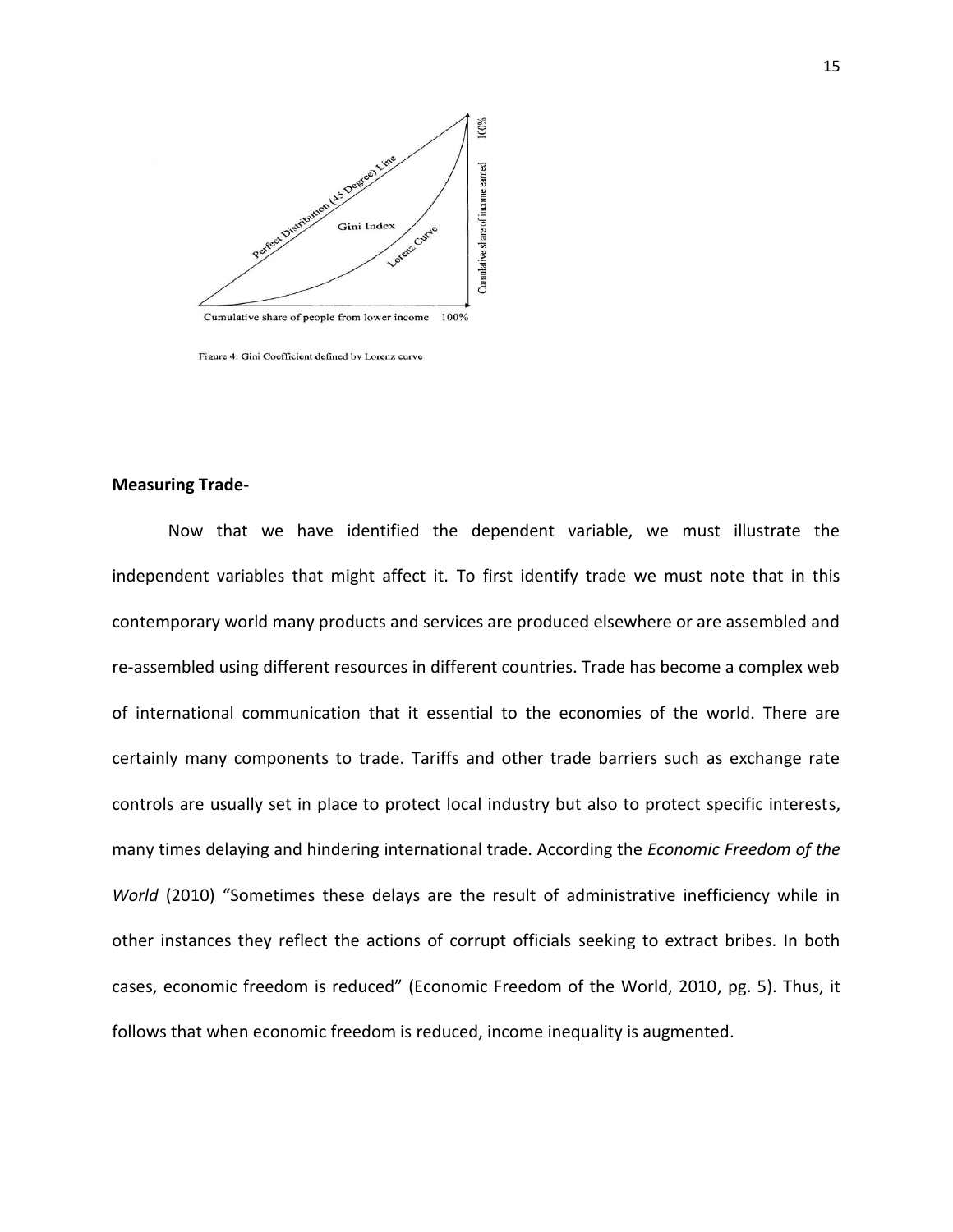Figure 4: Gini Coefficient defined by Lorenz curve

**Measuring Trade-**

Now that we have identified the dependent variable, we must illustrate the independent variables that might affect it. To first identify trade we must note that in this contemporary world many products and services are produced elsewhere or are assembled and re-assembled using different resources in different countries. Trade has become a complex web of international communication that it essential to the economies of the world. There are certainly many components to trade. Tariffs and other trade barriers such as exchange rate controls are usually set in place to protect local industry but also to protect specific interests, many times delaying and hindering international trade. According the *Economic Freedom of the World* (2010) "Sometimes these delays are the result of administrative inefficiency while in other instances they reflect the actions of corrupt officials seeking to extract bribes. In both cases, economic freedom is reduced" (Economic Freedom of the World, 2010, pg. 5). Thus, it follows that when economic freedom is reduced, income inequality is augmented.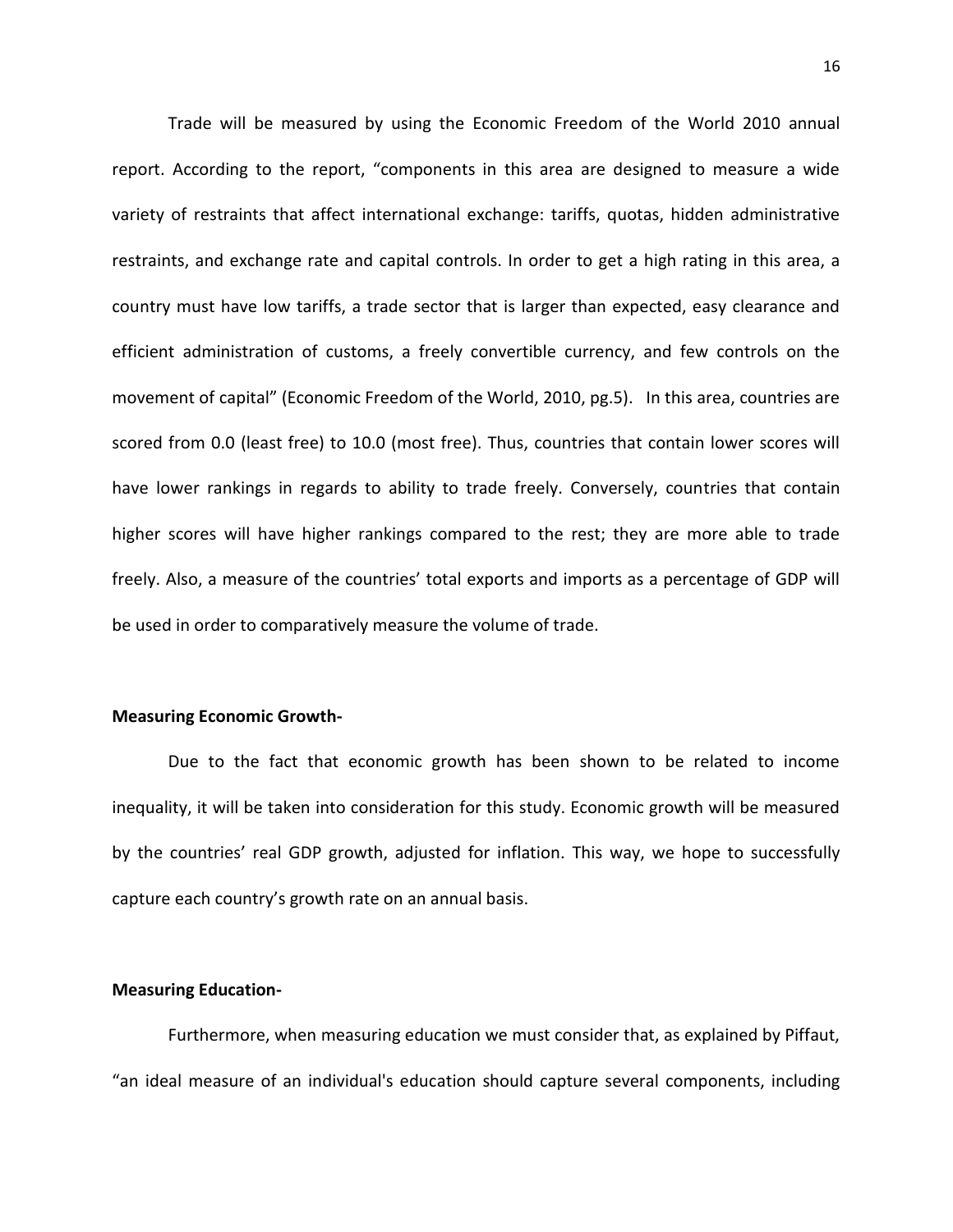Trade will be measured by using the Economic Freedom of the World 2010 annual report. According to the report, "components in this area are designed to measure a wide variety of restraints that affect international exchange: tariffs, quotas, hidden administrative restraints, and exchange rate and capital controls. In order to get a high rating in this area, a country must have low tariffs, a trade sector that is larger than expected, easy clearance and efficient administration of customs, a freely convertible currency, and few controls on the movement of capital" (Economic Freedom of the World, 2010, pg.5). In this area, countries are scored from 0.0 (least free) to 10.0 (most free). Thus, countries that contain lower scores will have lower rankings in regards to ability to trade freely. Conversely, countries that contain higher scores will have higher rankings compared to the rest; they are more able to trade freely. Also, a measure of the countries' total exports and imports as a percentage of GDP will be used in order to comparatively measure the volume of trade.

**Measuring Economic Growth-**

Due to the fact that economic growth has been shown to be related to income inequality, it will be taken into consideration for this study. Economic growth will be measured by the countries' real GDP growth, adjusted for inflation. This way, we hope to successfully capture each country's growth rate on an annual basis.

**Measuring Education-**

Furthermore, when measuring education we must consider that, as explained by Piffaut, "an ideal measure of an individual's education should capture several components, including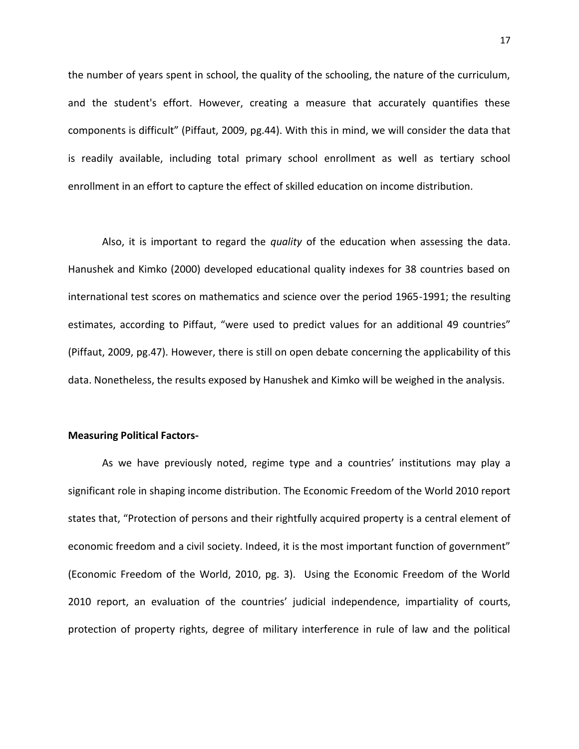the number of years spent in school, the quality of the schooling, the nature of the curriculum, and the student's effort. However, creating a measure that accurately quantifies these components is difficult" (Piffaut, 2009, pg.44). With this in mind, we will consider the data that is readily available, including total primary school enrollment as well as tertiary school enrollment in an effort to capture the effect of skilled education on income distribution.

Also, it is important to regard the *quality* of the education when assessing the data. Hanushek and Kimko (2000) developed educational quality indexes for 38 countries based on international test scores on mathematics and science over the period 1965-1991; the resulting estimates, according to Piffaut, "were used to predict values for an additional 49 countries" (Piffaut, 2009, pg.47). However, there is still on open debate concerning the applicability of this data. Nonetheless, the results exposed by Hanushek and Kimko will be weighed in the analysis.

**Measuring Political Factors-**

As we have previously noted, regime type and a countries' institutions may play a significant role in shaping income distribution. The Economic Freedom of the World 2010 report states that, "Protection of persons and their rightfully acquired property is a central element of economic freedom and a civil society. Indeed, it is the most important function of government" (Economic Freedom of the World, 2010, pg. 3). Using the Economic Freedom of the World 2010 report, an evaluation of the countries' judicial independence, impartiality of courts, protection of property rights, degree of military interference in rule of law and the political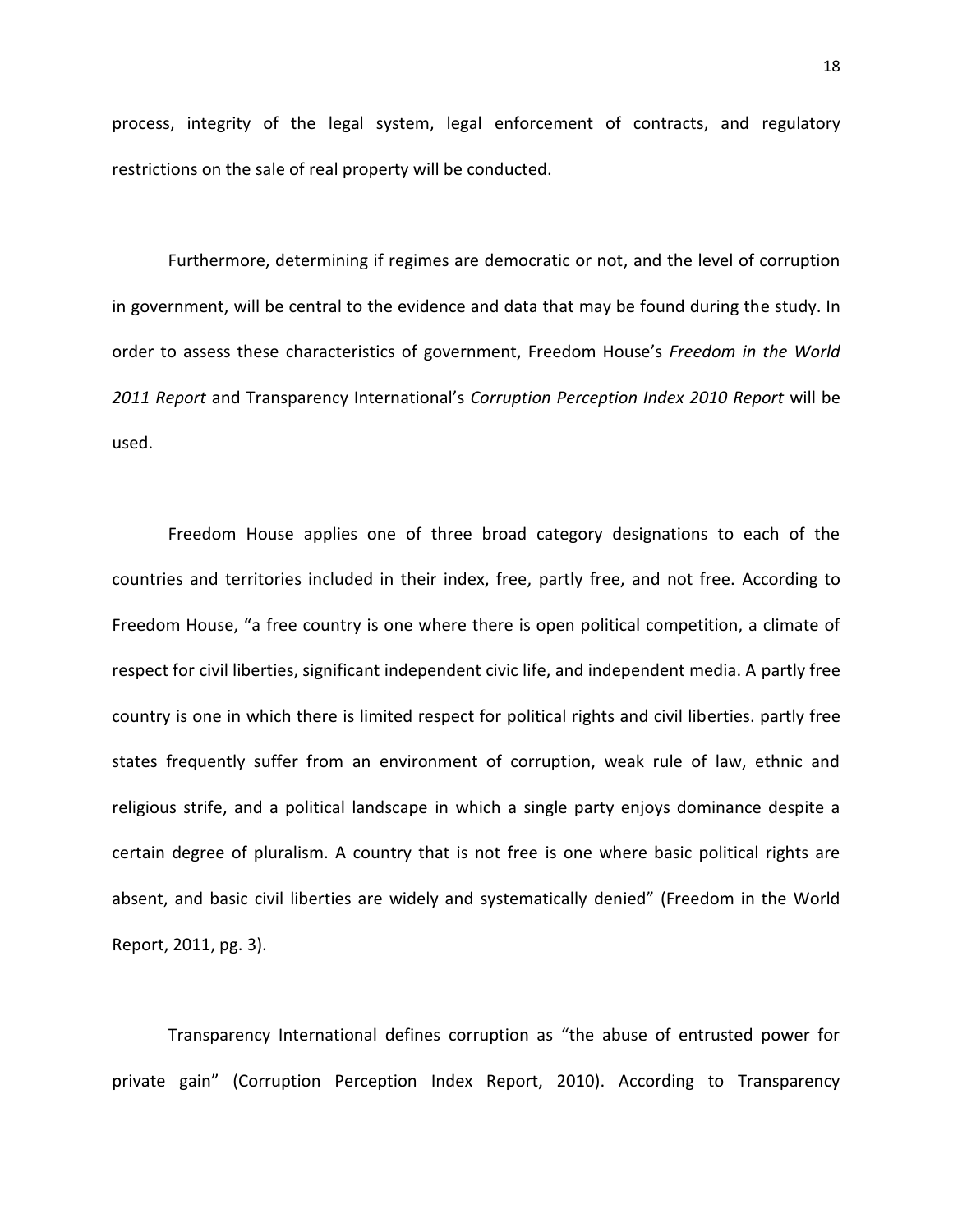process, integrity of the legal system, legal enforcement of contracts, and regulatory restrictions on the sale of real property will be conducted.

Furthermore, determining if regimes are democratic or not, and the level of corruption in government, will be central to the evidence and data that may be found during the study. In order to assess these characteristics of government, Freedom House's *Freedom in the World 2011 Report* and Transparency International's *Corruption Perception Index 2010 Report* will be used.

Freedom House applies one of three broad category designations to each of the countries and territories included in their index, free, partly free, and not free. According to Freedom House, "a free country is one where there is open political competition, a climate of respect for civil liberties, significant independent civic life, and independent media. A partly free country is one in which there is limited respect for political rights and civil liberties. partly free states frequently suffer from an environment of corruption, weak rule of law, ethnic and religious strife, and a political landscape in which a single party enjoys dominance despite a certain degree of pluralism. A country that is not free is one where basic political rights are absent, and basic civil liberties are widely and systematically denied" (Freedom in the World Report, 2011, pg. 3).

Transparency International defines corruption as "the abuse of entrusted power for private gain" (Corruption Perception Index Report, 2010). According to Transparency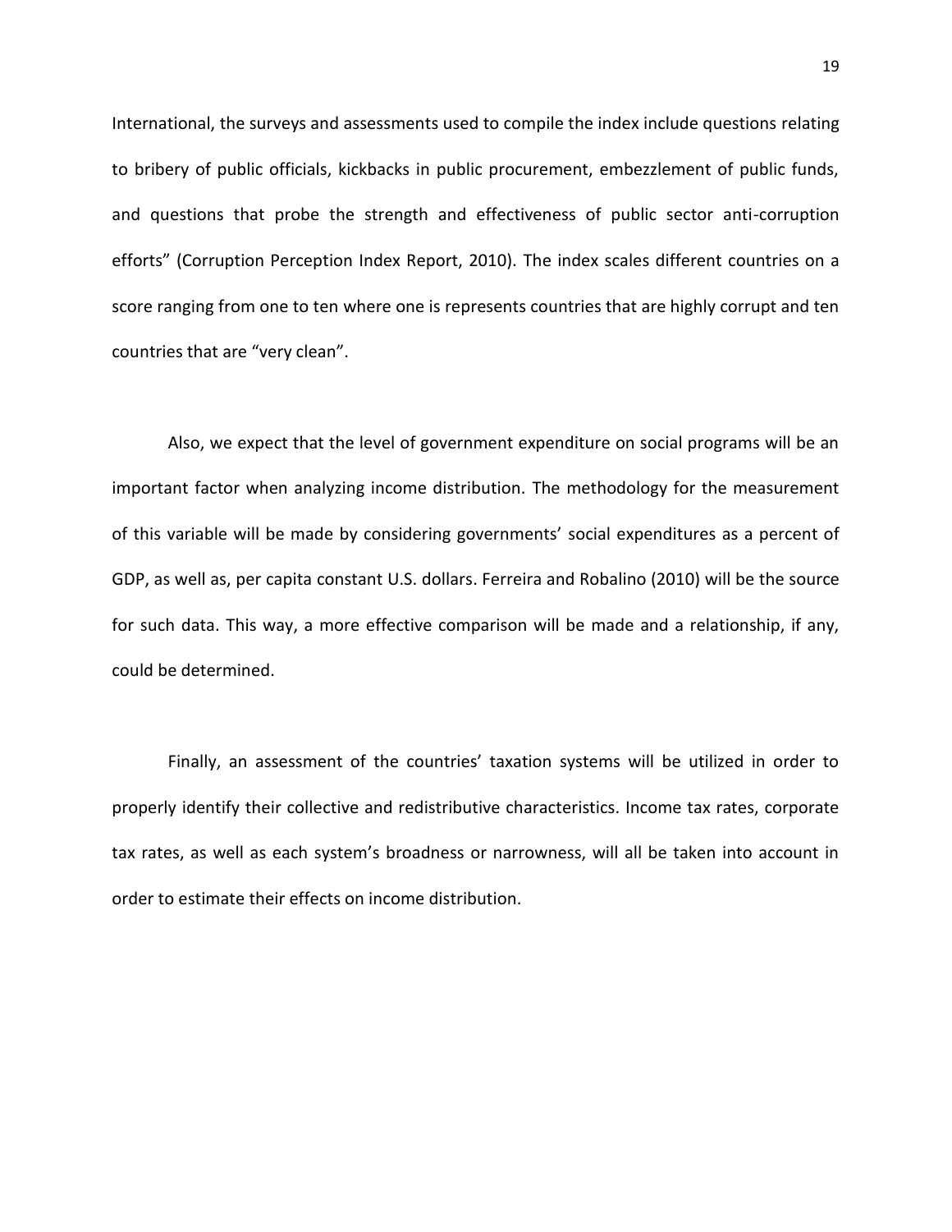International, the surveys and assessments used to compile the index include questions relating to bribery of public officials, kickbacks in public procurement, embezzlement of public funds, and questions that probe the strength and effectiveness of public sector anti-corruption efforts" (Corruption Perception Index Report, 2010). The index scales different countries on a score ranging from one to ten where one is represents countries that are highly corrupt and ten countries that are "very clean".

Also, we expect that the level of government expenditure on social programs will be an important factor when analyzing income distribution. The methodology for the measurement of this variable will be made by considering governments' social expenditures as a percent of GDP, as well as, per capita constant U.S. dollars. Ferreira and Robalino (2010) will be the source for such data. This way, a more effective comparison will be made and a relationship, if any, could be determined.

Finally, an assessment of the countries' taxation systems will be utilized in order to properly identify their collective and redistributive characteristics. Income tax rates, corporate tax rates, as well as each system's broadness or narrowness, will all be taken into account in order to estimate their effects on income distribution.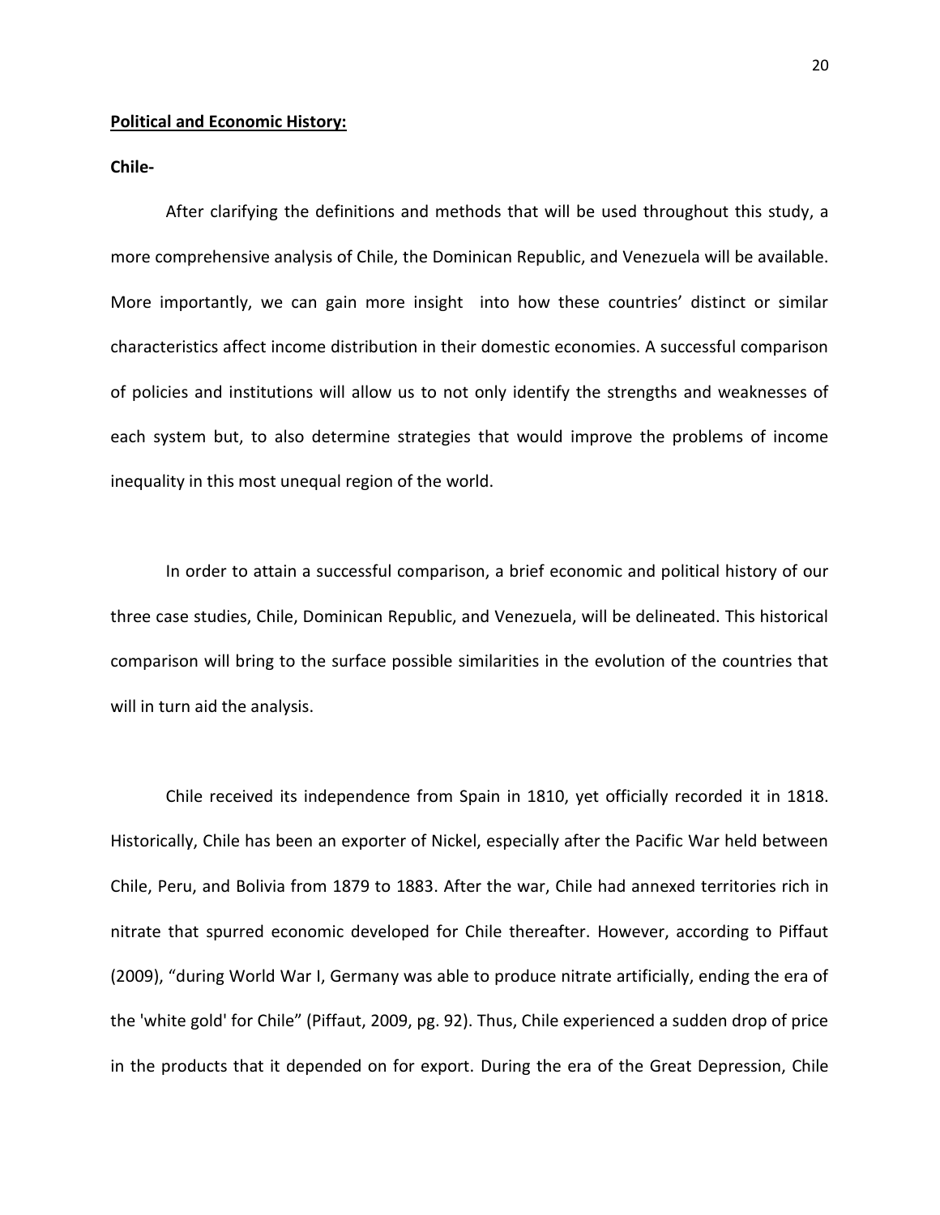**<u>Political and Economic History:</u>**

**Chile-**

After clarifying the definitions and methods that will be used throughout this study, a more comprehensive analysis of Chile, the Dominican Republic, and Venezuela will be available. More importantly, we can gain more insight into how these countries' distinct or similar characteristics affect income distribution in their domestic economies. A successful comparison of policies and institutions will allow us to not only identify the strengths and weaknesses of each system but, to also determine strategies that would improve the problems of income inequality in this most unequal region of the world.

In order to attain a successful comparison, a brief economic and political history of our three case studies, Chile, Dominican Republic, and Venezuela, will be delineated. This historical comparison will bring to the surface possible similarities in the evolution of the countries that will in turn aid the analysis.

Chile received its independence from Spain in 1810, yet officially recorded it in 1818. Historically, Chile has been an exporter of Nickel, especially after the Pacific War held between Chile, Peru, and Bolivia from 1879 to 1883. After the war, Chile had annexed territories rich in nitrate that spurred economic developed for Chile thereafter. However, according to Piffaut (2009), "during World War I, Germany was able to produce nitrate artificially, ending the era of the 'white gold' for Chile" (Piffaut, 2009, pg. 92). Thus, Chile experienced a sudden drop of price in the products that it depended on for export. During the era of the Great Depression, Chile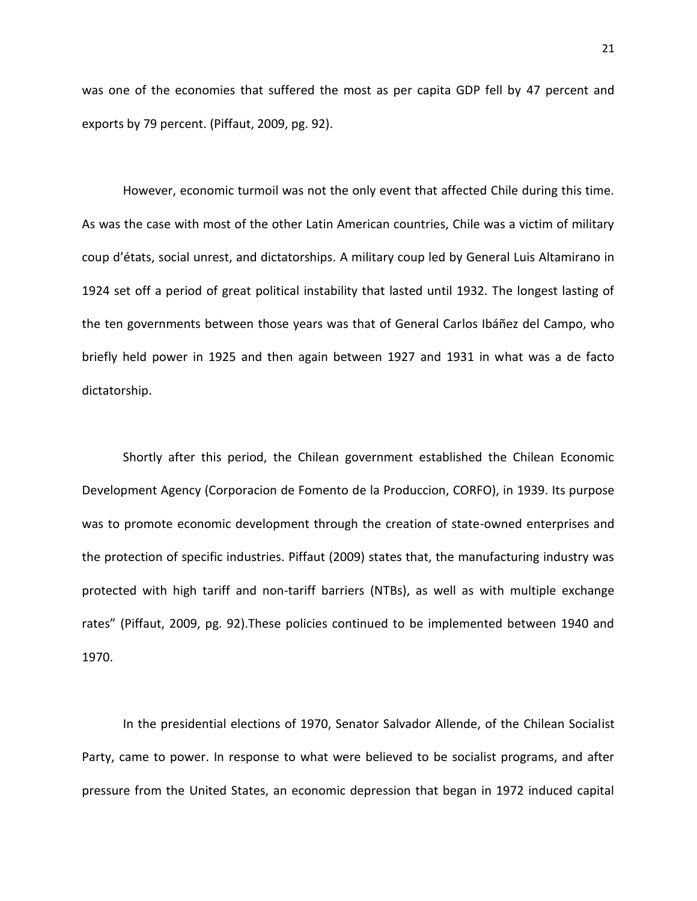was one of the economies that suffered the most as per capita GDP fell by 47 percent and exports by 79 percent. (Piffaut, 2009, pg. 92).

However, economic turmoil was not the only event that affected Chile during this time. As was the case with most of the other Latin American countries, Chile was a victim of military coup d'états, social unrest, and dictatorships. A military coup led by General Luis Altamirano in 1924 set off a period of great political instability that lasted until 1932. The longest lasting of the ten governments between those years was that of General Carlos Ibáñez del Campo, who briefly held power in 1925 and then again between 1927 and 1931 in what was a de facto dictatorship.

Shortly after this period, the Chilean government established the Chilean Economic Development Agency (Corporacion de Fomento de la Produccion, CORFO), in 1939. Its purpose was to promote economic development through the creation of state-owned enterprises and the protection of specific industries. Piffaut (2009) states that, the manufacturing industry was protected with high tariff and non-tariff barriers (NTBs), as well as with multiple exchange rates" (Piffaut, 2009, pg. 92).These policies continued to be implemented between 1940 and 1970.

In the presidential elections of 1970, Senator Salvador Allende, of the Chilean Socialist Party, came to power. In response to what were believed to be socialist programs, and after pressure from the United States, an economic depression that began in 1972 induced capital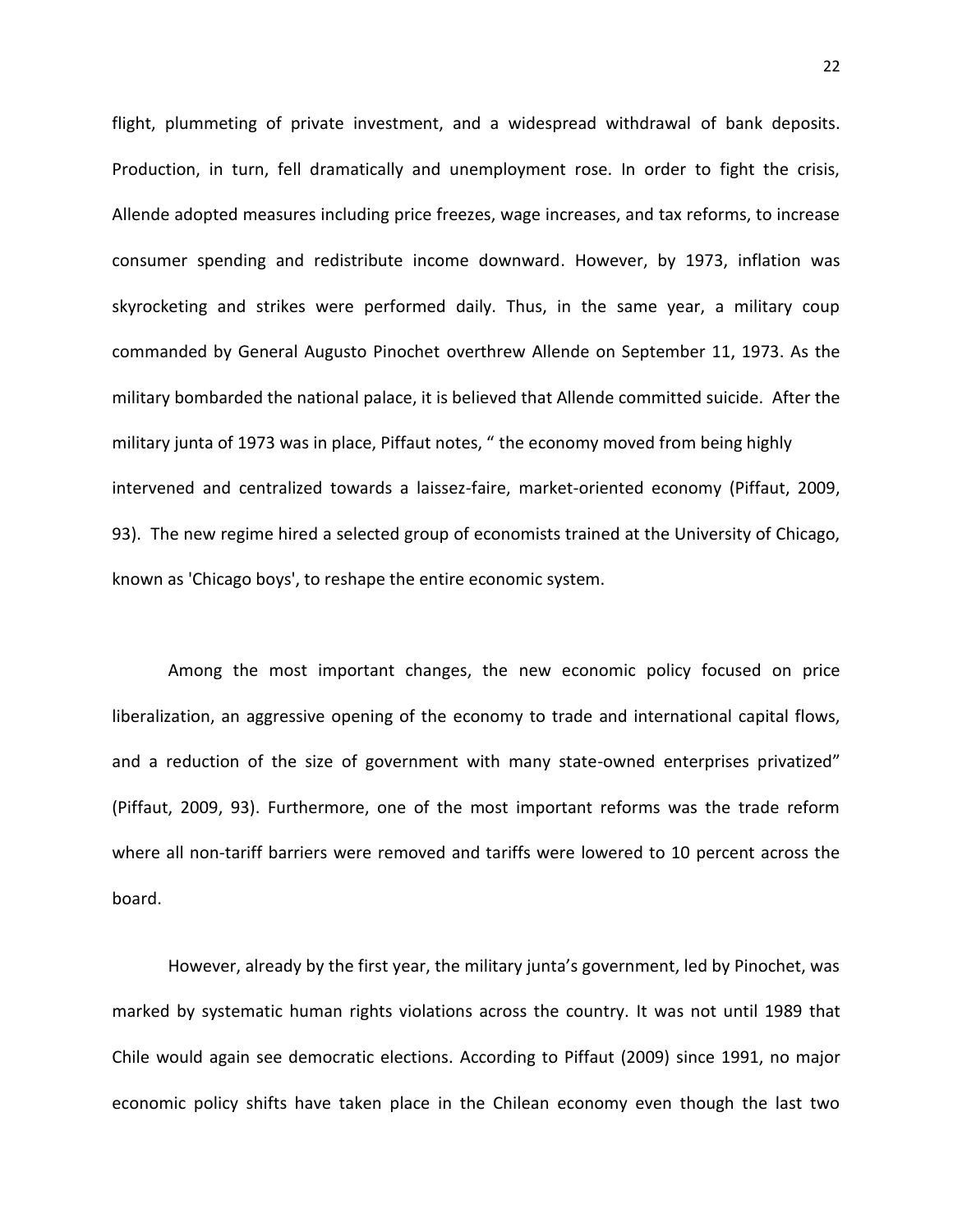flight, plummeting of private investment, and a widespread withdrawal of bank deposits. Production, in turn, fell dramatically and unemployment rose. In order to fight the crisis, Allende adopted measures including price freezes, wage increases, and tax reforms, to increase consumer spending and redistribute income downward. However, by 1973, inflation was skyrocketing and strikes were performed daily. Thus, in the same year, a military coup commanded by General Augusto Pinochet overthrew Allende on September 11, 1973. As the military bombarded the national palace, it is believed that Allende committed suicide. After the military junta of 1973 was in place, Piffaut notes, " the economy moved from being highly intervened and centralized towards a laissez-faire, market-oriented economy (Piffaut, 2009, 93). The new regime hired a selected group of economists trained at the University of Chicago, known as 'Chicago boys', to reshape the entire economic system.

Among the most important changes, the new economic policy focused on price liberalization, an aggressive opening of the economy to trade and international capital flows, and a reduction of the size of government with many state-owned enterprises privatized" (Piffaut, 2009, 93). Furthermore, one of the most important reforms was the trade reform where all non-tariff barriers were removed and tariffs were lowered to 10 percent across the board.

However, already by the first year, the military junta's government, led by Pinochet, was marked by systematic human rights violations across the country. It was not until 1989 that Chile would again see democratic elections. According to Piffaut (2009) since 1991, no major economic policy shifts have taken place in the Chilean economy even though the last two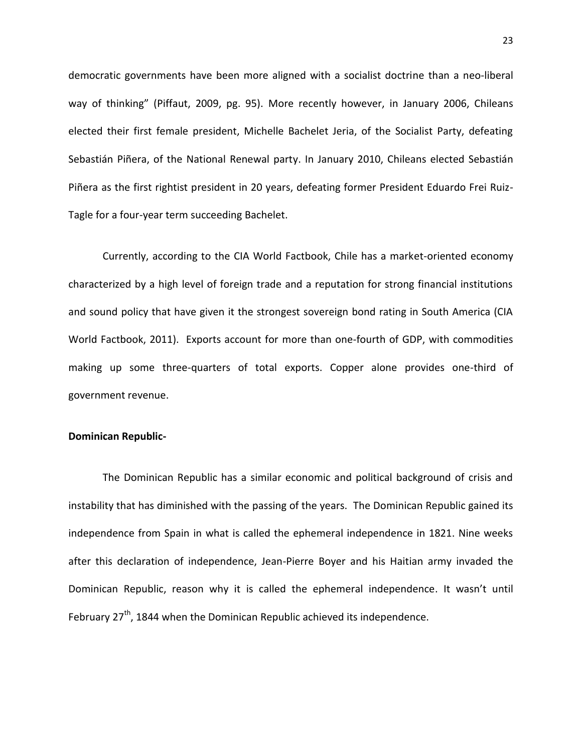democratic governments have been more aligned with a socialist doctrine than a neo-liberal way of thinking" (Piffaut, 2009, pg. 95). More recently however, in January 2006, Chileans elected their first female president, Michelle Bachelet Jeria, of the Socialist Party, defeating Sebastián Piñera, of the National Renewal party. In January 2010, Chileans elected Sebastián Piñera as the first rightist president in 20 years, defeating former President Eduardo Frei Ruiz-Tagle for a four-year term succeeding Bachelet.

Currently, according to the CIA World Factbook, Chile has a market-oriented economy characterized by a high level of foreign trade and a reputation for strong financial institutions and sound policy that have given it the strongest sovereign bond rating in South America (CIA World Factbook, 2011). Exports account for more than one-fourth of GDP, with commodities making up some three-quarters of total exports. Copper alone provides one-third of government revenue.

**Dominican Republic-**

The Dominican Republic has a similar economic and political background of crisis and instability that has diminished with the passing of the years. The Dominican Republic gained its independence from Spain in what is called the ephemeral independence in 1821. Nine weeks after this declaration of independence, Jean-Pierre Boyer and his Haitian army invaded the Dominican Republic, reason why it is called the ephemeral independence. It wasn't until February 27th, 1844 when the Dominican Republic achieved its independence.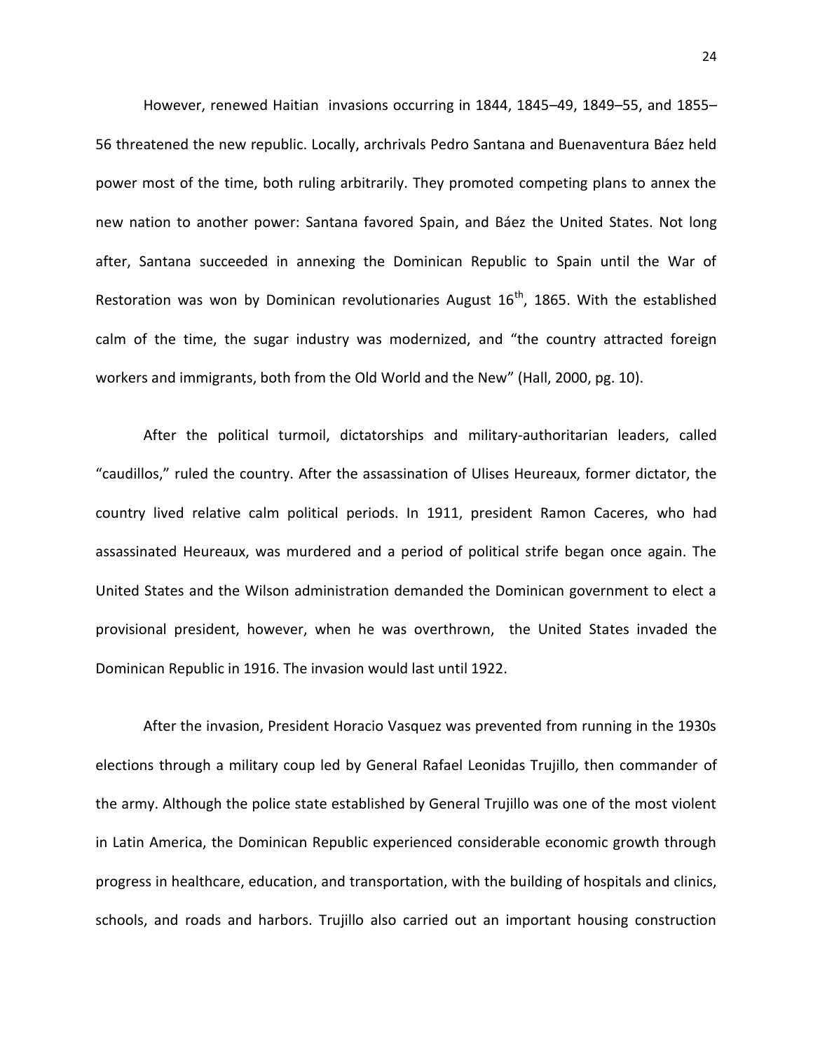However, renewed Haitian invasions occurring in 1844, 1845–49, 1849–55, and 1855–56 threatened the new republic. Locally, archrivals Pedro Santana and Buenaventura Báez held power most of the time, both ruling arbitrarily. They promoted competing plans to annex the new nation to another power: Santana favored Spain, and Báez the United States. Not long after, Santana succeeded in annexing the Dominican Republic to Spain until the War of Restoration was won by Dominican revolutionaries August 16th, 1865. With the established calm of the time, the sugar industry was modernized, and "the country attracted foreign workers and immigrants, both from the Old World and the New" (Hall, 2000, pg. 10).

After the political turmoil, dictatorships and military-authoritarian leaders, called "caudillos," ruled the country. After the assassination of Ulises Heureaux, former dictator, the country lived relative calm political periods. In 1911, president Ramon Caceres, who had assassinated Heureaux, was murdered and a period of political strife began once again. The United States and the Wilson administration demanded the Dominican government to elect a provisional president, however, when he was overthrown, the United States invaded the Dominican Republic in 1916. The invasion would last until 1922.

After the invasion, President Horacio Vasquez was prevented from running in the 1930s elections through a military coup led by General Rafael Leonidas Trujillo, then commander of the army. Although the police state established by General Trujillo was one of the most violent in Latin America, the Dominican Republic experienced considerable economic growth through progress in healthcare, education, and transportation, with the building of hospitals and clinics, schools, and roads and harbors. Trujillo also carried out an important housing construction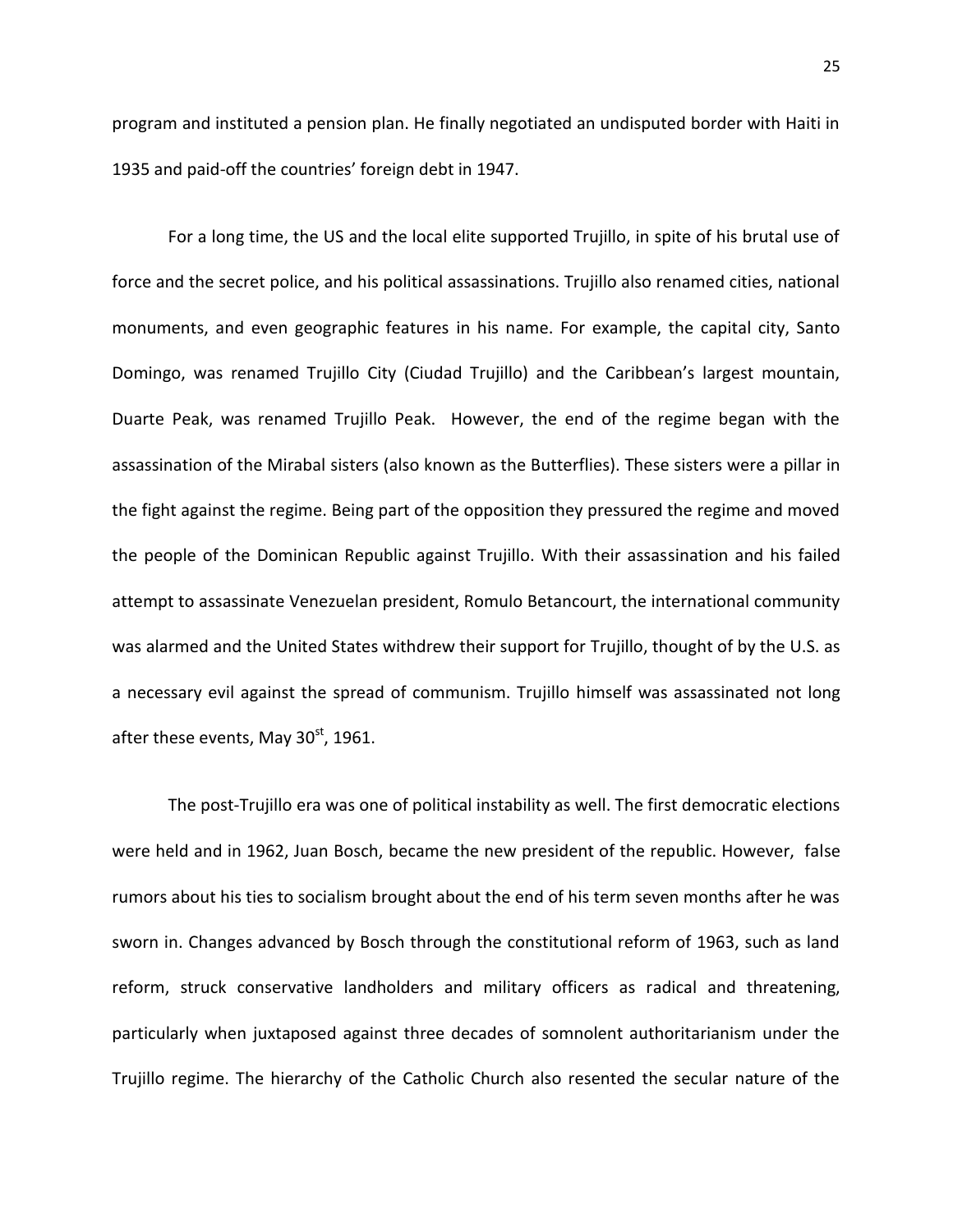program and instituted a pension plan. He finally negotiated an undisputed border with Haiti in 1935 and paid-off the countries' foreign debt in 1947.

For a long time, the US and the local elite supported Trujillo, in spite of his brutal use of force and the secret police, and his political assassinations. Trujillo also renamed cities, national monuments, and even geographic features in his name. For example, the capital city, Santo Domingo, was renamed Trujillo City (Ciudad Trujillo) and the Caribbean's largest mountain, Duarte Peak, was renamed Trujillo Peak. However, the end of the regime began with the assassination of the Mirabal sisters (also known as the Butterflies). These sisters were a pillar in the fight against the regime. Being part of the opposition they pressured the regime and moved the people of the Dominican Republic against Trujillo. With their assassination and his failed attempt to assassinate Venezuelan president, Romulo Betancourt, the international community was alarmed and the United States withdrew their support for Trujillo, thought of by the U.S. as a necessary evil against the spread of communism. Trujillo himself was assassinated not long after these events, May 30st, 1961.

The post-Trujillo era was one of political instability as well. The first democratic elections were held and in 1962, Juan Bosch, became the new president of the republic. However, false rumors about his ties to socialism brought about the end of his term seven months after he was sworn in. Changes advanced by Bosch through the constitutional reform of 1963, such as land reform, struck conservative landholders and military officers as radical and threatening, particularly when juxtaposed against three decades of somnolent authoritarianism under the Trujillo regime. The hierarchy of the Catholic Church also resented the secular nature of the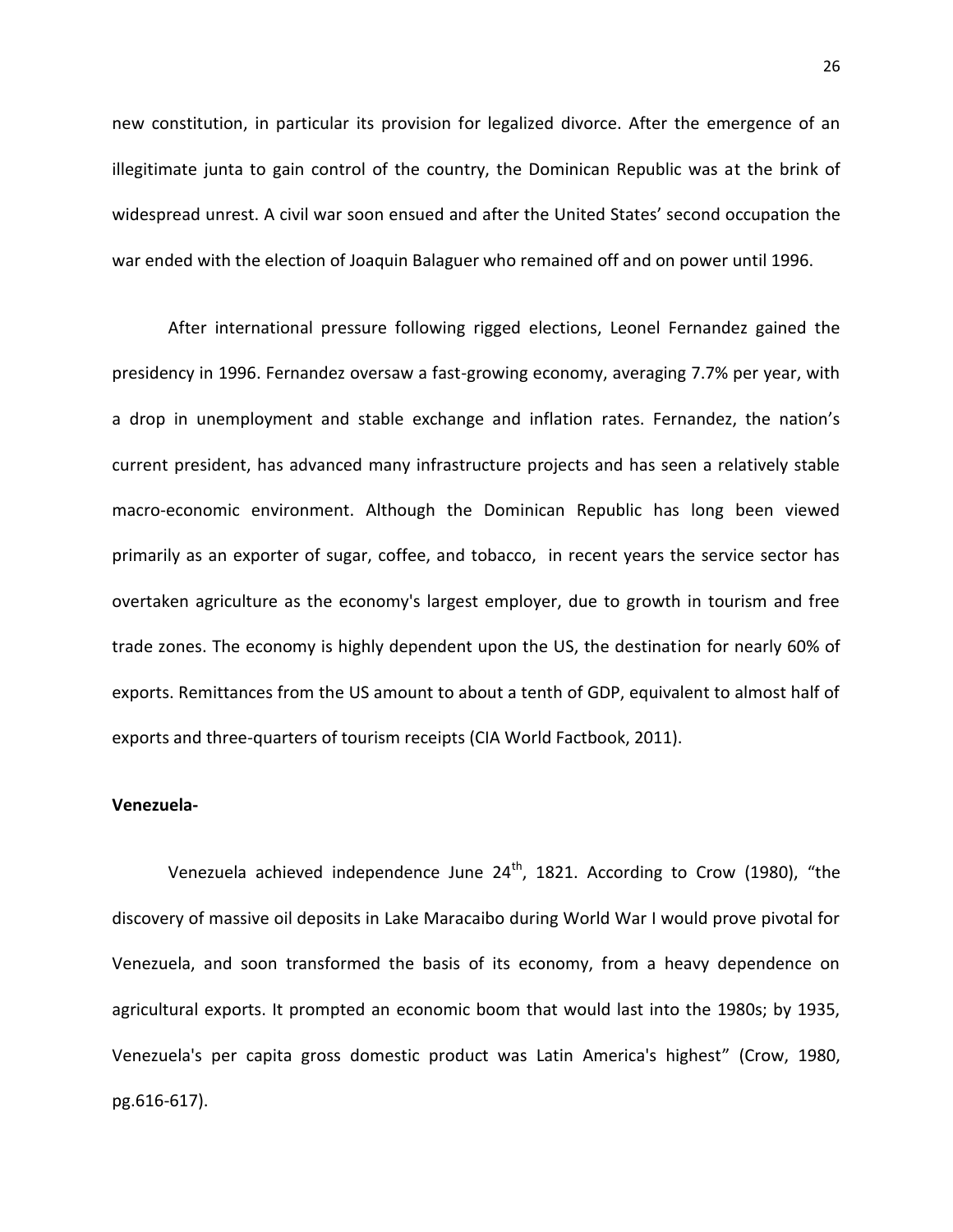new constitution, in particular its provision for legalized divorce. After the emergence of an illegitimate junta to gain control of the country, the Dominican Republic was at the brink of widespread unrest. A civil war soon ensued and after the United States' second occupation the war ended with the election of Joaquin Balaguer who remained off and on power until 1996.

After international pressure following rigged elections, Leonel Fernandez gained the presidency in 1996. Fernandez oversaw a fast-growing economy, averaging 7.7% per year, with a drop in unemployment and stable exchange and inflation rates. Fernandez, the nation's current president, has advanced many infrastructure projects and has seen a relatively stable macro-economic environment. Although the Dominican Republic has long been viewed primarily as an exporter of sugar, coffee, and tobacco, in recent years the service sector has overtaken agriculture as the economy's largest employer, due to growth in tourism and free trade zones. The economy is highly dependent upon the US, the destination for nearly 60% of exports. Remittances from the US amount to about a tenth of GDP, equivalent to almost half of exports and three-quarters of tourism receipts (CIA World Factbook, 2011).

**Venezuela-**

Venezuela achieved independence June 24th, 1821. According to Crow (1980), "the discovery of massive oil deposits in Lake Maracaibo during World War I would prove pivotal for Venezuela, and soon transformed the basis of its economy, from a heavy dependence on agricultural exports. It prompted an economic boom that would last into the 1980s; by 1935, Venezuela's per capita gross domestic product was Latin America's highest" (Crow, 1980, pg.616-617).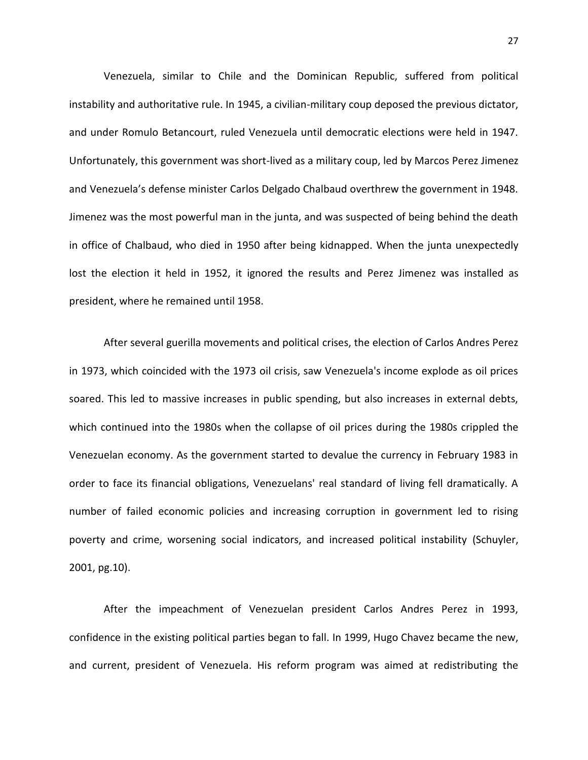Venezuela, similar to Chile and the Dominican Republic, suffered from political instability and authoritative rule. In 1945, a civilian-military coup deposed the previous dictator, and under Romulo Betancourt, ruled Venezuela until democratic elections were held in 1947. Unfortunately, this government was short-lived as a military coup, led by Marcos Perez Jimenez and Venezuela's defense minister Carlos Delgado Chalbaud overthrew the government in 1948. Jimenez was the most powerful man in the junta, and was suspected of being behind the death in office of Chalbaud, who died in 1950 after being kidnapped. When the junta unexpectedly lost the election it held in 1952, it ignored the results and Perez Jimenez was installed as president, where he remained until 1958.

After several guerilla movements and political crises, the election of Carlos Andres Perez in 1973, which coincided with the 1973 oil crisis, saw Venezuela's income explode as oil prices soared. This led to massive increases in public spending, but also increases in external debts, which continued into the 1980s when the collapse of oil prices during the 1980s crippled the Venezuelan economy. As the government started to devalue the currency in February 1983 in order to face its financial obligations, Venezuelans' real standard of living fell dramatically. A number of failed economic policies and increasing corruption in government led to rising poverty and crime, worsening social indicators, and increased political instability (Schuyler, 2001, pg.10).

After the impeachment of Venezuelan president Carlos Andres Perez in 1993, confidence in the existing political parties began to fall. In 1999, Hugo Chavez became the new, and current, president of Venezuela. His reform program was aimed at redistributing the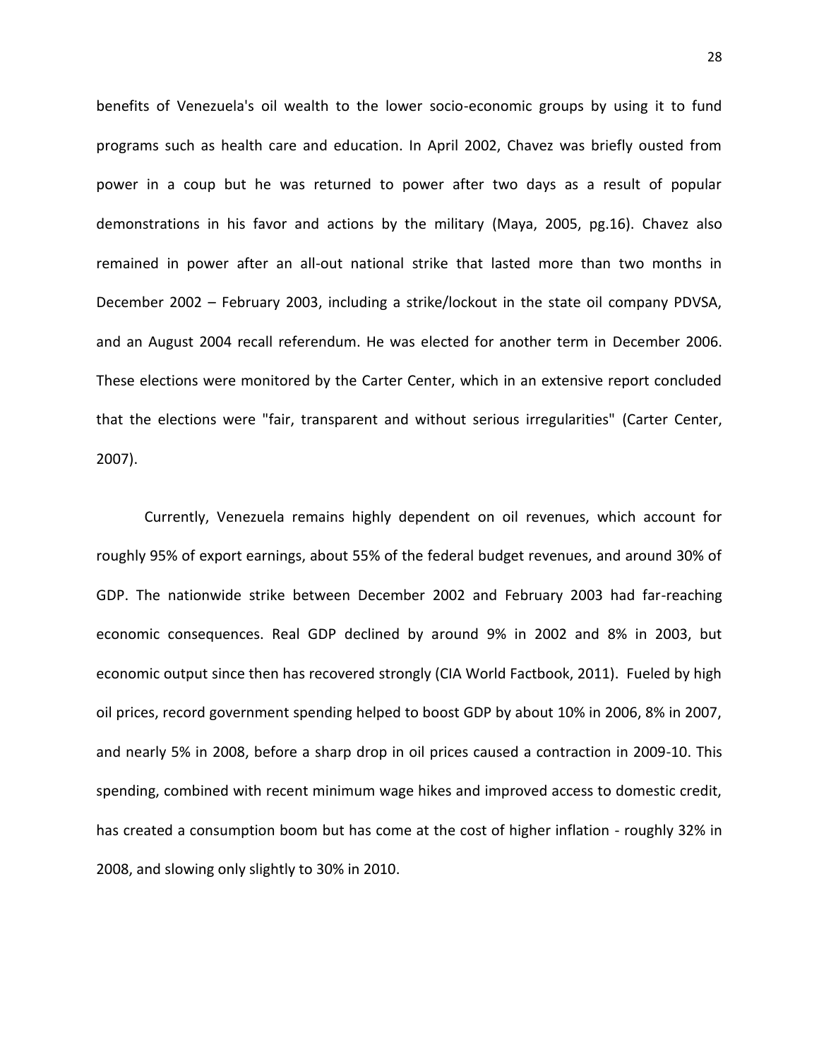benefits of Venezuela's oil wealth to the lower socio-economic groups by using it to fund programs such as health care and education. In April 2002, Chavez was briefly ousted from power in a coup but he was returned to power after two days as a result of popular demonstrations in his favor and actions by the military (Maya, 2005, pg.16). Chavez also remained in power after an all-out national strike that lasted more than two months in December 2002 – February 2003, including a strike/lockout in the state oil company PDVSA, and an August 2004 recall referendum. He was elected for another term in December 2006. These elections were monitored by the Carter Center, which in an extensive report concluded that the elections were "fair, transparent and without serious irregularities" (Carter Center, 2007).

Currently, Venezuela remains highly dependent on oil revenues, which account for roughly 95% of export earnings, about 55% of the federal budget revenues, and around 30% of GDP. The nationwide strike between December 2002 and February 2003 had far-reaching economic consequences. Real GDP declined by around 9% in 2002 and 8% in 2003, but economic output since then has recovered strongly (CIA World Factbook, 2011). Fueled by high oil prices, record government spending helped to boost GDP by about 10% in 2006, 8% in 2007, and nearly 5% in 2008, before a sharp drop in oil prices caused a contraction in 2009-10. This spending, combined with recent minimum wage hikes and improved access to domestic credit, has created a consumption boom but has come at the cost of higher inflation - roughly 32% in 2008, and slowing only slightly to 30% in 2010.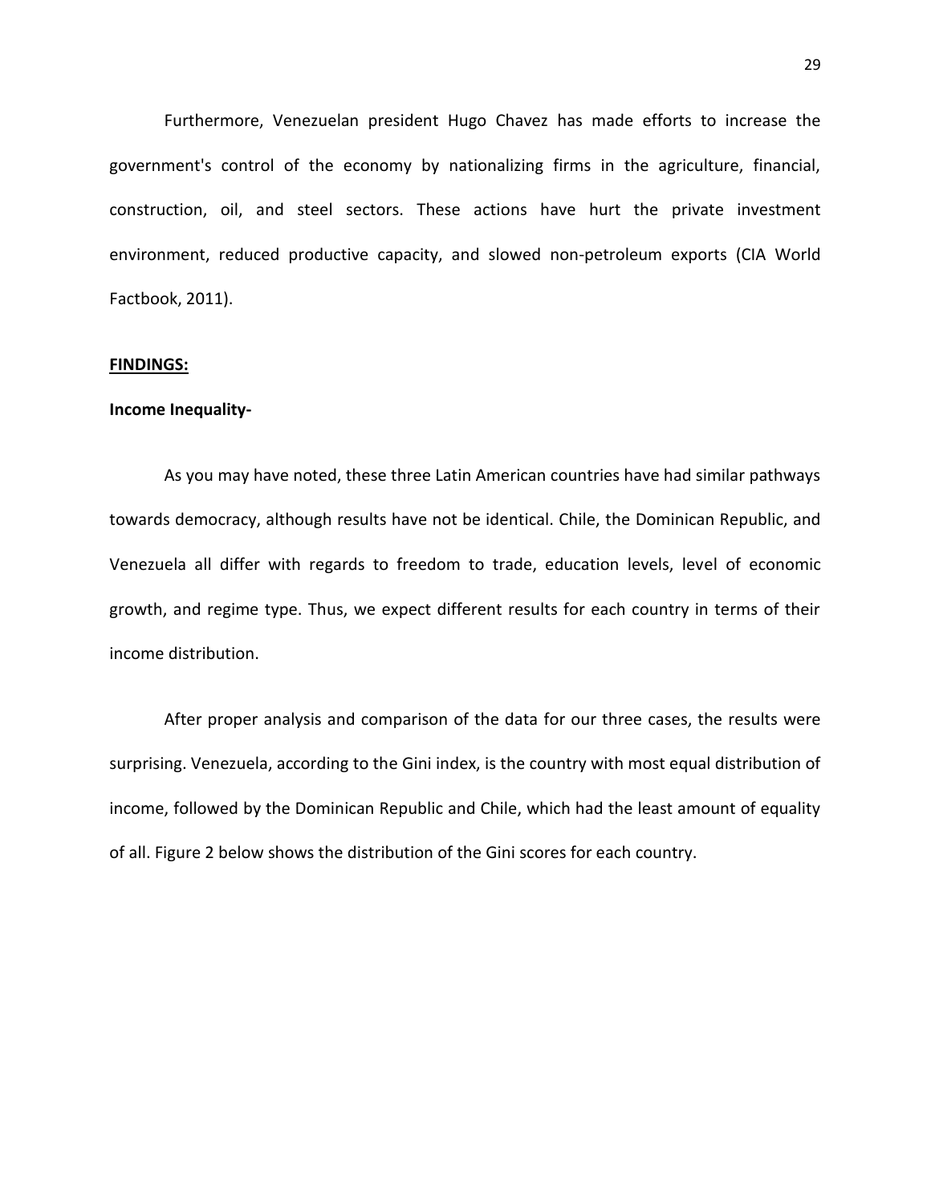Furthermore, Venezuelan president Hugo Chavez has made efforts to increase the government's control of the economy by nationalizing firms in the agriculture, financial, construction, oil, and steel sectors. These actions have hurt the private investment environment, reduced productive capacity, and slowed non-petroleum exports (CIA World Factbook, 2011).

## <u>FINDINGS:</u>

### Income Inequality-

As you may have noted, these three Latin American countries have had similar pathways towards democracy, although results have not be identical. Chile, the Dominican Republic, and Venezuela all differ with regards to freedom to trade, education levels, level of economic growth, and regime type. Thus, we expect different results for each country in terms of their income distribution.

After proper analysis and comparison of the data for our three cases, the results were surprising. Venezuela, according to the Gini index, is the country with most equal distribution of income, followed by the Dominican Republic and Chile, which had the least amount of equality of all. Figure 2 below shows the distribution of the Gini scores for each country.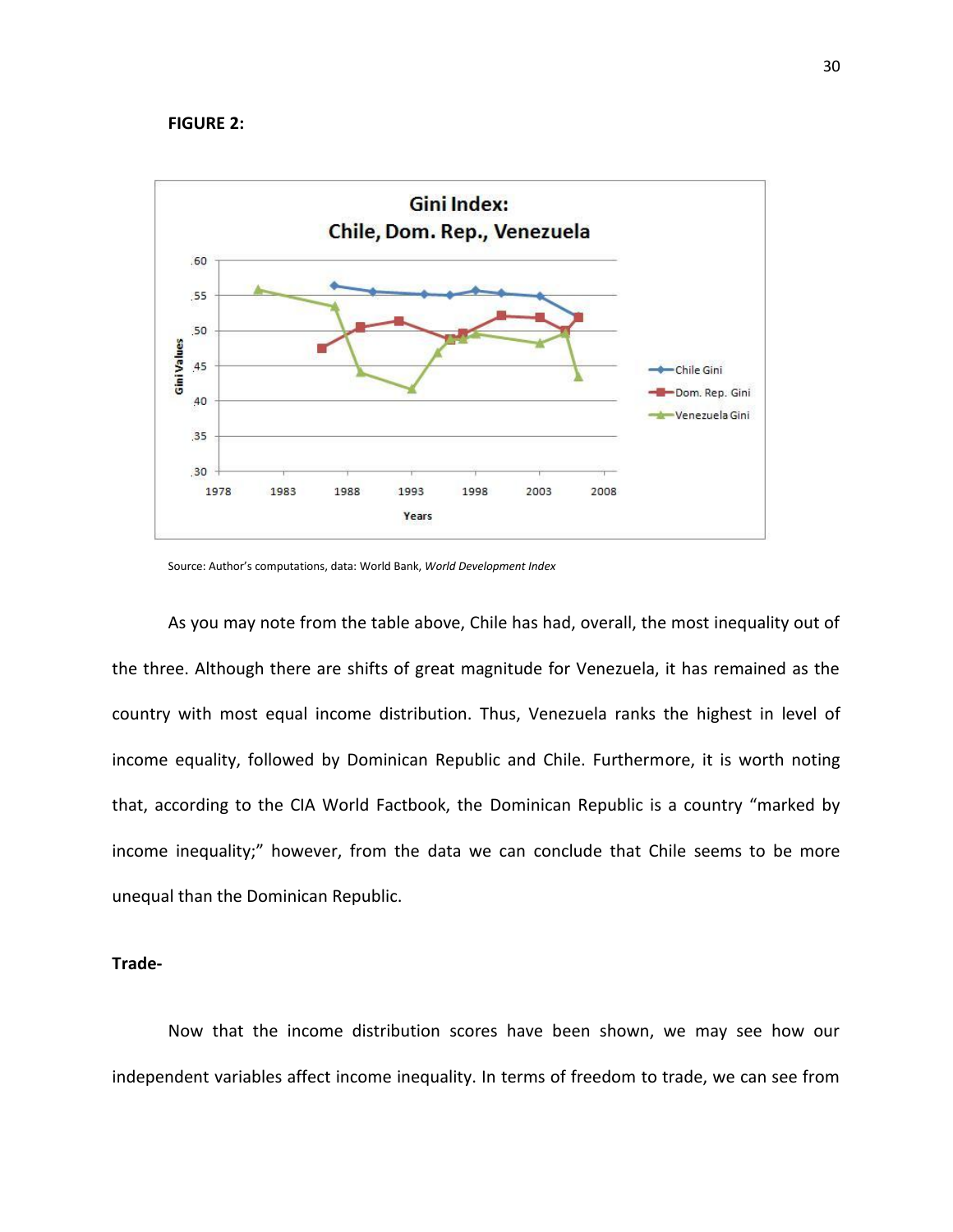**FIGURE 2:**

Source: Author's computations, data: World Bank, *World Development Index*

As you may note from the table above, Chile has had, overall, the most inequality out of the three. Although there are shifts of great magnitude for Venezuela, it has remained as the country with most equal income distribution. Thus, Venezuela ranks the highest in level of income equality, followed by Dominican Republic and Chile. Furthermore, it is worth noting that, according to the CIA World Factbook, the Dominican Republic is a country "marked by income inequality;" however, from the data we can conclude that Chile seems to be more unequal than the Dominican Republic.

**Trade-**

Now that the income distribution scores have been shown, we may see how our independent variables affect income inequality. In terms of freedom to trade, we can see from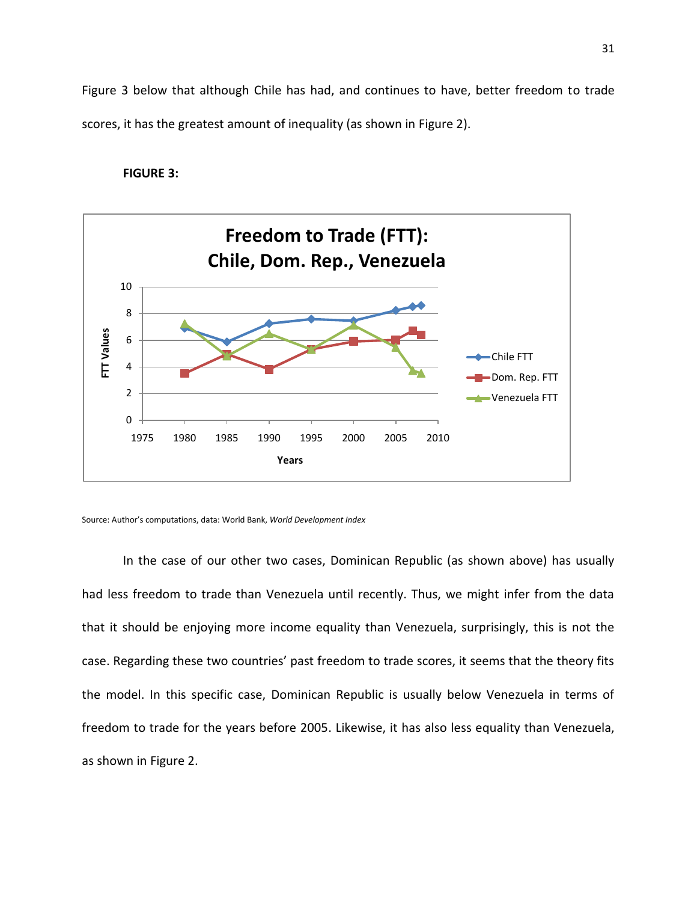Figure 3 below that although Chile has had, and continues to have, better freedom to trade scores, it has the greatest amount of inequality (as shown in Figure 2).

**FIGURE 3:**

Source: Author's computations, data: World Bank, *World Development Index*

In the case of our other two cases, Dominican Republic (as shown above) has usually had less freedom to trade than Venezuela until recently. Thus, we might infer from the data that it should be enjoying more income equality than Venezuela, surprisingly, this is not the case. Regarding these two countries' past freedom to trade scores, it seems that the theory fits the model. In this specific case, Dominican Republic is usually below Venezuela in terms of freedom to trade for the years before 2005. Likewise, it has also less equality than Venezuela, as shown in Figure 2.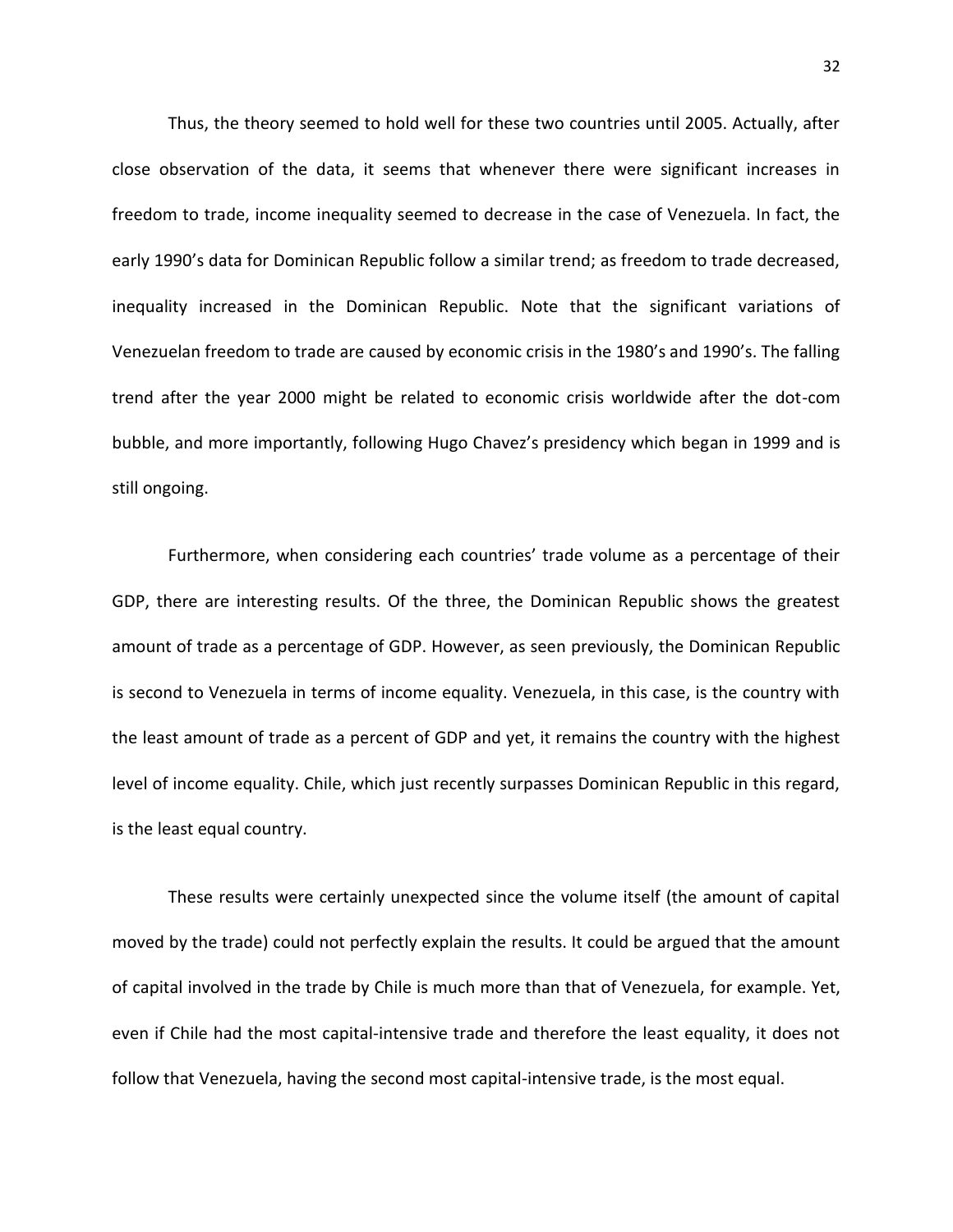Thus, the theory seemed to hold well for these two countries until 2005. Actually, after close observation of the data, it seems that whenever there were significant increases in freedom to trade, income inequality seemed to decrease in the case of Venezuela. In fact, the early 1990's data for Dominican Republic follow a similar trend; as freedom to trade decreased, inequality increased in the Dominican Republic. Note that the significant variations of Venezuelan freedom to trade are caused by economic crisis in the 1980's and 1990's. The falling trend after the year 2000 might be related to economic crisis worldwide after the dot-com bubble, and more importantly, following Hugo Chavez's presidency which began in 1999 and is still ongoing.

Furthermore, when considering each countries' trade volume as a percentage of their GDP, there are interesting results. Of the three, the Dominican Republic shows the greatest amount of trade as a percentage of GDP. However, as seen previously, the Dominican Republic is second to Venezuela in terms of income equality. Venezuela, in this case, is the country with the least amount of trade as a percent of GDP and yet, it remains the country with the highest level of income equality. Chile, which just recently surpasses Dominican Republic in this regard, is the least equal country.

These results were certainly unexpected since the volume itself (the amount of capital moved by the trade) could not perfectly explain the results. It could be argued that the amount of capital involved in the trade by Chile is much more than that of Venezuela, for example. Yet, even if Chile had the most capital-intensive trade and therefore the least equality, it does not follow that Venezuela, having the second most capital-intensive trade, is the most equal.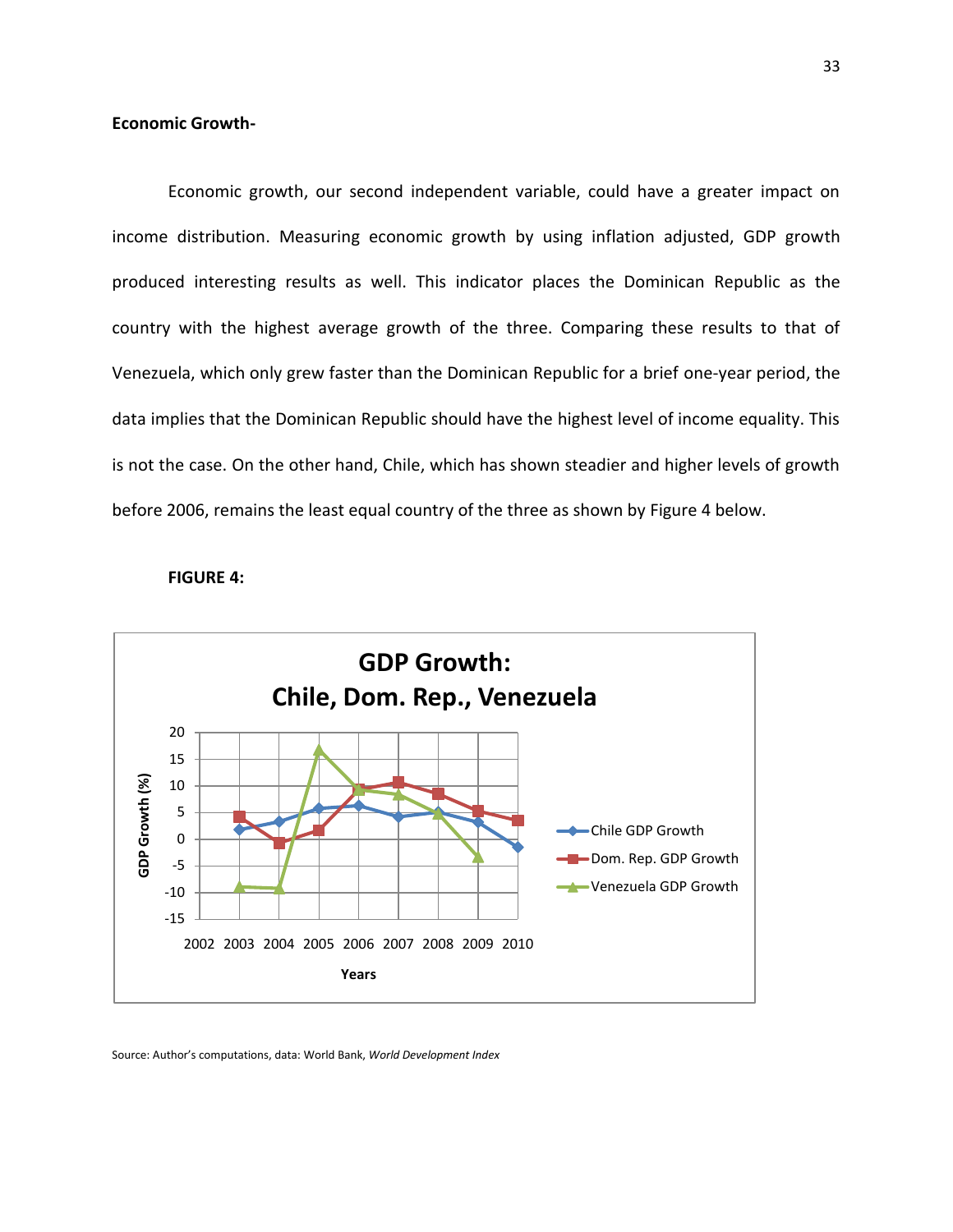**Economic Growth-**

Economic growth, our second independent variable, could have a greater impact on income distribution. Measuring economic growth by using inflation adjusted, GDP growth produced interesting results as well. This indicator places the Dominican Republic as the country with the highest average growth of the three. Comparing these results to that of Venezuela, which only grew faster than the Dominican Republic for a brief one-year period, the data implies that the Dominican Republic should have the highest level of income equality. This is not the case. On the other hand, Chile, which has shown steadier and higher levels of growth before 2006, remains the least equal country of the three as shown by Figure 4 below.

**FIGURE 4:**

Source: Author's computations, data: World Bank, *World Development Index*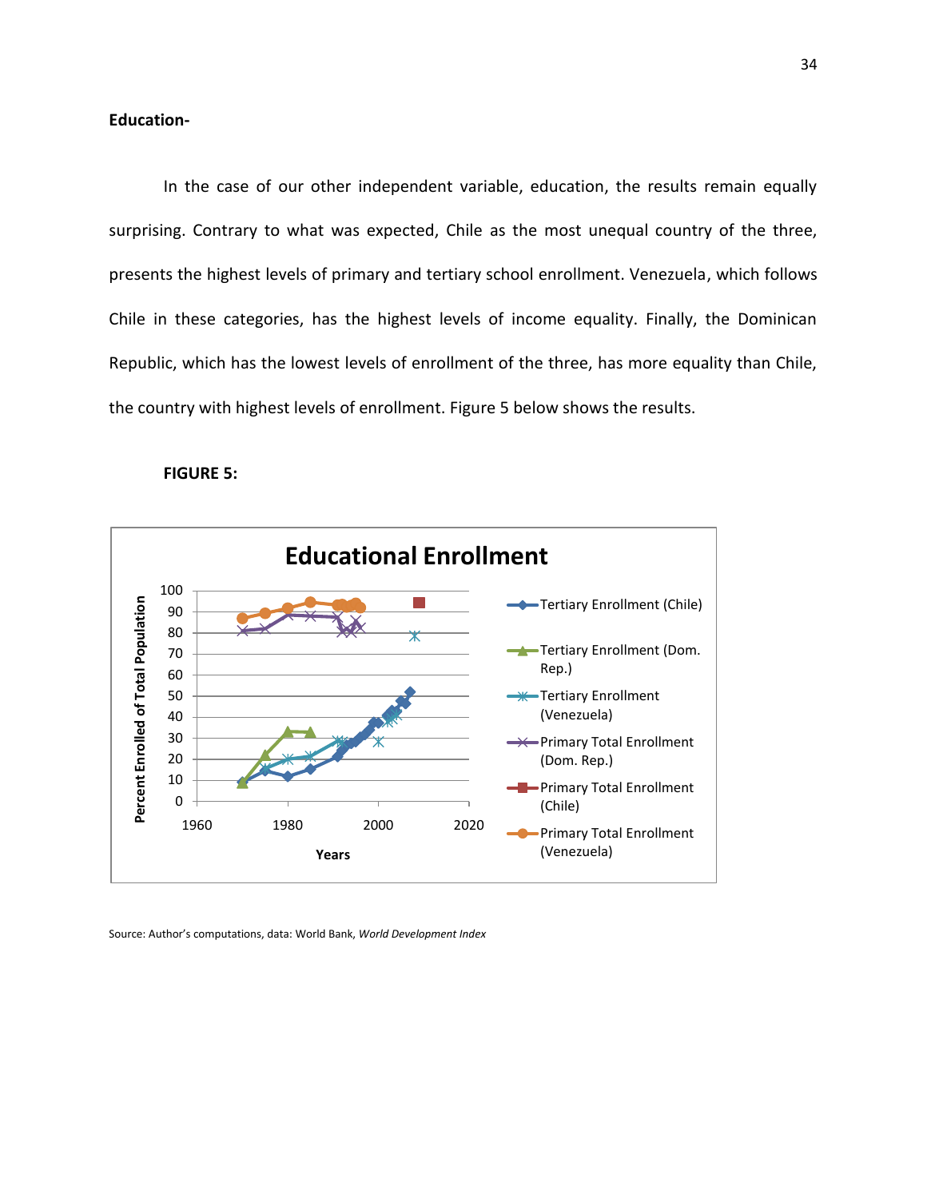**Education-**

In the case of our other independent variable, education, the results remain equally surprising. Contrary to what was expected, Chile as the most unequal country of the three, presents the highest levels of primary and tertiary school enrollment. Venezuela, which follows Chile in these categories, has the highest levels of income equality. Finally, the Dominican Republic, which has the lowest levels of enrollment of the three, has more equality than Chile, the country with highest levels of enrollment. Figure 5 below shows the results.

**FIGURE 5:**

Source: Author's computations, data: World Bank, *World Development Index*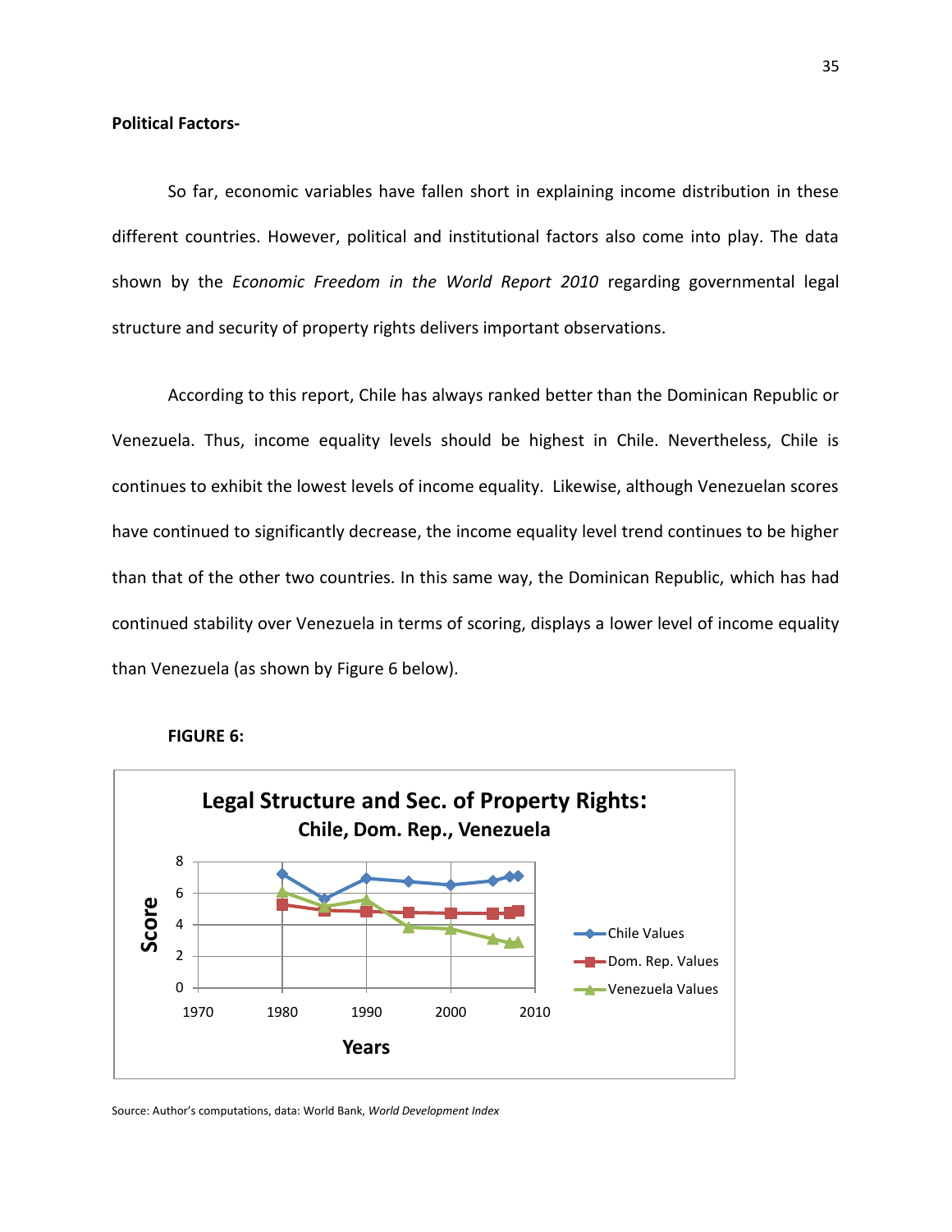**Political Factors-**

So far, economic variables have fallen short in explaining income distribution in these different countries. However, political and institutional factors also come into play. The data shown by the *Economic Freedom in the World Report 2010* regarding governmental legal structure and security of property rights delivers important observations.

According to this report, Chile has always ranked better than the Dominican Republic or Venezuela. Thus, income equality levels should be highest in Chile. Nevertheless, Chile is continues to exhibit the lowest levels of income equality. Likewise, although Venezuelan scores have continued to significantly decrease, the income equality level trend continues to be higher than that of the other two countries. In this same way, the Dominican Republic, which has had continued stability over Venezuela in terms of scoring, displays a lower level of income equality than Venezuela (as shown by Figure 6 below).

**FIGURE 6:**

**Legal Structure and Sec. of Property Rights: Chile, Dom. Rep., Venezuela**

Source: Author's computations, data: World Bank, *World Development Index*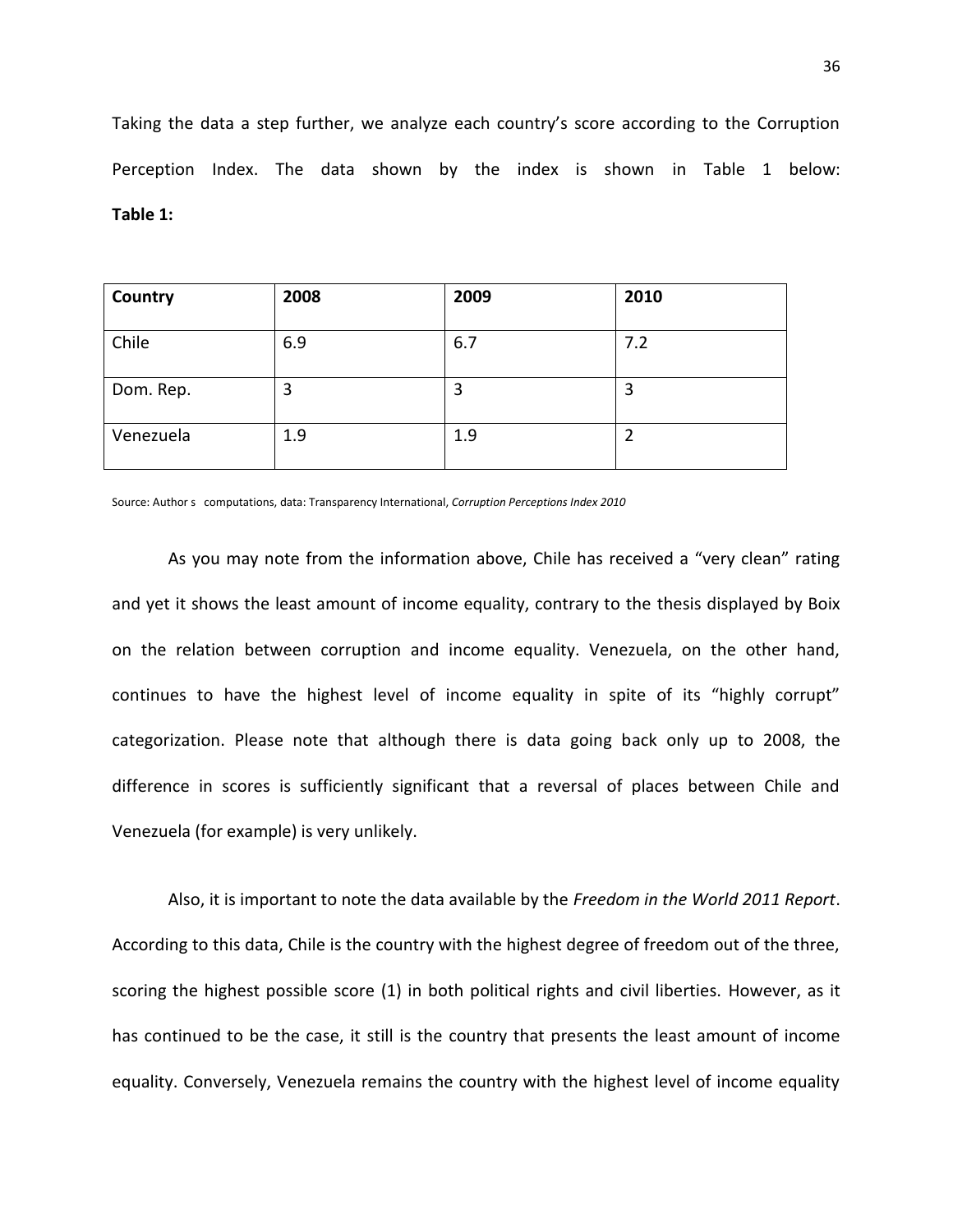Taking the data a step further, we analyze each country's score according to the Corruption Perception Index. The data shown by the index is shown in Table 1 below:

**Table 1:**

| **Country** | **2008** | **2009** | **2010** |
| --- | --- | --- | --- |
| Chile | 6.9 | 6.7 | 7.2 |
| Dom. Rep. | 3 | 3 | 3 |
| Venezuela | 1.9 | 1.9 | 2 |

Source: Author s computations, data: Transparency International, *Corruption Perceptions Index 2010*

As you may note from the information above, Chile has received a "very clean" rating and yet it shows the least amount of income equality, contrary to the thesis displayed by Boix on the relation between corruption and income equality. Venezuela, on the other hand, continues to have the highest level of income equality in spite of its "highly corrupt" categorization. Please note that although there is data going back only up to 2008, the difference in scores is sufficiently significant that a reversal of places between Chile and Venezuela (for example) is very unlikely.

Also, it is important to note the data available by the *Freedom in the World 2011 Report*. According to this data, Chile is the country with the highest degree of freedom out of the three, scoring the highest possible score (1) in both political rights and civil liberties. However, as it has continued to be the case, it still is the country that presents the least amount of income equality. Conversely, Venezuela remains the country with the highest level of income equality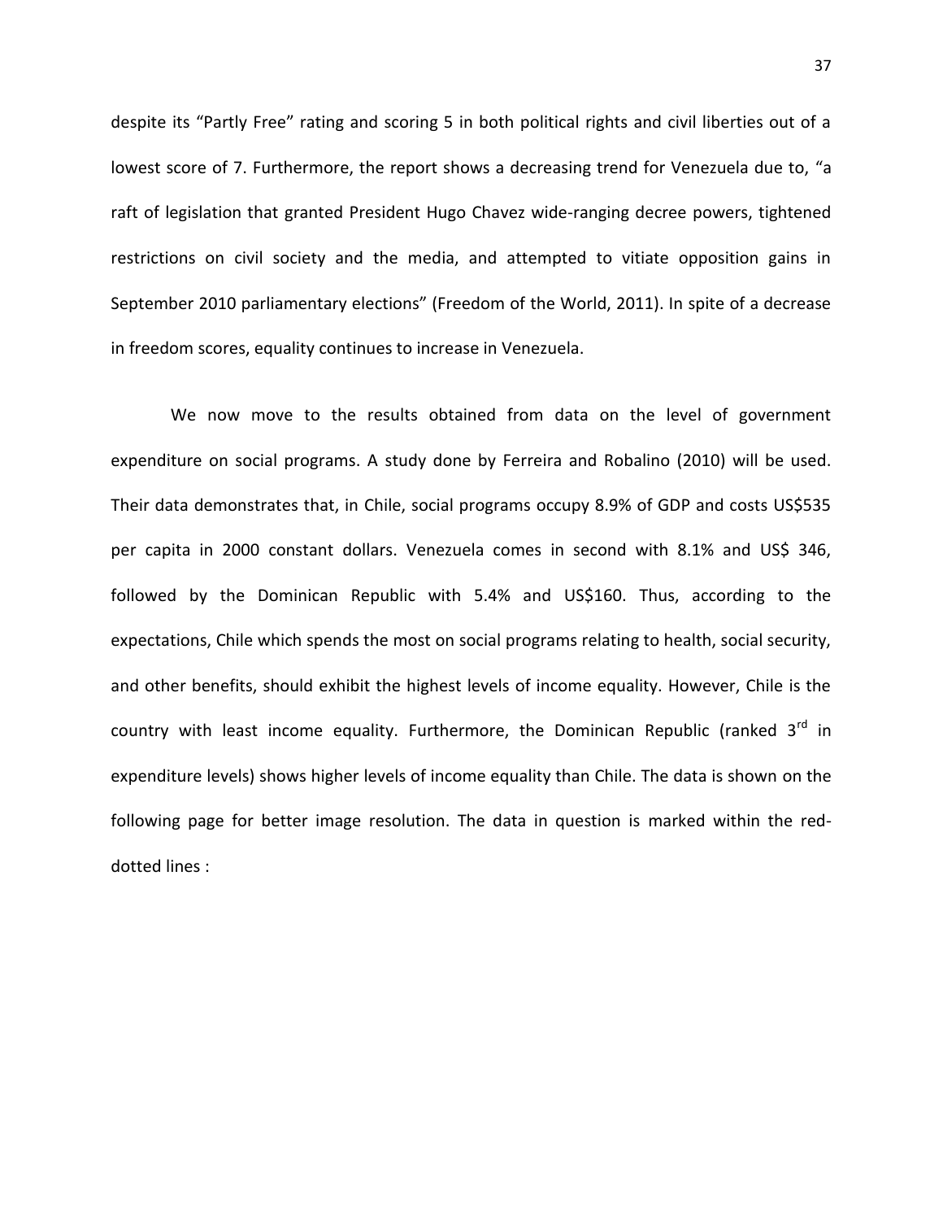despite its “Partly Free” rating and scoring 5 in both political rights and civil liberties out of a lowest score of 7. Furthermore, the report shows a decreasing trend for Venezuela due to, “a raft of legislation that granted President Hugo Chavez wide-ranging decree powers, tightened restrictions on civil society and the media, and attempted to vitiate opposition gains in September 2010 parliamentary elections” (Freedom of the World, 2011). In spite of a decrease in freedom scores, equality continues to increase in Venezuela.

We now move to the results obtained from data on the level of government expenditure on social programs. A study done by Ferreira and Robalino (2010) will be used. Their data demonstrates that, in Chile, social programs occupy 8.9% of GDP and costs US$535 per capita in 2000 constant dollars. Venezuela comes in second with 8.1% and US$ 346, followed by the Dominican Republic with 5.4% and US$160. Thus, according to the expectations, Chile which spends the most on social programs relating to health, social security, and other benefits, should exhibit the highest levels of income equality. However, Chile is the country with least income equality. Furthermore, the Dominican Republic (ranked 3rd in expenditure levels) shows higher levels of income equality than Chile. The data is shown on the following page for better image resolution. The data in question is marked within the red-dotted lines :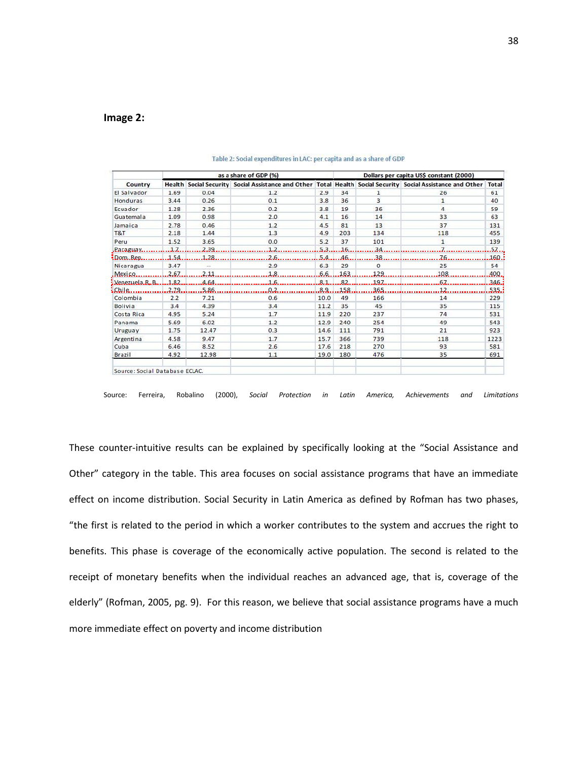**Image 2:**

Table 2: Social expenditures in LAC: per capita and as a share of GDP

| | as a share of GDP (%) | | | | Dollars per capita US$ constant (2000) | | | |
|---|---|---|---|---|---|---|---|---|
| Country | Health | Social Security | Social Assistance and Other | Total | Health | Social Security | Social Assistance and Other | Total |
| El Salvador | 1.69 | 0.04 | 1.2 | 2.9 | 34 | 1 | 26 | 61 |
| Honduras | 3.44 | 0.26 | 0.1 | 3.8 | 36 | 3 | 1 | 40 |
| Ecuador | 1.28 | 2.36 | 0.2 | 3.8 | 19 | 36 | 4 | 59 |
| Guatemala | 1.09 | 0.98 | 2.0 | 4.1 | 16 | 14 | 33 | 63 |
| Jamaica | 2.78 | 0.46 | 1.2 | 4.5 | 81 | 13 | 37 | 131 |
| T&T | 2.18 | 1.44 | 1.3 | 4.9 | 203 | 134 | 118 | 455 |
| Peru | 1.52 | 3.65 | 0.0 | 5.2 | 37 | 101 | 1 | 139 |
| Paraguay | 1.7 | 2.39 | 1.2 | 5.3 | 16 | 34 | 7 | 57 |
| Dom. Rep. | 1.54 | 1.28 | 2.6 | 5.4 | 46 | 38 | 76 | 160 |
| Nicaragua | 3.47 | -- | 2.9 | 6.3 | 29 | 0 | 25 | 54 |
| Mexico | 2.67 | 2.11 | 1.8 | 6.6 | 163 | 129 | 108 | 400 |
| Venezuela, R. B. | 1.82 | 4.64 | 1.6 | 8.1 | 82 | 197 | 67 | 346 |
| Chile | 2.79 | 5.86 | 0.2 | 8.9 | 158 | 365 | 12 | 535 |
| Colombia | 2.2 | 7.21 | 0.6 | 10.0 | 49 | 166 | 14 | 229 |
| Bolivia | 3.4 | 4.39 | 3.4 | 11.2 | 35 | 45 | 35 | 115 |
| Costa Rica | 4.95 | 5.24 | 1.7 | 11.9 | 220 | 237 | 74 | 531 |
| Panama | 5.69 | 6.02 | 1.2 | 12.9 | 240 | 254 | 49 | 543 |
| Uruguay | 1.75 | 12.47 | 0.3 | 14.6 | 111 | 791 | 21 | 923 |
| Argentina | 4.58 | 9.47 | 1.7 | 15.7 | 366 | 739 | 118 | 1223 |
| Cuba | 6.46 | 8.52 | 2.6 | 17.6 | 218 | 270 | 93 | 581 |
| Brazil | 4.92 | 12.98 | 1.1 | 19.0 | 180 | 476 | 35 | 691 |

Source: Social Database ECLAC.

Source: Ferreira, Robalino (2000), *Social Protection in Latin America, Achievements and Limitations*

These counter-intuitive results can be explained by specifically looking at the "Social Assistance and Other" category in the table. This area focuses on social assistance programs that have an immediate effect on income distribution. Social Security in Latin America as defined by Rofman has two phases, "the first is related to the period in which a worker contributes to the system and accrues the right to benefits. This phase is coverage of the economically active population. The second is related to the receipt of monetary benefits when the individual reaches an advanced age, that is, coverage of the elderly" (Rofman, 2005, pg. 9). For this reason, we believe that social assistance programs have a much more immediate effect on poverty and income distribution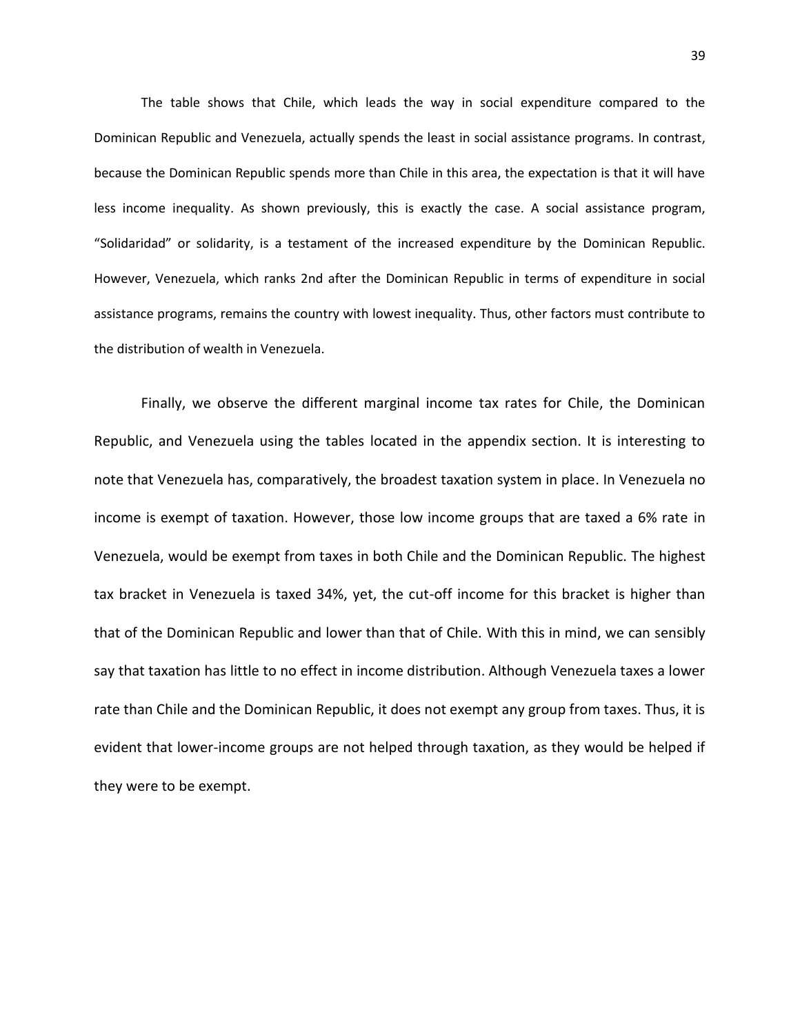The table shows that Chile, which leads the way in social expenditure compared to the Dominican Republic and Venezuela, actually spends the least in social assistance programs. In contrast, because the Dominican Republic spends more than Chile in this area, the expectation is that it will have less income inequality. As shown previously, this is exactly the case. A social assistance program, "Solidaridad" or solidarity, is a testament of the increased expenditure by the Dominican Republic. However, Venezuela, which ranks 2nd after the Dominican Republic in terms of expenditure in social assistance programs, remains the country with lowest inequality. Thus, other factors must contribute to the distribution of wealth in Venezuela.

Finally, we observe the different marginal income tax rates for Chile, the Dominican Republic, and Venezuela using the tables located in the appendix section. It is interesting to note that Venezuela has, comparatively, the broadest taxation system in place. In Venezuela no income is exempt of taxation. However, those low income groups that are taxed a 6% rate in Venezuela, would be exempt from taxes in both Chile and the Dominican Republic. The highest tax bracket in Venezuela is taxed 34%, yet, the cut-off income for this bracket is higher than that of the Dominican Republic and lower than that of Chile. With this in mind, we can sensibly say that taxation has little to no effect in income distribution. Although Venezuela taxes a lower rate than Chile and the Dominican Republic, it does not exempt any group from taxes. Thus, it is evident that lower-income groups are not helped through taxation, as they would be helped if they were to be exempt.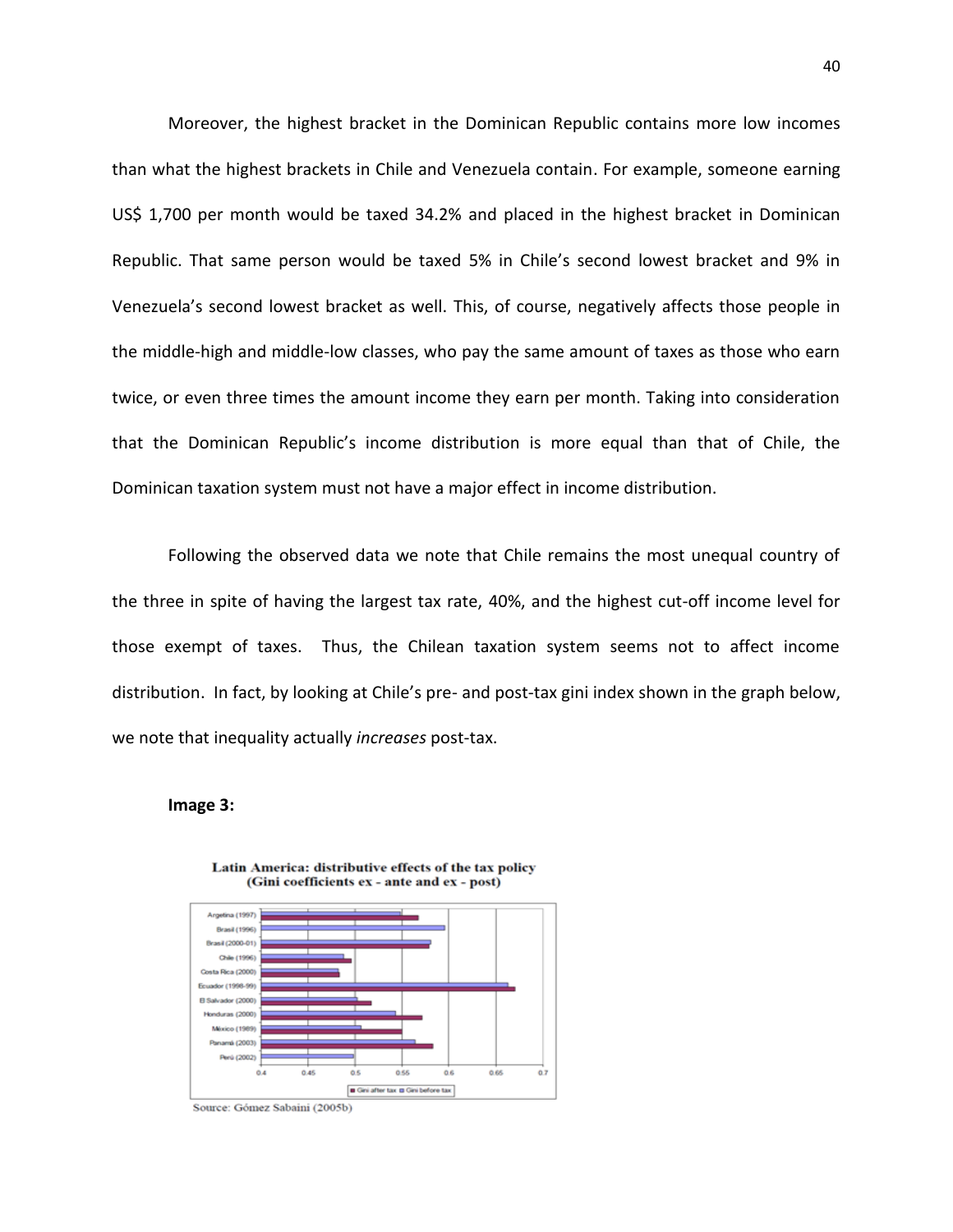Moreover, the highest bracket in the Dominican Republic contains more low incomes than what the highest brackets in Chile and Venezuela contain. For example, someone earning US$ 1,700 per month would be taxed 34.2% and placed in the highest bracket in Dominican Republic. That same person would be taxed 5% in Chile's second lowest bracket and 9% in Venezuela's second lowest bracket as well. This, of course, negatively affects those people in the middle-high and middle-low classes, who pay the same amount of taxes as those who earn twice, or even three times the amount income they earn per month. Taking into consideration that the Dominican Republic's income distribution is more equal than that of Chile, the Dominican taxation system must not have a major effect in income distribution.

Following the observed data we note that Chile remains the most unequal country of the three in spite of having the largest tax rate, 40%, and the highest cut-off income level for those exempt of taxes. Thus, the Chilean taxation system seems not to affect income distribution. In fact, by looking at Chile's pre- and post-tax gini index shown in the graph below, we note that inequality actually *increases* post-tax.

**Image 3:**

**Latin America: distributive effects of the tax policy (Gini coefficients ex - ante and ex - post)**

Source: Gómez Sabaini (2005b)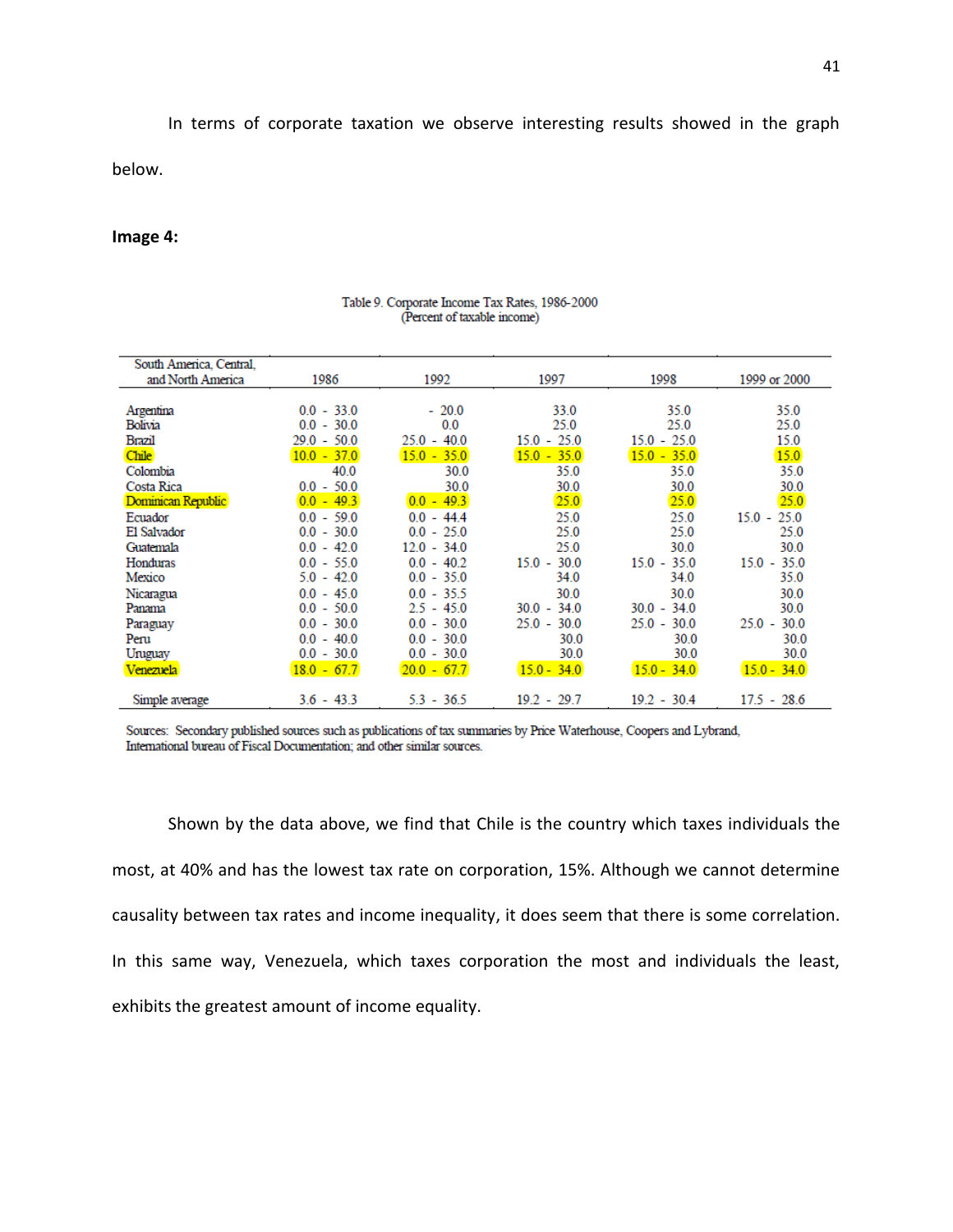In terms of corporate taxation we observe interesting results showed in the graph below.

**Image 4:**

Table 9. Corporate Income Tax Rates, 1986-2000
(Percent of taxable income)

| South America, Central, and North America | 1986 | 1992 | 1997 | 1998 | 1999 or 2000 |
|---|---|---|---|---|---|
| Argentina | 0.0 - 33.0 | - 20.0 | 33.0 | 35.0 | 35.0 |
| Bolivia | 0.0 - 30.0 | 0.0 | 25.0 | 25.0 | 25.0 |
| Brazil | 29.0 - 50.0 | 25.0 - 40.0 | 15.0 - 25.0 | 15.0 - 25.0 | 15.0 |
| Chile | 10.0 - 37.0 | 15.0 - 35.0 | 15.0 - 35.0 | 15.0 - 35.0 | 15.0 |
| Colombia | 40.0 | 30.0 | 35.0 | 35.0 | 35.0 |
| Costa Rica | 0.0 - 50.0 | 30.0 | 30.0 | 30.0 | 30.0 |
| Dominican Republic | 0.0 - 49.3 | 0.0 - 49.3 | 25.0 | 25.0 | 25.0 |
| Ecuador | 0.0 - 59.0 | 0.0 - 44.4 | 25.0 | 25.0 | 15.0 - 25.0 |
| El Salvador | 0.0 - 30.0 | 0.0 - 25.0 | 25.0 | 25.0 | 25.0 |
| Guatemala | 0.0 - 42.0 | 12.0 - 34.0 | 25.0 | 30.0 | 30.0 |
| Honduras | 0.0 - 55.0 | 0.0 - 40.2 | 15.0 - 30.0 | 15.0 - 35.0 | 15.0 - 35.0 |
| Mexico | 5.0 - 42.0 | 0.0 - 35.0 | 34.0 | 34.0 | 35.0 |
| Nicaragua | 0.0 - 45.0 | 0.0 - 35.5 | 30.0 | 30.0 | 30.0 |
| Panama | 0.0 - 50.0 | 2.5 - 45.0 | 30.0 - 34.0 | 30.0 - 34.0 | 30.0 |
| Paraguay | 0.0 - 30.0 | 0.0 - 30.0 | 25.0 - 30.0 | 25.0 - 30.0 | 25.0 - 30.0 |
| Peru | 0.0 - 40.0 | 0.0 - 30.0 | 30.0 | 30.0 | 30.0 |
| Uruguay | 0.0 - 30.0 | 0.0 - 30.0 | 30.0 | 30.0 | 30.0 |
| Venezuela | 18.0 - 67.7 | 20.0 - 67.7 | 15.0 - 34.0 | 15.0 - 34.0 | 15.0 - 34.0 |
| Simple average | 3.6 - 43.3 | 5.3 - 36.5 | 19.2 - 29.7 | 19.2 - 30.4 | 17.5 - 28.6 |

Sources: Secondary published sources such as publications of tax summaries by Price Waterhouse, Coopers and Lybrand, International bureau of Fiscal Documentation; and other similar sources.

Shown by the data above, we find that Chile is the country which taxes individuals the most, at 40% and has the lowest tax rate on corporation, 15%. Although we cannot determine causality between tax rates and income inequality, it does seem that there is some correlation. In this same way, Venezuela, which taxes corporation the most and individuals the least, exhibits the greatest amount of income equality.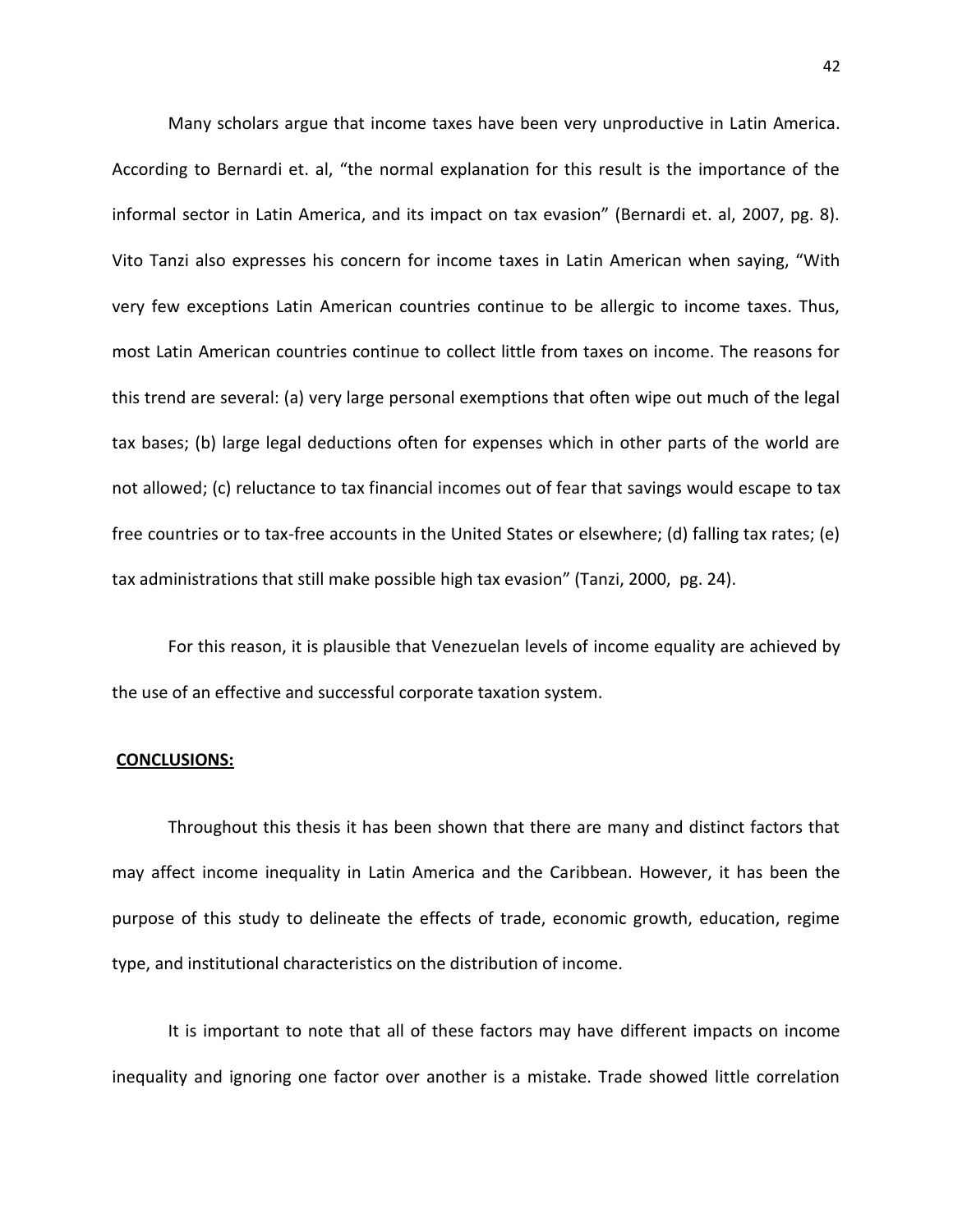Many scholars argue that income taxes have been very unproductive in Latin America. According to Bernardi et. al, "the normal explanation for this result is the importance of the informal sector in Latin America, and its impact on tax evasion" (Bernardi et. al, 2007, pg. 8). Vito Tanzi also expresses his concern for income taxes in Latin American when saying, "With very few exceptions Latin American countries continue to be allergic to income taxes. Thus, most Latin American countries continue to collect little from taxes on income. The reasons for this trend are several: (a) very large personal exemptions that often wipe out much of the legal tax bases; (b) large legal deductions often for expenses which in other parts of the world are not allowed; (c) reluctance to tax financial incomes out of fear that savings would escape to tax free countries or to tax-free accounts in the United States or elsewhere; (d) falling tax rates; (e) tax administrations that still make possible high tax evasion" (Tanzi, 2000, pg. 24).

For this reason, it is plausible that Venezuelan levels of income equality are achieved by the use of an effective and successful corporate taxation system.

## **CONCLUSIONS:**

Throughout this thesis it has been shown that there are many and distinct factors that may affect income inequality in Latin America and the Caribbean. However, it has been the purpose of this study to delineate the effects of trade, economic growth, education, regime type, and institutional characteristics on the distribution of income.

It is important to note that all of these factors may have different impacts on income inequality and ignoring one factor over another is a mistake. Trade showed little correlation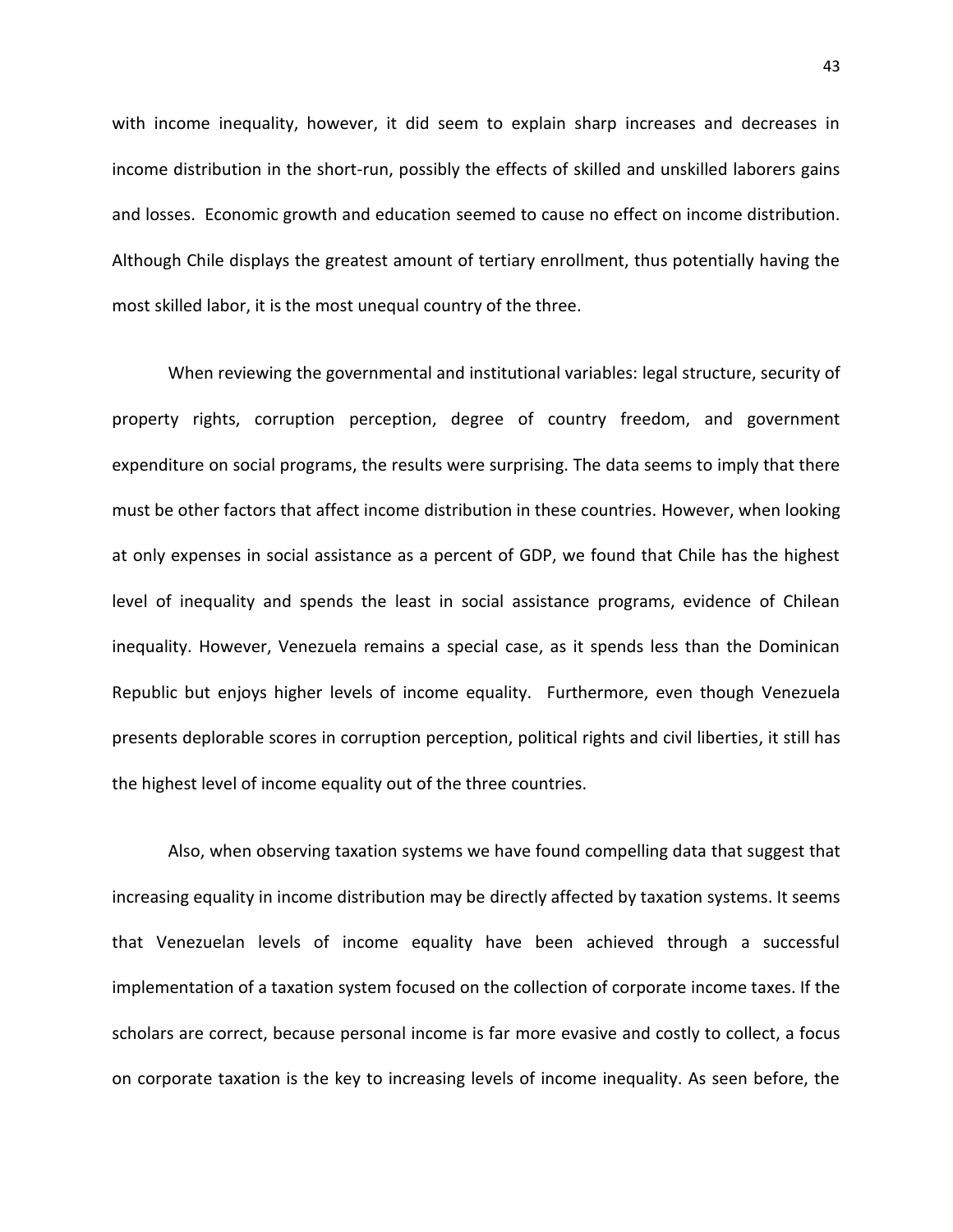with income inequality, however, it did seem to explain sharp increases and decreases in income distribution in the short-run, possibly the effects of skilled and unskilled laborers gains and losses. Economic growth and education seemed to cause no effect on income distribution. Although Chile displays the greatest amount of tertiary enrollment, thus potentially having the most skilled labor, it is the most unequal country of the three.

When reviewing the governmental and institutional variables: legal structure, security of property rights, corruption perception, degree of country freedom, and government expenditure on social programs, the results were surprising. The data seems to imply that there must be other factors that affect income distribution in these countries. However, when looking at only expenses in social assistance as a percent of GDP, we found that Chile has the highest level of inequality and spends the least in social assistance programs, evidence of Chilean inequality. However, Venezuela remains a special case, as it spends less than the Dominican Republic but enjoys higher levels of income equality. Furthermore, even though Venezuela presents deplorable scores in corruption perception, political rights and civil liberties, it still has the highest level of income equality out of the three countries.

Also, when observing taxation systems we have found compelling data that suggest that increasing equality in income distribution may be directly affected by taxation systems. It seems that Venezuelan levels of income equality have been achieved through a successful implementation of a taxation system focused on the collection of corporate income taxes. If the scholars are correct, because personal income is far more evasive and costly to collect, a focus on corporate taxation is the key to increasing levels of income inequality. As seen before, the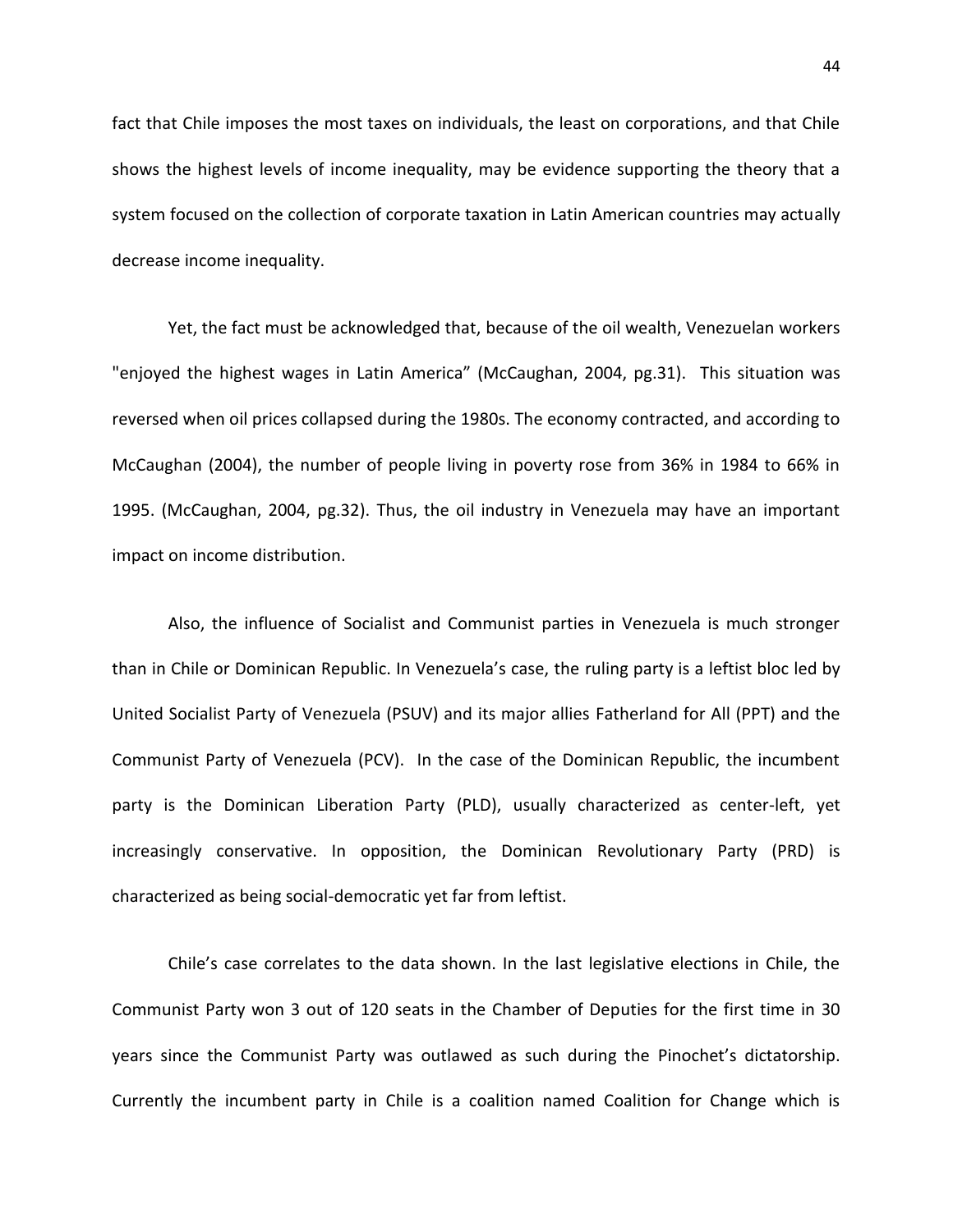fact that Chile imposes the most taxes on individuals, the least on corporations, and that Chile shows the highest levels of income inequality, may be evidence supporting the theory that a system focused on the collection of corporate taxation in Latin American countries may actually decrease income inequality.

Yet, the fact must be acknowledged that, because of the oil wealth, Venezuelan workers "enjoyed the highest wages in Latin America" (McCaughan, 2004, pg.31). This situation was reversed when oil prices collapsed during the 1980s. The economy contracted, and according to McCaughan (2004), the number of people living in poverty rose from 36% in 1984 to 66% in 1995. (McCaughan, 2004, pg.32). Thus, the oil industry in Venezuela may have an important impact on income distribution.

Also, the influence of Socialist and Communist parties in Venezuela is much stronger than in Chile or Dominican Republic. In Venezuela's case, the ruling party is a leftist bloc led by United Socialist Party of Venezuela (PSUV) and its major allies Fatherland for All (PPT) and the Communist Party of Venezuela (PCV). In the case of the Dominican Republic, the incumbent party is the Dominican Liberation Party (PLD), usually characterized as center-left, yet increasingly conservative. In opposition, the Dominican Revolutionary Party (PRD) is characterized as being social-democratic yet far from leftist.

Chile's case correlates to the data shown. In the last legislative elections in Chile, the Communist Party won 3 out of 120 seats in the Chamber of Deputies for the first time in 30 years since the Communist Party was outlawed as such during the Pinochet's dictatorship. Currently the incumbent party in Chile is a coalition named Coalition for Change which is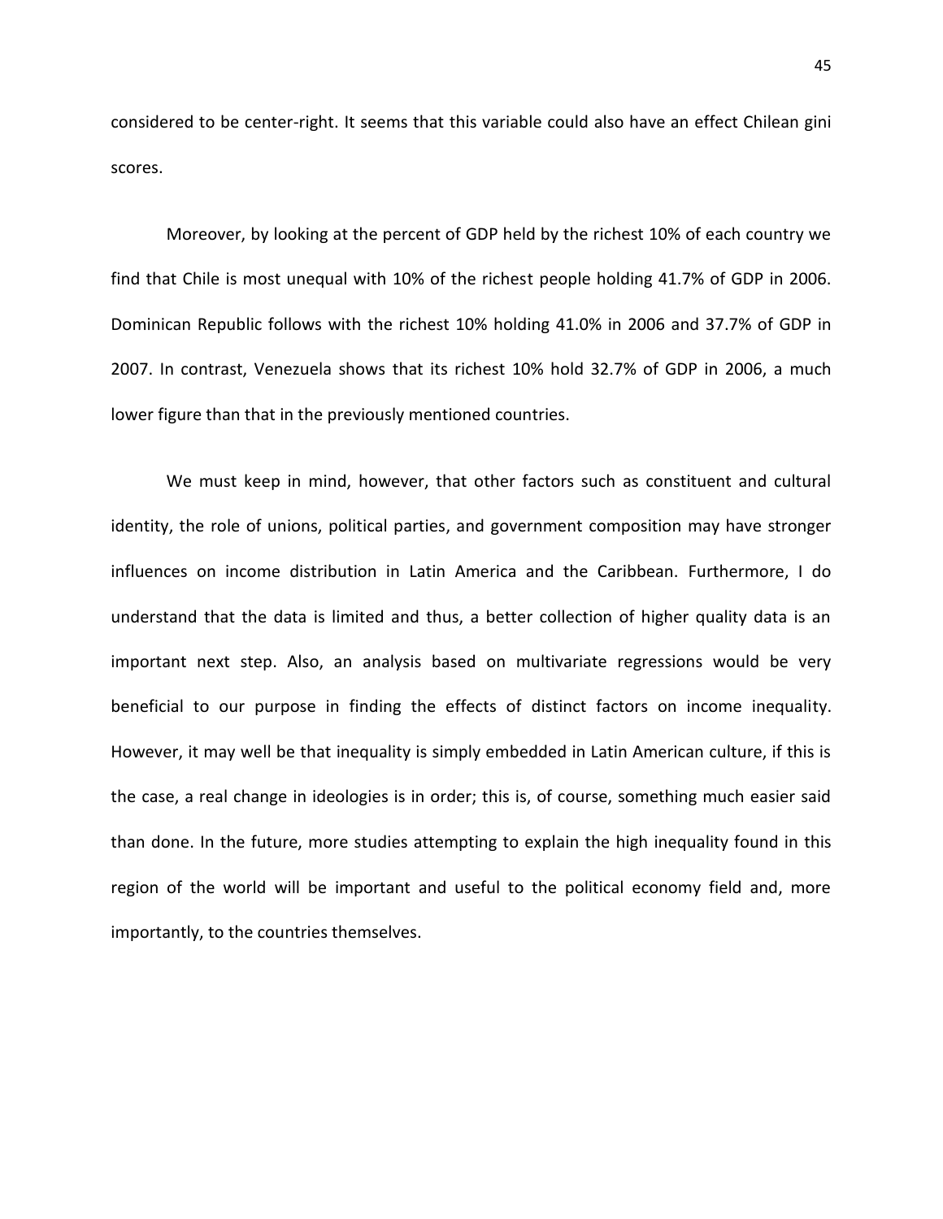considered to be center-right. It seems that this variable could also have an effect Chilean gini scores.

Moreover, by looking at the percent of GDP held by the richest 10% of each country we find that Chile is most unequal with 10% of the richest people holding 41.7% of GDP in 2006. Dominican Republic follows with the richest 10% holding 41.0% in 2006 and 37.7% of GDP in 2007. In contrast, Venezuela shows that its richest 10% hold 32.7% of GDP in 2006, a much lower figure than that in the previously mentioned countries.

We must keep in mind, however, that other factors such as constituent and cultural identity, the role of unions, political parties, and government composition may have stronger influences on income distribution in Latin America and the Caribbean. Furthermore, I do understand that the data is limited and thus, a better collection of higher quality data is an important next step. Also, an analysis based on multivariate regressions would be very beneficial to our purpose in finding the effects of distinct factors on income inequality. However, it may well be that inequality is simply embedded in Latin American culture, if this is the case, a real change in ideologies is in order; this is, of course, something much easier said than done. In the future, more studies attempting to explain the high inequality found in this region of the world will be important and useful to the political economy field and, more importantly, to the countries themselves.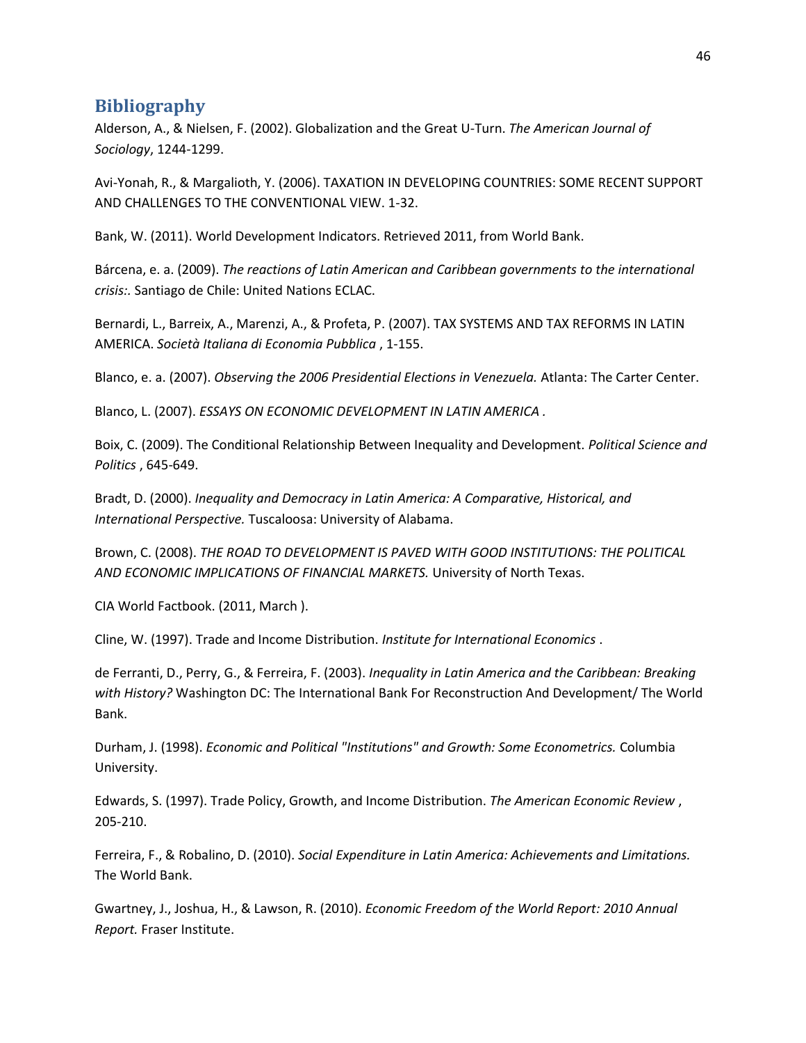## Bibliography

Alderson, A., & Nielsen, F. (2002). Globalization and the Great U-Turn. *The American Journal of Sociology*, 1244-1299.

Avi-Yonah, R., & Margalioth, Y. (2006). TAXATION IN DEVELOPING COUNTRIES: SOME RECENT SUPPORT AND CHALLENGES TO THE CONVENTIONAL VIEW. 1-32.

Bank, W. (2011). World Development Indicators. Retrieved 2011, from World Bank.

Bárcena, e. a. (2009). *The reactions of Latin American and Caribbean governments to the international crisis:.* Santiago de Chile: United Nations ECLAC.

Bernardi, L., Barreix, A., Marenzi, A., & Profeta, P. (2007). TAX SYSTEMS AND TAX REFORMS IN LATIN AMERICA. *Società Italiana di Economia Pubblica* , 1-155.

Blanco, e. a. (2007). *Observing the 2006 Presidential Elections in Venezuela.* Atlanta: The Carter Center.

Blanco, L. (2007). *ESSAYS ON ECONOMIC DEVELOPMENT IN LATIN AMERICA* .

Boix, C. (2009). The Conditional Relationship Between Inequality and Development. *Political Science and Politics* , 645-649.

Bradt, D. (2000). *Inequality and Democracy in Latin America: A Comparative, Historical, and International Perspective.* Tuscaloosa: University of Alabama.

Brown, C. (2008). *THE ROAD TO DEVELOPMENT IS PAVED WITH GOOD INSTITUTIONS: THE POLITICAL AND ECONOMIC IMPLICATIONS OF FINANCIAL MARKETS.* University of North Texas.

CIA World Factbook. (2011, March ).

Cline, W. (1997). Trade and Income Distribution. *Institute for International Economics* .

de Ferranti, D., Perry, G., & Ferreira, F. (2003). *Inequality in Latin America and the Caribbean: Breaking with History?* Washington DC: The International Bank For Reconstruction And Development/ The World Bank.

Durham, J. (1998). *Economic and Political "Institutions" and Growth: Some Econometrics.* Columbia University.

Edwards, S. (1997). Trade Policy, Growth, and Income Distribution. *The American Economic Review* , 205-210.

Ferreira, F., & Robalino, D. (2010). *Social Expenditure in Latin America: Achievements and Limitations.* The World Bank.

Gwartney, J., Joshua, H., & Lawson, R. (2010). *Economic Freedom of the World Report: 2010 Annual Report.* Fraser Institute.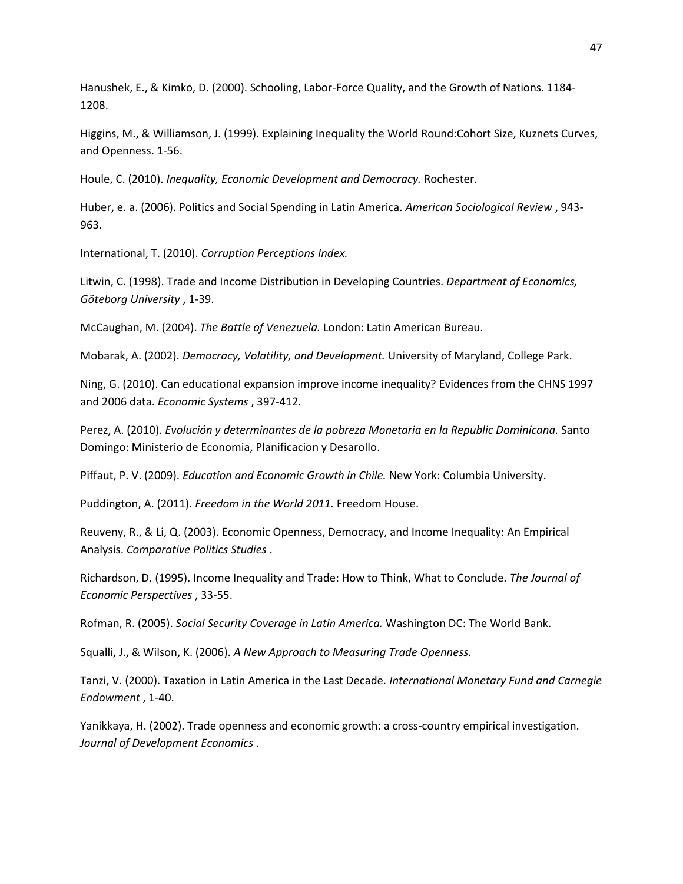Hanushek, E., & Kimko, D. (2000). Schooling, Labor-Force Quality, and the Growth of Nations. 1184-1208.

Higgins, M., & Williamson, J. (1999). Explaining Inequality the World Round:Cohort Size, Kuznets Curves, and Openness. 1-56.

Houle, C. (2010). *Inequality, Economic Development and Democracy.* Rochester.

Huber, e. a. (2006). Politics and Social Spending in Latin America. *American Sociological Review* , 943-963.

International, T. (2010). *Corruption Perceptions Index.*

Litwin, C. (1998). Trade and Income Distribution in Developing Countries. *Department of Economics, Göteborg University* , 1-39.

McCaughan, M. (2004). *The Battle of Venezuela.* London: Latin American Bureau.

Mobarak, A. (2002). *Democracy, Volatility, and Development.* University of Maryland, College Park.

Ning, G. (2010). Can educational expansion improve income inequality? Evidences from the CHNS 1997 and 2006 data. *Economic Systems* , 397-412.

Perez, A. (2010). *Evolución y determinantes de la pobreza Monetaria en la Republic Dominicana.* Santo Domingo: Ministerio de Economia, Planificacion y Desarollo.

Piffaut, P. V. (2009). *Education and Economic Growth in Chile.* New York: Columbia University.

Puddington, A. (2011). *Freedom in the World 2011.* Freedom House.

Reuveny, R., & Li, Q. (2003). Economic Openness, Democracy, and Income Inequality: An Empirical Analysis. *Comparative Politics Studies* .

Richardson, D. (1995). Income Inequality and Trade: How to Think, What to Conclude. *The Journal of Economic Perspectives* , 33-55.

Rofman, R. (2005). *Social Security Coverage in Latin America.* Washington DC: The World Bank.

Squalli, J., & Wilson, K. (2006). *A New Approach to Measuring Trade Openness.*

Tanzi, V. (2000). Taxation in Latin America in the Last Decade. *International Monetary Fund and Carnegie Endowment* , 1-40.

Yanikkaya, H. (2002). Trade openness and economic growth: a cross-country empirical investigation. *Journal of Development Economics* .